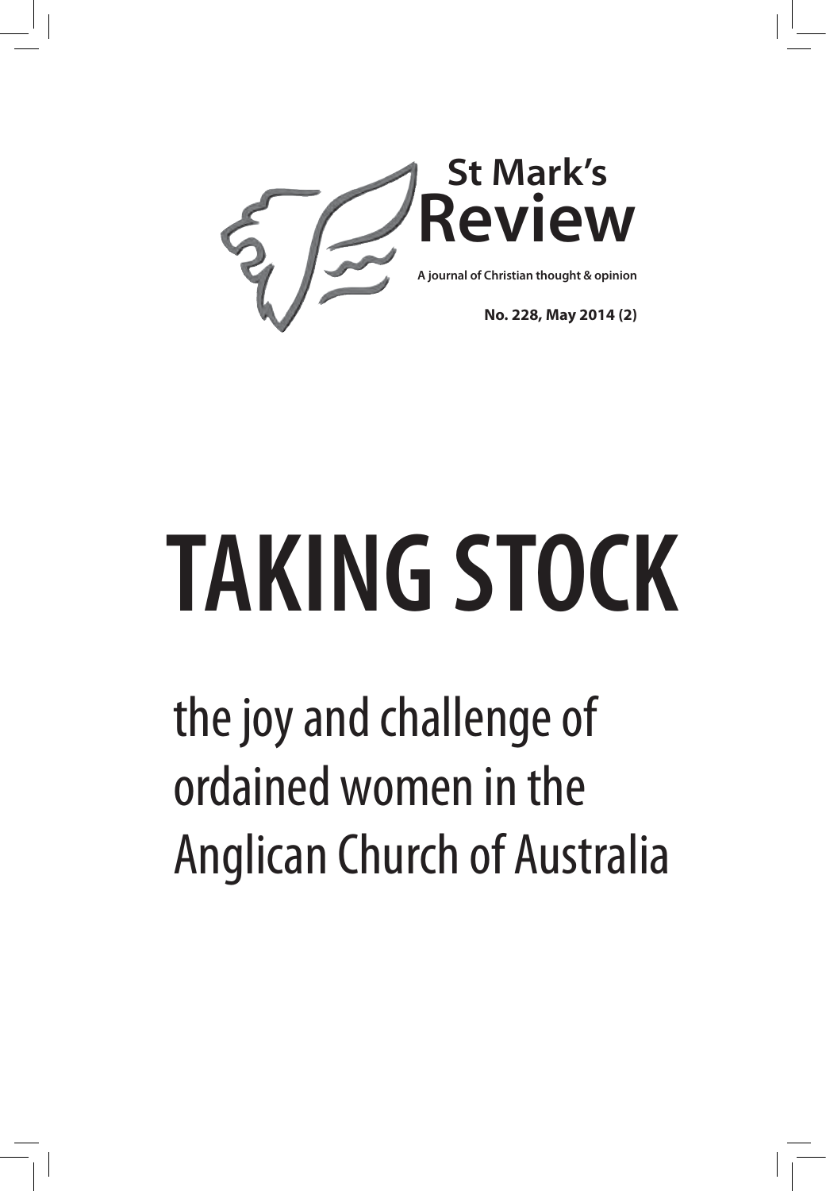St Mark's
# Review

A journal of Christian thought & opinion

**No. 228, May 2014 (2)**

# TAKING STOCK

## the joy and challenge of ordained women in the Anglican Church of Australia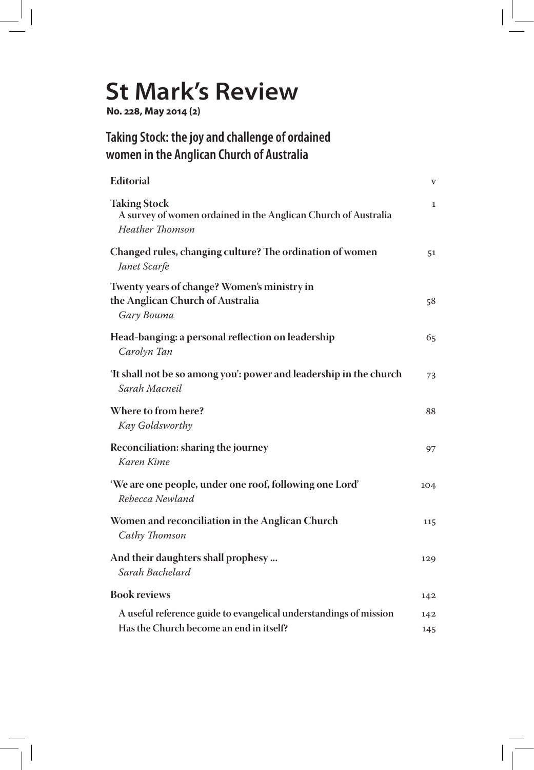# St Mark's Review

**No. 228, May 2014 (2)**

## Taking Stock: the joy and challenge of ordained women in the Anglican Church of Australia

| | |
|---|---|
| **Editorial** | v |
| **Taking Stock**<br>A survey of women ordained in the Anglican Church of Australia<br>*Heather Thomson* | 1 |
| **Changed rules, changing culture? The ordination of women**<br>*Janet Scarfe* | 51 |
| **Twenty years of change? Women's ministry in the Anglican Church of Australia**<br>*Gary Bouma* | 58 |
| **Head-banging: a personal reflection on leadership**<br>*Carolyn Tan* | 65 |
| **'It shall not be so among you': power and leadership in the church**<br>*Sarah Macneil* | 73 |
| **Where to from here?**<br>*Kay Goldsworthy* | 88 |
| **Reconciliation: sharing the journey**<br>*Karen Kime* | 97 |
| **'We are one people, under one roof, following one Lord'**<br>*Rebecca Newland* | 104 |
| **Women and reconciliation in the Anglican Church**<br>*Cathy Thomson* | 115 |
| **And their daughters shall prophesy ...**<br>*Sarah Bachelard* | 129 |
| **Book reviews** | 142 |
| A useful reference guide to evangelical understandings of mission | 142 |
| Has the Church become an end in itself? | 145 |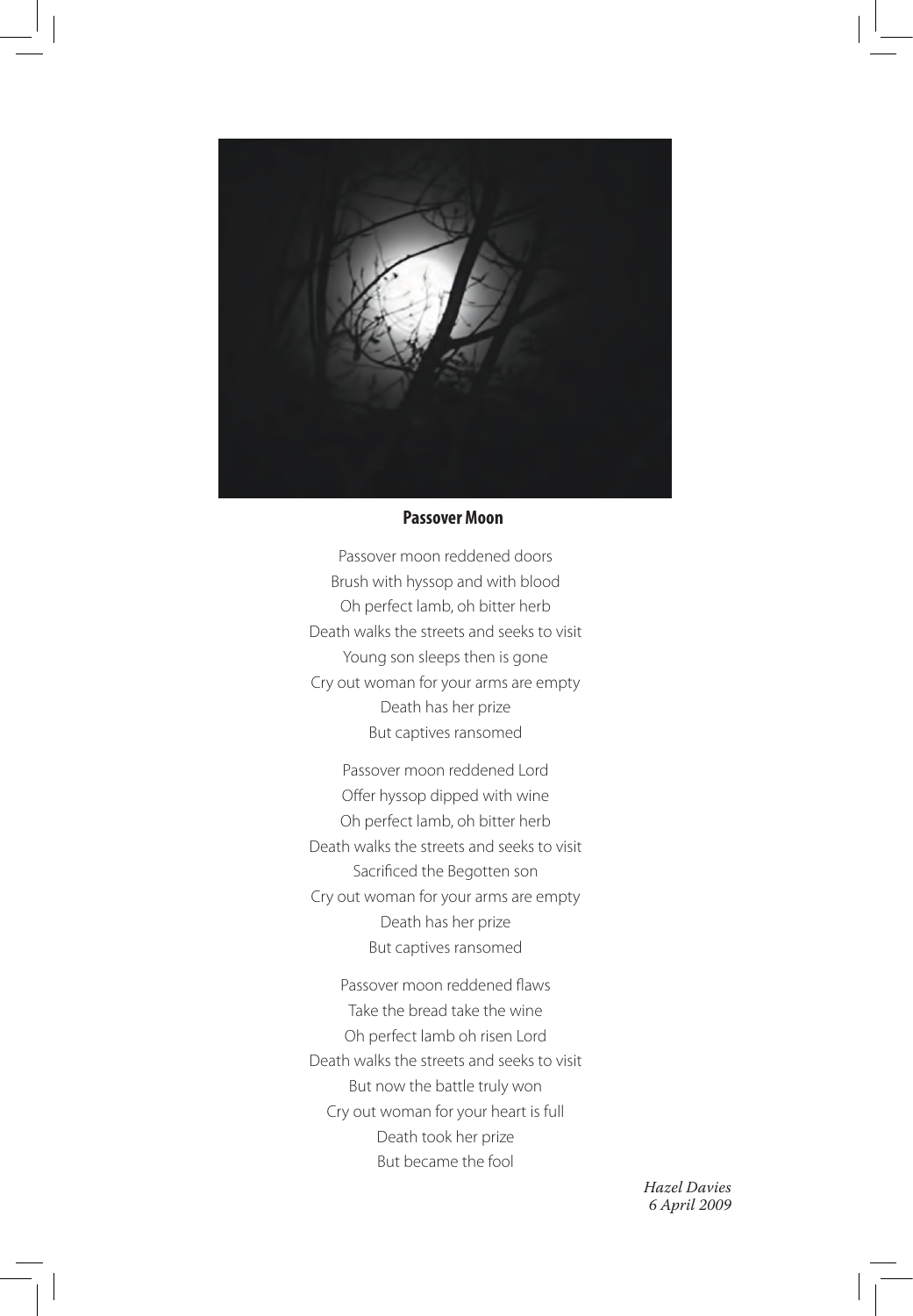## Passover Moon

Passover moon reddened doors
Brush with hyssop and with blood
Oh perfect lamb, oh bitter herb
Death walks the streets and seeks to visit
Young son sleeps then is gone
Cry out woman for your arms are empty
Death has her prize
But captives ransomed

Passover moon reddened Lord
Offer hyssop dipped with wine
Oh perfect lamb, oh bitter herb
Death walks the streets and seeks to visit
Sacrificed the Begotten son
Cry out woman for your arms are empty
Death has her prize
But captives ransomed

Passover moon reddened flaws
Take the bread take the wine
Oh perfect lamb oh risen Lord
Death walks the streets and seeks to visit
But now the battle truly won
Cry out woman for your heart is full
Death took her prize
But became the fool

*Hazel Davies*
*6 April 2009*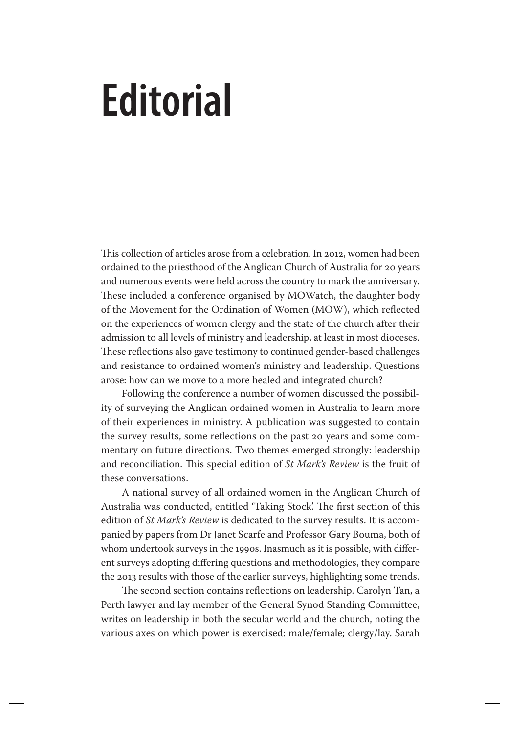# Editorial

This collection of articles arose from a celebration. In 2012, women had been ordained to the priesthood of the Anglican Church of Australia for 20 years and numerous events were held across the country to mark the anniversary. These included a conference organised by MOWatch, the daughter body of the Movement for the Ordination of Women (MOW), which reflected on the experiences of women clergy and the state of the church after their admission to all levels of ministry and leadership, at least in most dioceses. These reflections also gave testimony to continued gender-based challenges and resistance to ordained women's ministry and leadership. Questions arose: how can we move to a more healed and integrated church?

Following the conference a number of women discussed the possibility of surveying the Anglican ordained women in Australia to learn more of their experiences in ministry. A publication was suggested to contain the survey results, some reflections on the past 20 years and some commentary on future directions. Two themes emerged strongly: leadership and reconciliation. This special edition of *St Mark's Review* is the fruit of these conversations.

A national survey of all ordained women in the Anglican Church of Australia was conducted, entitled 'Taking Stock'. The first section of this edition of *St Mark's Review* is dedicated to the survey results. It is accompanied by papers from Dr Janet Scarfe and Professor Gary Bouma, both of whom undertook surveys in the 1990s. Inasmuch as it is possible, with different surveys adopting differing questions and methodologies, they compare the 2013 results with those of the earlier surveys, highlighting some trends.

The second section contains reflections on leadership. Carolyn Tan, a Perth lawyer and lay member of the General Synod Standing Committee, writes on leadership in both the secular world and the church, noting the various axes on which power is exercised: male/female; clergy/lay. Sarah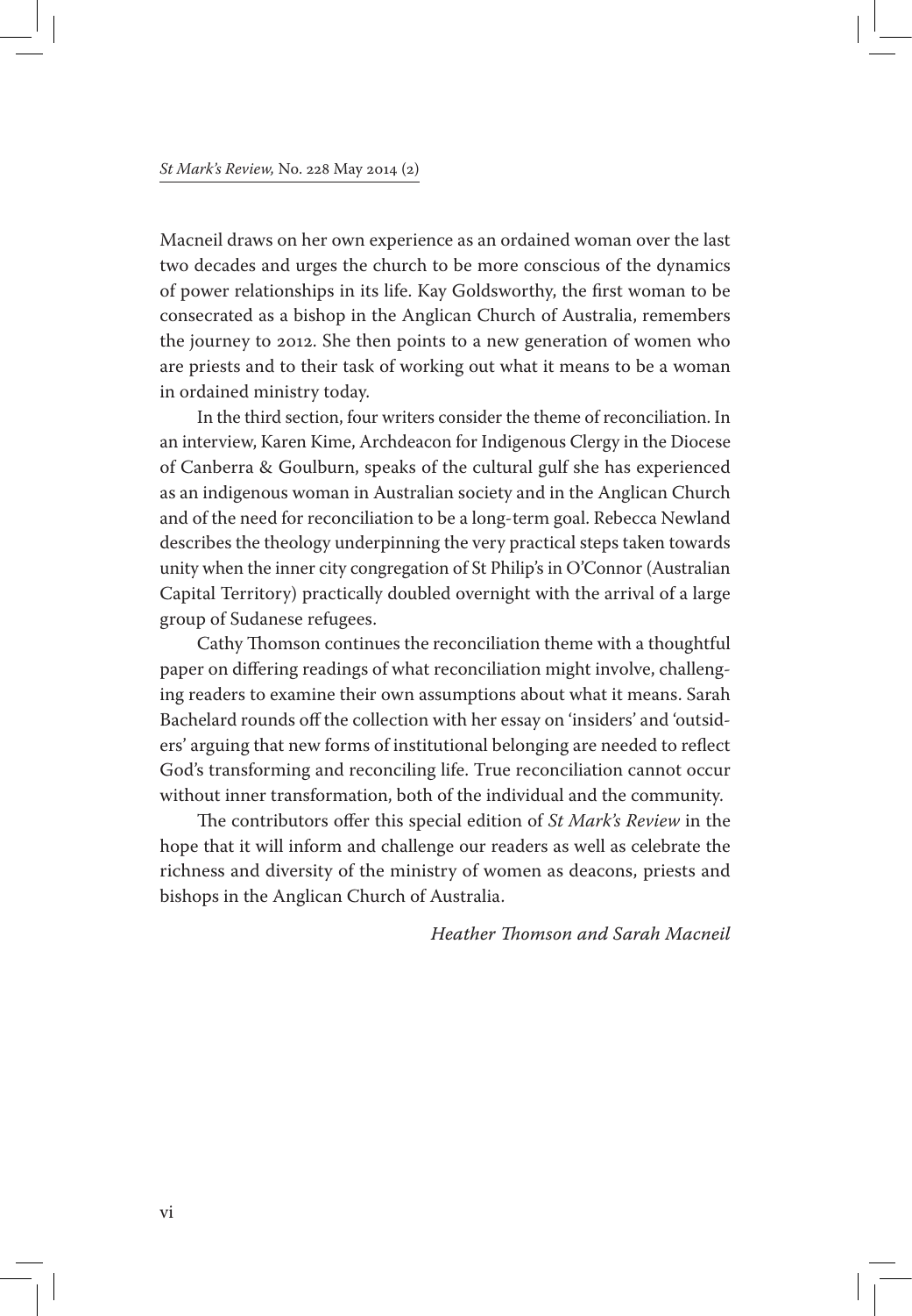Macneil draws on her own experience as an ordained woman over the last two decades and urges the church to be more conscious of the dynamics of power relationships in its life. Kay Goldsworthy, the first woman to be consecrated as a bishop in the Anglican Church of Australia, remembers the journey to 2012. She then points to a new generation of women who are priests and to their task of working out what it means to be a woman in ordained ministry today.

In the third section, four writers consider the theme of reconciliation. In an interview, Karen Kime, Archdeacon for Indigenous Clergy in the Diocese of Canberra & Goulburn, speaks of the cultural gulf she has experienced as an indigenous woman in Australian society and in the Anglican Church and of the need for reconciliation to be a long-term goal. Rebecca Newland describes the theology underpinning the very practical steps taken towards unity when the inner city congregation of St Philip's in O'Connor (Australian Capital Territory) practically doubled overnight with the arrival of a large group of Sudanese refugees.

Cathy Thomson continues the reconciliation theme with a thoughtful paper on differing readings of what reconciliation might involve, challenging readers to examine their own assumptions about what it means. Sarah Bachelard rounds off the collection with her essay on 'insiders' and 'outsiders' arguing that new forms of institutional belonging are needed to reflect God's transforming and reconciling life. True reconciliation cannot occur without inner transformation, both of the individual and the community.

The contributors offer this special edition of *St Mark's Review* in the hope that it will inform and challenge our readers as well as celebrate the richness and diversity of the ministry of women as deacons, priests and bishops in the Anglican Church of Australia.

*Heather Thomson and Sarah Macneil*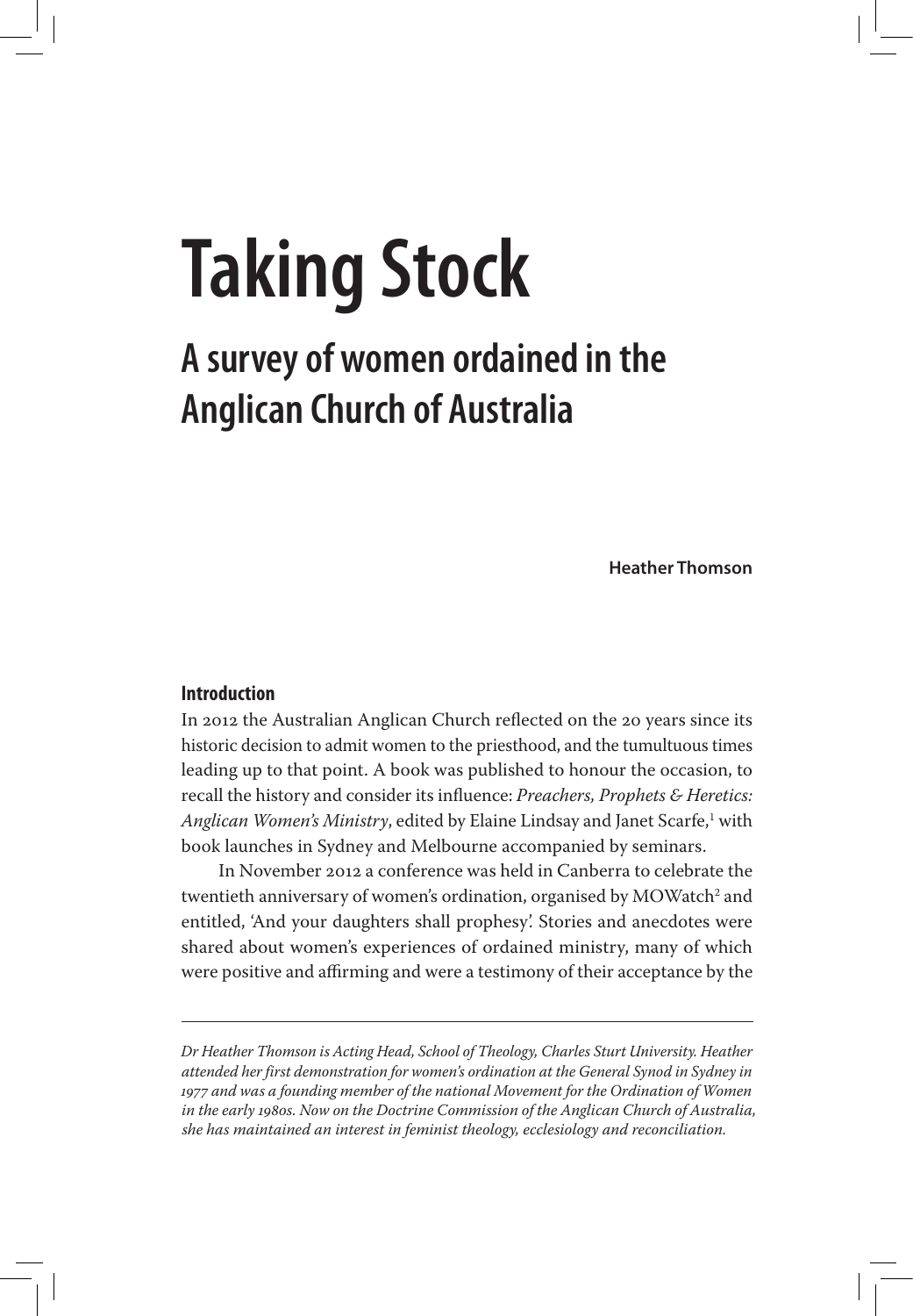# Taking Stock

## A survey of women ordained in the Anglican Church of Australia

**Heather Thomson**

### Introduction

In 2012 the Australian Anglican Church reflected on the 20 years since its historic decision to admit women to the priesthood, and the tumultuous times leading up to that point. A book was published to honour the occasion, to recall the history and consider its influence: *Preachers, Prophets & Heretics: Anglican Women's Ministry*, edited by Elaine Lindsay and Janet Scarfe,[1] with book launches in Sydney and Melbourne accompanied by seminars.

In November 2012 a conference was held in Canberra to celebrate the twentieth anniversary of women's ordination, organised by MOWatch[2] and entitled, 'And your daughters shall prophesy'. Stories and anecdotes were shared about women's experiences of ordained ministry, many of which were positive and affirming and were a testimony of their acceptance by the

---

*Dr Heather Thomson is Acting Head, School of Theology, Charles Sturt University. Heather attended her first demonstration for women's ordination at the General Synod in Sydney in 1977 and was a founding member of the national Movement for the Ordination of Women in the early 1980s. Now on the Doctrine Commission of the Anglican Church of Australia, she has maintained an interest in feminist theology, ecclesiology and reconciliation.*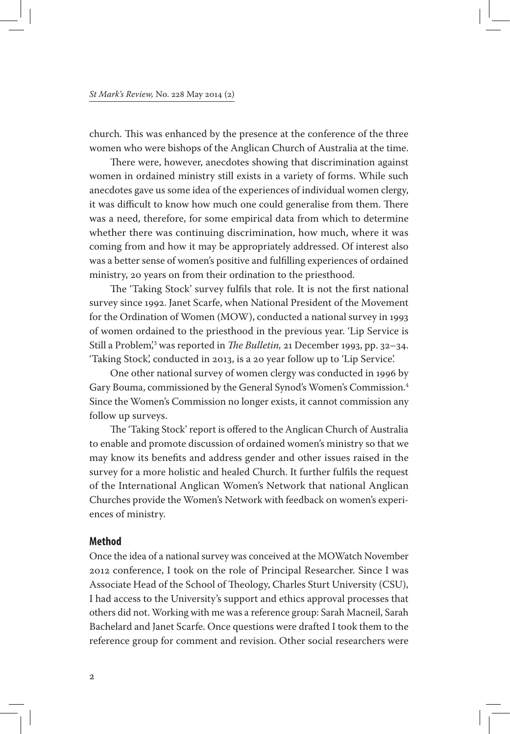church. This was enhanced by the presence at the conference of the three women who were bishops of the Anglican Church of Australia at the time.

There were, however, anecdotes showing that discrimination against women in ordained ministry still exists in a variety of forms. While such anecdotes gave us some idea of the experiences of individual women clergy, it was difficult to know how much one could generalise from them. There was a need, therefore, for some empirical data from which to determine whether there was continuing discrimination, how much, where it was coming from and how it may be appropriately addressed. Of interest also was a better sense of women's positive and fulfilling experiences of ordained ministry, 20 years on from their ordination to the priesthood.

The 'Taking Stock' survey fulfils that role. It is not the first national survey since 1992. Janet Scarfe, when National President of the Movement for the Ordination of Women (MOW), conducted a national survey in 1993 of women ordained to the priesthood in the previous year. 'Lip Service is Still a Problem',[3] was reported in *The Bulletin,* 21 December 1993, pp. 32–34. 'Taking Stock', conducted in 2013, is a 20 year follow up to 'Lip Service'.

One other national survey of women clergy was conducted in 1996 by Gary Bouma, commissioned by the General Synod's Women's Commission.[4] Since the Women's Commission no longer exists, it cannot commission any follow up surveys.

The 'Taking Stock' report is offered to the Anglican Church of Australia to enable and promote discussion of ordained women's ministry so that we may know its benefits and address gender and other issues raised in the survey for a more holistic and healed Church. It further fulfils the request of the International Anglican Women's Network that national Anglican Churches provide the Women's Network with feedback on women's experiences of ministry.

## Method

Once the idea of a national survey was conceived at the MOWatch November 2012 conference, I took on the role of Principal Researcher. Since I was Associate Head of the School of Theology, Charles Sturt University (CSU), I had access to the University's support and ethics approval processes that others did not. Working with me was a reference group: Sarah Macneil, Sarah Bachelard and Janet Scarfe. Once questions were drafted I took them to the reference group for comment and revision. Other social researchers were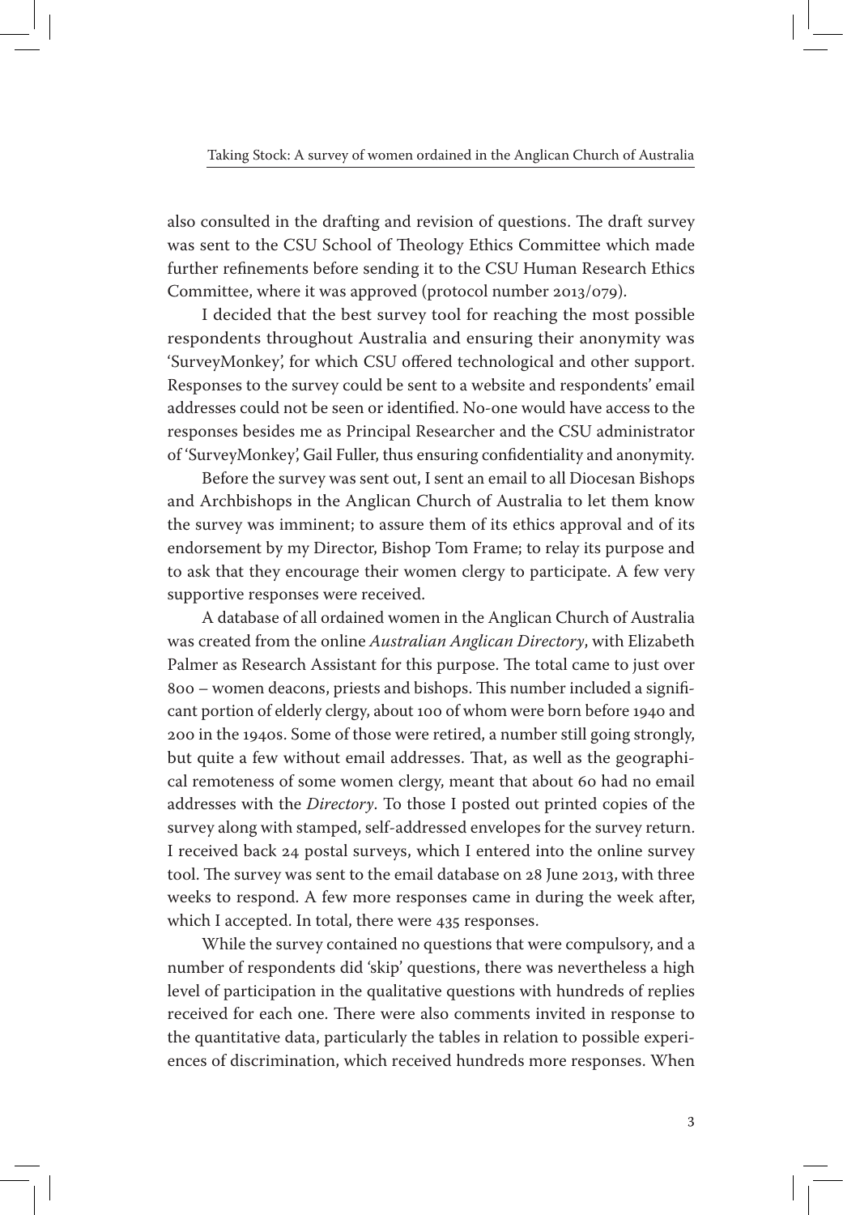also consulted in the drafting and revision of questions. The draft survey was sent to the CSU School of Theology Ethics Committee which made further refinements before sending it to the CSU Human Research Ethics Committee, where it was approved (protocol number 2013/079).

I decided that the best survey tool for reaching the most possible respondents throughout Australia and ensuring their anonymity was 'SurveyMonkey', for which CSU offered technological and other support. Responses to the survey could be sent to a website and respondents' email addresses could not be seen or identified. No-one would have access to the responses besides me as Principal Researcher and the CSU administrator of 'SurveyMonkey', Gail Fuller, thus ensuring confidentiality and anonymity.

Before the survey was sent out, I sent an email to all Diocesan Bishops and Archbishops in the Anglican Church of Australia to let them know the survey was imminent; to assure them of its ethics approval and of its endorsement by my Director, Bishop Tom Frame; to relay its purpose and to ask that they encourage their women clergy to participate. A few very supportive responses were received.

A database of all ordained women in the Anglican Church of Australia was created from the online *Australian Anglican Directory*, with Elizabeth Palmer as Research Assistant for this purpose. The total came to just over 800 – women deacons, priests and bishops. This number included a significant portion of elderly clergy, about 100 of whom were born before 1940 and 200 in the 1940s. Some of those were retired, a number still going strongly, but quite a few without email addresses. That, as well as the geographical remoteness of some women clergy, meant that about 60 had no email addresses with the *Directory*. To those I posted out printed copies of the survey along with stamped, self-addressed envelopes for the survey return. I received back 24 postal surveys, which I entered into the online survey tool. The survey was sent to the email database on 28 June 2013, with three weeks to respond. A few more responses came in during the week after, which I accepted. In total, there were 435 responses.

While the survey contained no questions that were compulsory, and a number of respondents did 'skip' questions, there was nevertheless a high level of participation in the qualitative questions with hundreds of replies received for each one. There were also comments invited in response to the quantitative data, particularly the tables in relation to possible experiences of discrimination, which received hundreds more responses. When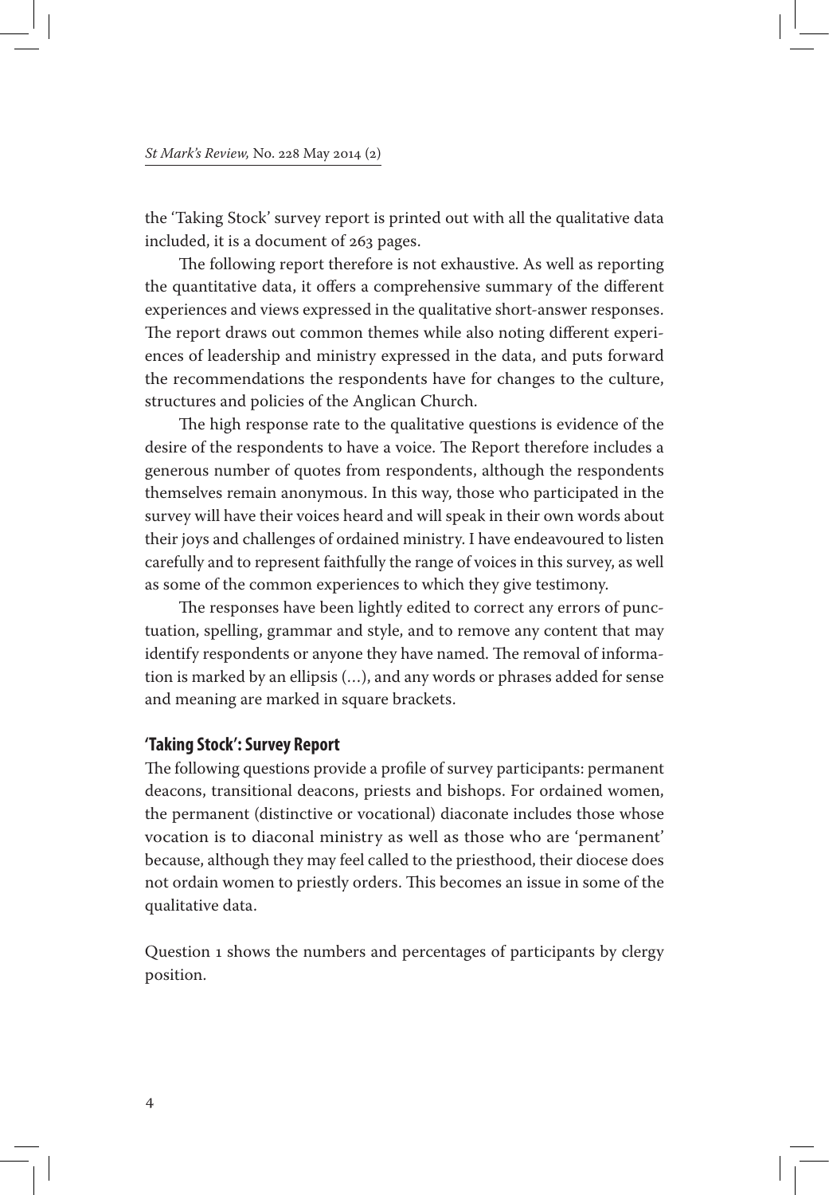the 'Taking Stock' survey report is printed out with all the qualitative data included, it is a document of 263 pages.

The following report therefore is not exhaustive. As well as reporting the quantitative data, it offers a comprehensive summary of the different experiences and views expressed in the qualitative short-answer responses. The report draws out common themes while also noting different experiences of leadership and ministry expressed in the data, and puts forward the recommendations the respondents have for changes to the culture, structures and policies of the Anglican Church.

The high response rate to the qualitative questions is evidence of the desire of the respondents to have a voice. The Report therefore includes a generous number of quotes from respondents, although the respondents themselves remain anonymous. In this way, those who participated in the survey will have their voices heard and will speak in their own words about their joys and challenges of ordained ministry. I have endeavoured to listen carefully and to represent faithfully the range of voices in this survey, as well as some of the common experiences to which they give testimony.

The responses have been lightly edited to correct any errors of punctuation, spelling, grammar and style, and to remove any content that may identify respondents or anyone they have named. The removal of information is marked by an ellipsis (…), and any words or phrases added for sense and meaning are marked in square brackets.

## 'Taking Stock': Survey Report

The following questions provide a profile of survey participants: permanent deacons, transitional deacons, priests and bishops. For ordained women, the permanent (distinctive or vocational) diaconate includes those whose vocation is to diaconal ministry as well as those who are 'permanent' because, although they may feel called to the priesthood, their diocese does not ordain women to priestly orders. This becomes an issue in some of the qualitative data.

Question 1 shows the numbers and percentages of participants by clergy position.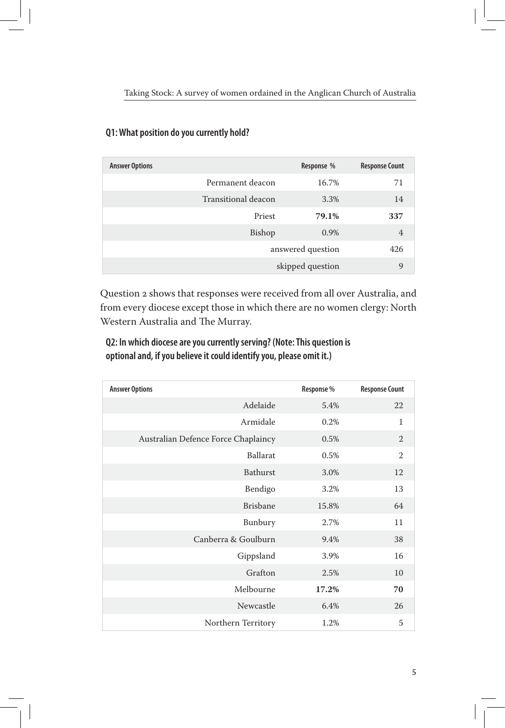**Q1: What position do you currently hold?**

| Answer Options | Response % | Response Count |
|---|---|---|
| Permanent deacon | 16.7% | 71 |
| Transitional deacon | 3.3% | 14 |
| Priest | **79.1%** | **337** |
| Bishop | 0.9% | 4 |
| | answered question | 426 |
| | skipped question | 9 |

Question 2 shows that responses were received from all over Australia, and from every diocese except those in which there are no women clergy: North Western Australia and The Murray.

**Q2: In which diocese are you currently serving? (Note: This question is optional and, if you believe it could identify you, please omit it.)**

| Answer Options | Response % | Response Count |
|---|---|---|
| Adelaide | 5.4% | 22 |
| Armidale | 0.2% | 1 |
| Australian Defence Force Chaplaincy | 0.5% | 2 |
| Ballarat | 0.5% | 2 |
| Bathurst | 3.0% | 12 |
| Bendigo | 3.2% | 13 |
| Brisbane | 15.8% | 64 |
| Bunbury | 2.7% | 11 |
| Canberra & Goulburn | 9.4% | 38 |
| Gippsland | 3.9% | 16 |
| Grafton | 2.5% | 10 |
| Melbourne | **17.2%** | **70** |
| Newcastle | 6.4% | 26 |
| Northern Territory | 1.2% | 5 |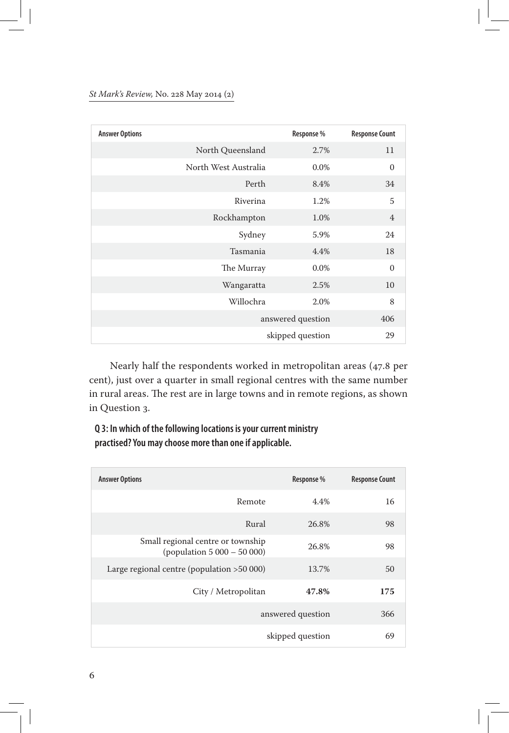| Answer Options | Response % | Response Count |
|---|---|---|
| North Queensland | 2.7% | 11 |
| North West Australia | 0.0% | 0 |
| Perth | 8.4% | 34 |
| Riverina | 1.2% | 5 |
| Rockhampton | 1.0% | 4 |
| Sydney | 5.9% | 24 |
| Tasmania | 4.4% | 18 |
| The Murray | 0.0% | 0 |
| Wangaratta | 2.5% | 10 |
| Willochra | 2.0% | 8 |
| | answered question | 406 |
| | skipped question | 29 |

Nearly half the respondents worked in metropolitan areas (47.8 per cent), just over a quarter in small regional centres with the same number in rural areas. The rest are in large towns and in remote regions, as shown in Question 3.

**Q 3: In which of the following locations is your current ministry practised? You may choose more than one if applicable.**

| Answer Options | Response % | Response Count |
|---|---|---|
| Remote | 4.4% | 16 |
| Rural | 26.8% | 98 |
| Small regional centre or township (population 5 000 – 50 000) | 26.8% | 98 |
| Large regional centre (population >50 000) | 13.7% | 50 |
| City / Metropolitan | **47.8%** | **175** |
| | answered question | 366 |
| | skipped question | 69 |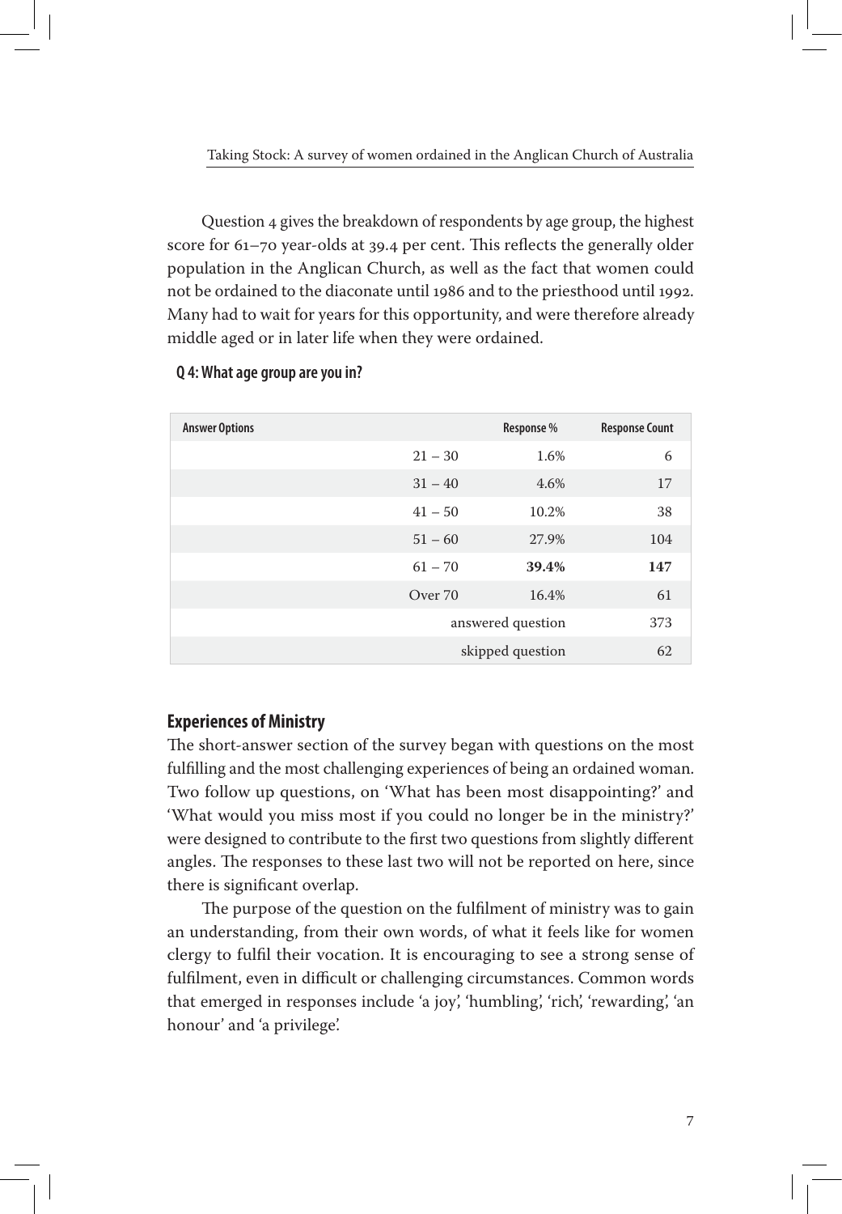Question 4 gives the breakdown of respondents by age group, the highest score for 61–70 year-olds at 39.4 per cent. This reflects the generally older population in the Anglican Church, as well as the fact that women could not be ordained to the diaconate until 1986 and to the priesthood until 1992. Many had to wait for years for this opportunity, and were therefore already middle aged or in later life when they were ordained.

**Q 4: What age group are you in?**

| Answer Options | | Response % | Response Count |
|---|---|---|---|
| | 21 – 30 | 1.6% | 6 |
| | 31 – 40 | 4.6% | 17 |
| | 41 – 50 | 10.2% | 38 |
| | 51 – 60 | 27.9% | 104 |
| | 61 – 70 | **39.4%** | **147** |
| | Over 70 | 16.4% | 61 |
| | | answered question | 373 |
| | | skipped question | 62 |

## Experiences of Ministry

The short-answer section of the survey began with questions on the most fulfilling and the most challenging experiences of being an ordained woman. Two follow up questions, on 'What has been most disappointing?' and 'What would you miss most if you could no longer be in the ministry?' were designed to contribute to the first two questions from slightly different angles. The responses to these last two will not be reported on here, since there is significant overlap.

The purpose of the question on the fulfilment of ministry was to gain an understanding, from their own words, of what it feels like for women clergy to fulfil their vocation. It is encouraging to see a strong sense of fulfilment, even in difficult or challenging circumstances. Common words that emerged in responses include 'a joy', 'humbling', 'rich', 'rewarding', 'an honour' and 'a privilege'.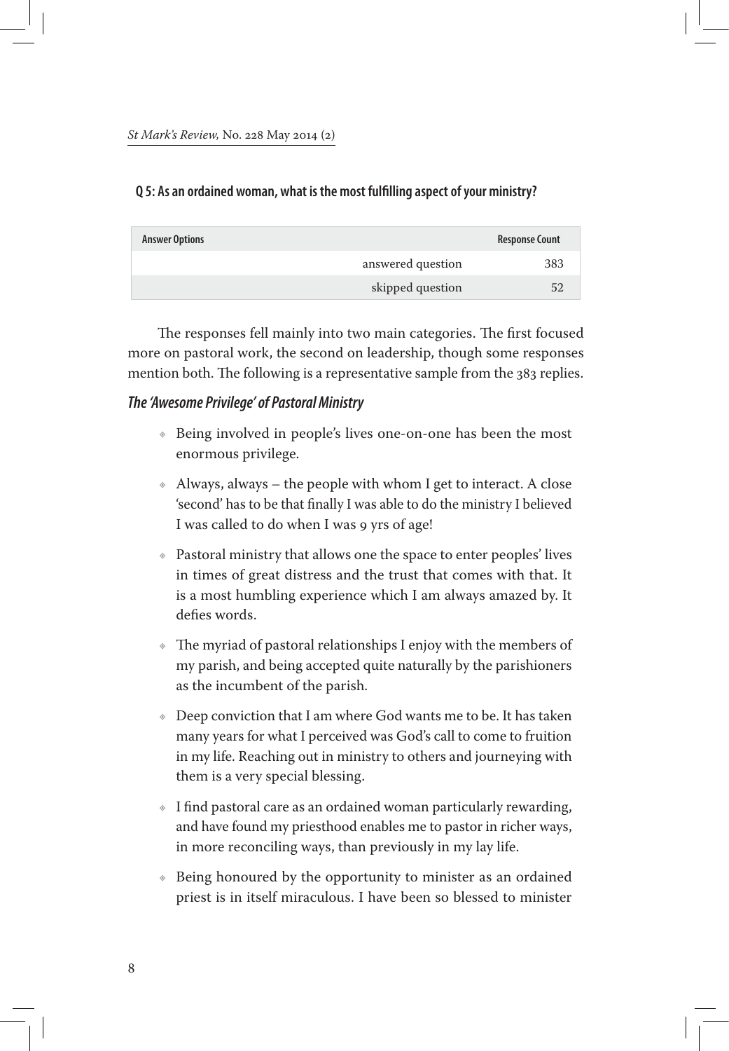**Q 5: As an ordained woman, what is the most fulfilling aspect of your ministry?**

| Answer Options | | Response Count |
|---|---|---|
| | answered question | 383 |
| | skipped question | 52 |

The responses fell mainly into two main categories. The first focused more on pastoral work, the second on leadership, though some responses mention both. The following is a representative sample from the 383 replies.

### *The 'Awesome Privilege' of Pastoral Ministry*

- Being involved in people's lives one-on-one has been the most enormous privilege.
- Always, always – the people with whom I get to interact. A close 'second' has to be that finally I was able to do the ministry I believed I was called to do when I was 9 yrs of age!
- Pastoral ministry that allows one the space to enter peoples' lives in times of great distress and the trust that comes with that. It is a most humbling experience which I am always amazed by. It defies words.
- The myriad of pastoral relationships I enjoy with the members of my parish, and being accepted quite naturally by the parishioners as the incumbent of the parish.
- Deep conviction that I am where God wants me to be. It has taken many years for what I perceived was God's call to come to fruition in my life. Reaching out in ministry to others and journeying with them is a very special blessing.
- I find pastoral care as an ordained woman particularly rewarding, and have found my priesthood enables me to pastor in richer ways, in more reconciling ways, than previously in my lay life.
- Being honoured by the opportunity to minister as an ordained priest is in itself miraculous. I have been so blessed to minister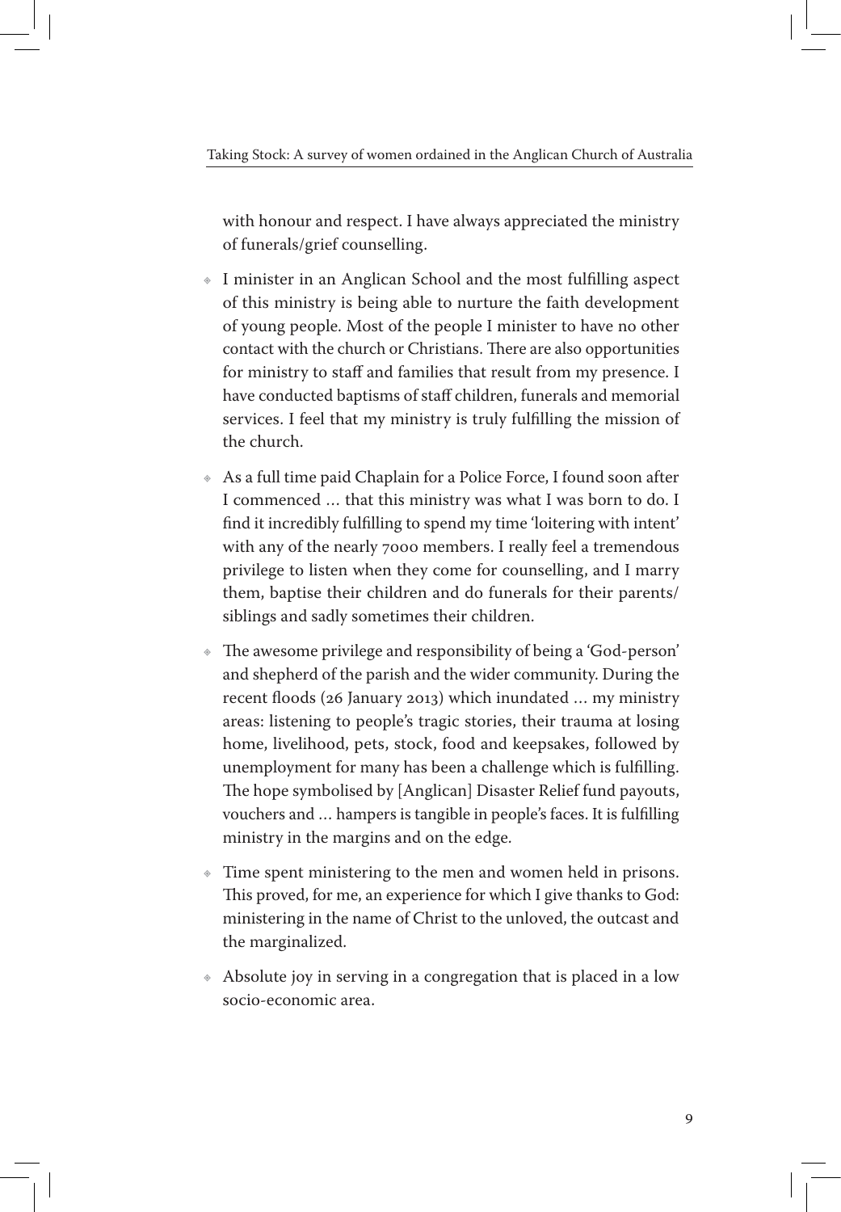with honour and respect. I have always appreciated the ministry of funerals/grief counselling.

- I minister in an Anglican School and the most fulfilling aspect of this ministry is being able to nurture the faith development of young people. Most of the people I minister to have no other contact with the church or Christians. There are also opportunities for ministry to staff and families that result from my presence. I have conducted baptisms of staff children, funerals and memorial services. I feel that my ministry is truly fulfilling the mission of the church.
- As a full time paid Chaplain for a Police Force, I found soon after I commenced … that this ministry was what I was born to do. I find it incredibly fulfilling to spend my time 'loitering with intent' with any of the nearly 7000 members. I really feel a tremendous privilege to listen when they come for counselling, and I marry them, baptise their children and do funerals for their parents/ siblings and sadly sometimes their children.
- The awesome privilege and responsibility of being a 'God-person' and shepherd of the parish and the wider community. During the recent floods (26 January 2013) which inundated … my ministry areas: listening to people's tragic stories, their trauma at losing home, livelihood, pets, stock, food and keepsakes, followed by unemployment for many has been a challenge which is fulfilling. The hope symbolised by [Anglican] Disaster Relief fund payouts, vouchers and … hampers is tangible in people's faces. It is fulfilling ministry in the margins and on the edge.
- Time spent ministering to the men and women held in prisons. This proved, for me, an experience for which I give thanks to God: ministering in the name of Christ to the unloved, the outcast and the marginalized.
- Absolute joy in serving in a congregation that is placed in a low socio-economic area.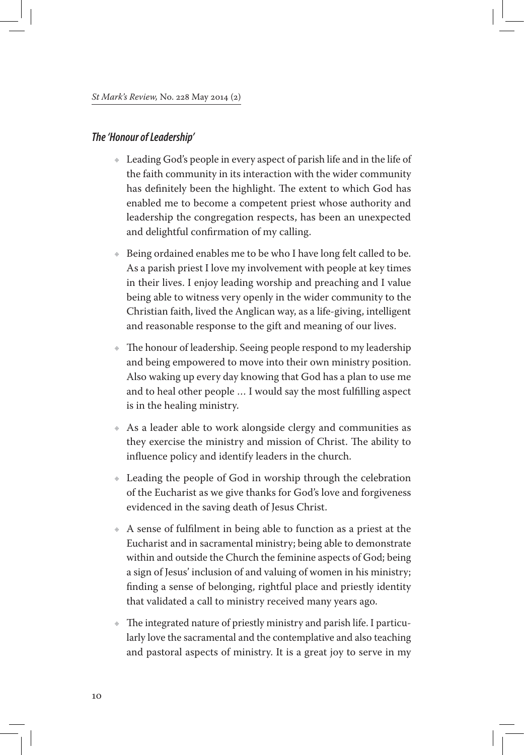### *The 'Honour of Leadership'*

- Leading God's people in every aspect of parish life and in the life of the faith community in its interaction with the wider community has definitely been the highlight. The extent to which God has enabled me to become a competent priest whose authority and leadership the congregation respects, has been an unexpected and delightful confirmation of my calling.

- Being ordained enables me to be who I have long felt called to be. As a parish priest I love my involvement with people at key times in their lives. I enjoy leading worship and preaching and I value being able to witness very openly in the wider community to the Christian faith, lived the Anglican way, as a life-giving, intelligent and reasonable response to the gift and meaning of our lives.

- The honour of leadership. Seeing people respond to my leadership and being empowered to move into their own ministry position. Also waking up every day knowing that God has a plan to use me and to heal other people … I would say the most fulfilling aspect is in the healing ministry.

- As a leader able to work alongside clergy and communities as they exercise the ministry and mission of Christ. The ability to influence policy and identify leaders in the church.

- Leading the people of God in worship through the celebration of the Eucharist as we give thanks for God's love and forgiveness evidenced in the saving death of Jesus Christ.

- A sense of fulfilment in being able to function as a priest at the Eucharist and in sacramental ministry; being able to demonstrate within and outside the Church the feminine aspects of God; being a sign of Jesus' inclusion of and valuing of women in his ministry; finding a sense of belonging, rightful place and priestly identity that validated a call to ministry received many years ago.

- The integrated nature of priestly ministry and parish life. I particularly love the sacramental and the contemplative and also teaching and pastoral aspects of ministry. It is a great joy to serve in my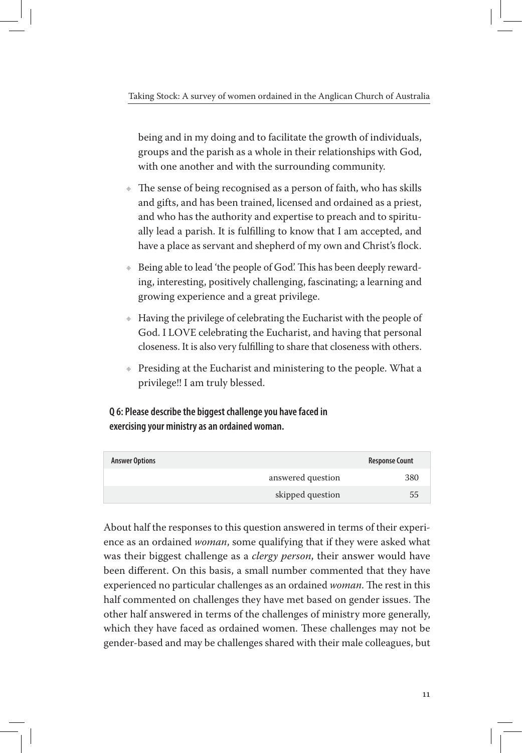being and in my doing and to facilitate the growth of individuals, groups and the parish as a whole in their relationships with God, with one another and with the surrounding community.

- The sense of being recognised as a person of faith, who has skills and gifts, and has been trained, licensed and ordained as a priest, and who has the authority and expertise to preach and to spiritually lead a parish. It is fulfilling to know that I am accepted, and have a place as servant and shepherd of my own and Christ's flock.
- Being able to lead 'the people of God'. This has been deeply rewarding, interesting, positively challenging, fascinating; a learning and growing experience and a great privilege.
- Having the privilege of celebrating the Eucharist with the people of God. I LOVE celebrating the Eucharist, and having that personal closeness. It is also very fulfilling to share that closeness with others.
- Presiding at the Eucharist and ministering to the people. What a privilege!! I am truly blessed.

**Q 6: Please describe the biggest challenge you have faced in exercising your ministry as an ordained woman.**

| Answer Options | | Response Count |
|---|---|---|
| | answered question | 380 |
| | skipped question | 55 |

About half the responses to this question answered in terms of their experience as an ordained *woman*, some qualifying that if they were asked what was their biggest challenge as a *clergy person*, their answer would have been different. On this basis, a small number commented that they have experienced no particular challenges as an ordained *woman*. The rest in this half commented on challenges they have met based on gender issues. The other half answered in terms of the challenges of ministry more generally, which they have faced as ordained women. These challenges may not be gender-based and may be challenges shared with their male colleagues, but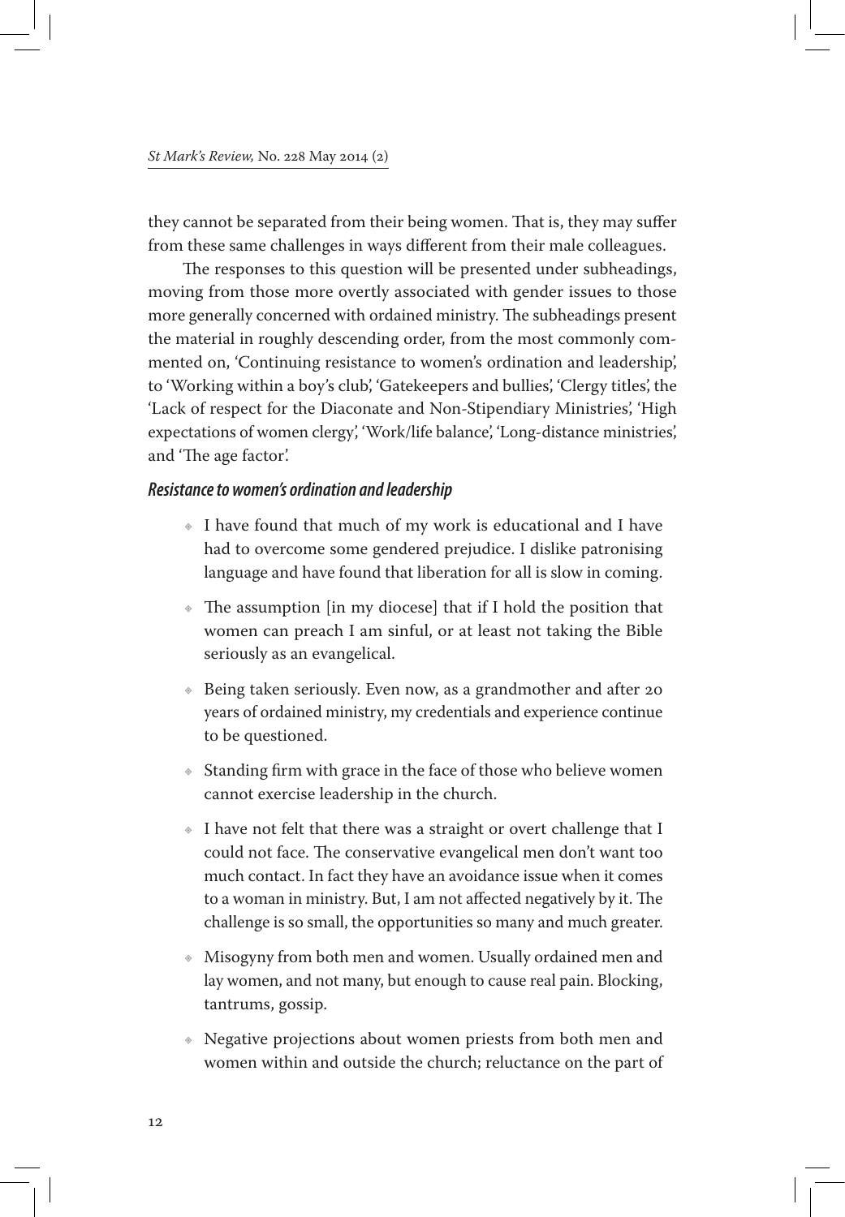they cannot be separated from their being women. That is, they may suffer from these same challenges in ways different from their male colleagues.

The responses to this question will be presented under subheadings, moving from those more overtly associated with gender issues to those more generally concerned with ordained ministry. The subheadings present the material in roughly descending order, from the most commonly commented on, 'Continuing resistance to women's ordination and leadership', to 'Working within a boy's club', 'Gatekeepers and bullies', 'Clergy titles', the 'Lack of respect for the Diaconate and Non-Stipendiary Ministries', 'High expectations of women clergy', 'Work/life balance', 'Long-distance ministries', and 'The age factor'.

### *Resistance to women's ordination and leadership*

- I have found that much of my work is educational and I have had to overcome some gendered prejudice. I dislike patronising language and have found that liberation for all is slow in coming.
- The assumption [in my diocese] that if I hold the position that women can preach I am sinful, or at least not taking the Bible seriously as an evangelical.
- Being taken seriously. Even now, as a grandmother and after 20 years of ordained ministry, my credentials and experience continue to be questioned.
- Standing firm with grace in the face of those who believe women cannot exercise leadership in the church.
- I have not felt that there was a straight or overt challenge that I could not face. The conservative evangelical men don't want too much contact. In fact they have an avoidance issue when it comes to a woman in ministry. But, I am not affected negatively by it. The challenge is so small, the opportunities so many and much greater.
- Misogyny from both men and women. Usually ordained men and lay women, and not many, but enough to cause real pain. Blocking, tantrums, gossip.
- Negative projections about women priests from both men and women within and outside the church; reluctance on the part of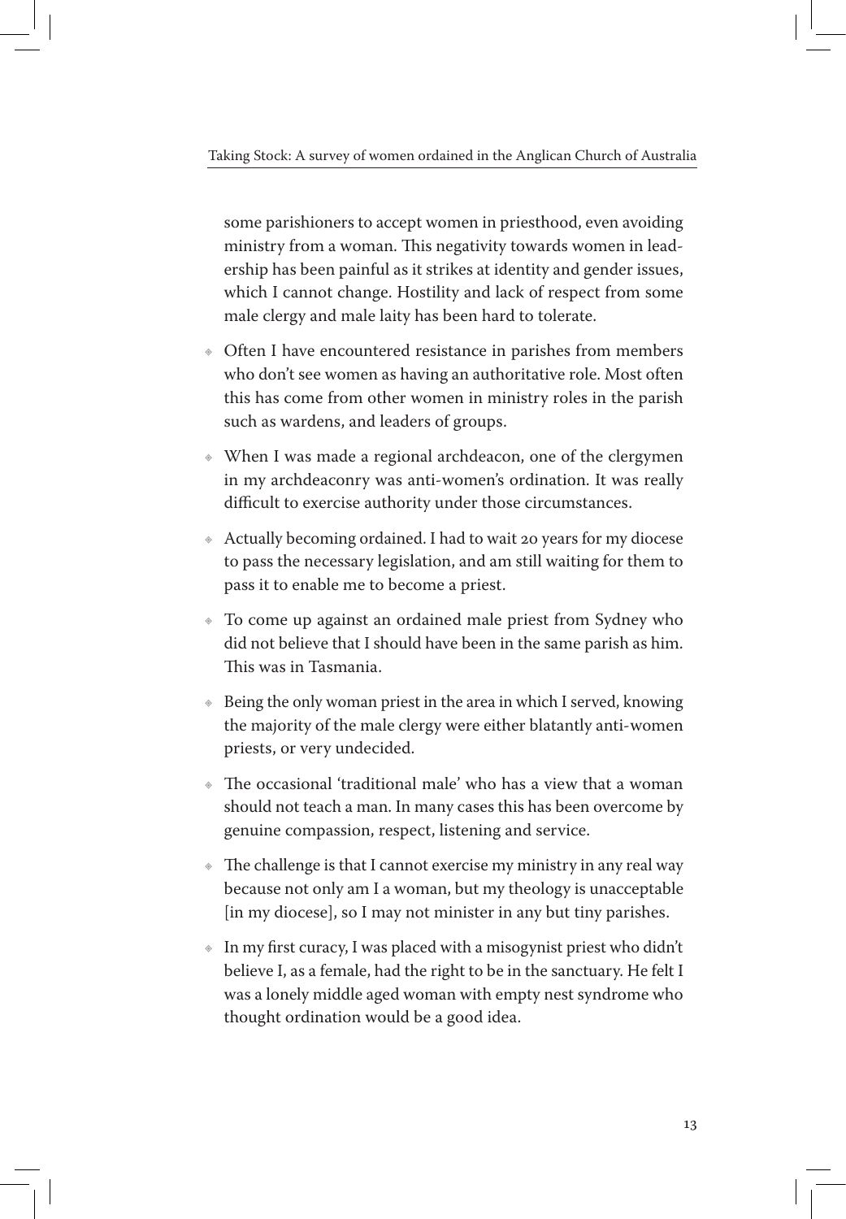some parishioners to accept women in priesthood, even avoiding ministry from a woman. This negativity towards women in leadership has been painful as it strikes at identity and gender issues, which I cannot change. Hostility and lack of respect from some male clergy and male laity has been hard to tolerate.

- Often I have encountered resistance in parishes from members who don't see women as having an authoritative role. Most often this has come from other women in ministry roles in the parish such as wardens, and leaders of groups.
- When I was made a regional archdeacon, one of the clergymen in my archdeaconry was anti-women's ordination. It was really difficult to exercise authority under those circumstances.
- Actually becoming ordained. I had to wait 20 years for my diocese to pass the necessary legislation, and am still waiting for them to pass it to enable me to become a priest.
- To come up against an ordained male priest from Sydney who did not believe that I should have been in the same parish as him. This was in Tasmania.
- Being the only woman priest in the area in which I served, knowing the majority of the male clergy were either blatantly anti-women priests, or very undecided.
- The occasional 'traditional male' who has a view that a woman should not teach a man. In many cases this has been overcome by genuine compassion, respect, listening and service.
- The challenge is that I cannot exercise my ministry in any real way because not only am I a woman, but my theology is unacceptable [in my diocese], so I may not minister in any but tiny parishes.
- In my first curacy, I was placed with a misogynist priest who didn't believe I, as a female, had the right to be in the sanctuary. He felt I was a lonely middle aged woman with empty nest syndrome who thought ordination would be a good idea.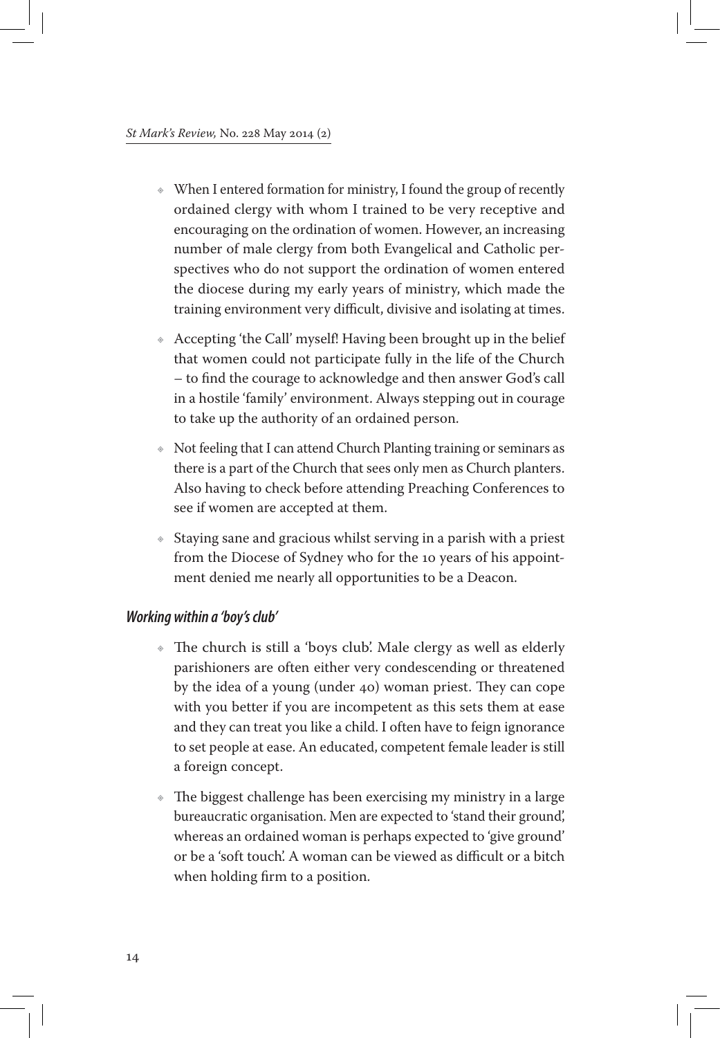- When I entered formation for ministry, I found the group of recently ordained clergy with whom I trained to be very receptive and encouraging on the ordination of women. However, an increasing number of male clergy from both Evangelical and Catholic perspectives who do not support the ordination of women entered the diocese during my early years of ministry, which made the training environment very difficult, divisive and isolating at times.
- Accepting 'the Call' myself! Having been brought up in the belief that women could not participate fully in the life of the Church – to find the courage to acknowledge and then answer God's call in a hostile 'family' environment. Always stepping out in courage to take up the authority of an ordained person.
- Not feeling that I can attend Church Planting training or seminars as there is a part of the Church that sees only men as Church planters. Also having to check before attending Preaching Conferences to see if women are accepted at them.
- Staying sane and gracious whilst serving in a parish with a priest from the Diocese of Sydney who for the 10 years of his appointment denied me nearly all opportunities to be a Deacon.

### *Working within a 'boy's club'*

- The church is still a 'boys club'. Male clergy as well as elderly parishioners are often either very condescending or threatened by the idea of a young (under 40) woman priest. They can cope with you better if you are incompetent as this sets them at ease and they can treat you like a child. I often have to feign ignorance to set people at ease. An educated, competent female leader is still a foreign concept.
- The biggest challenge has been exercising my ministry in a large bureaucratic organisation. Men are expected to 'stand their ground', whereas an ordained woman is perhaps expected to 'give ground' or be a 'soft touch'. A woman can be viewed as difficult or a bitch when holding firm to a position.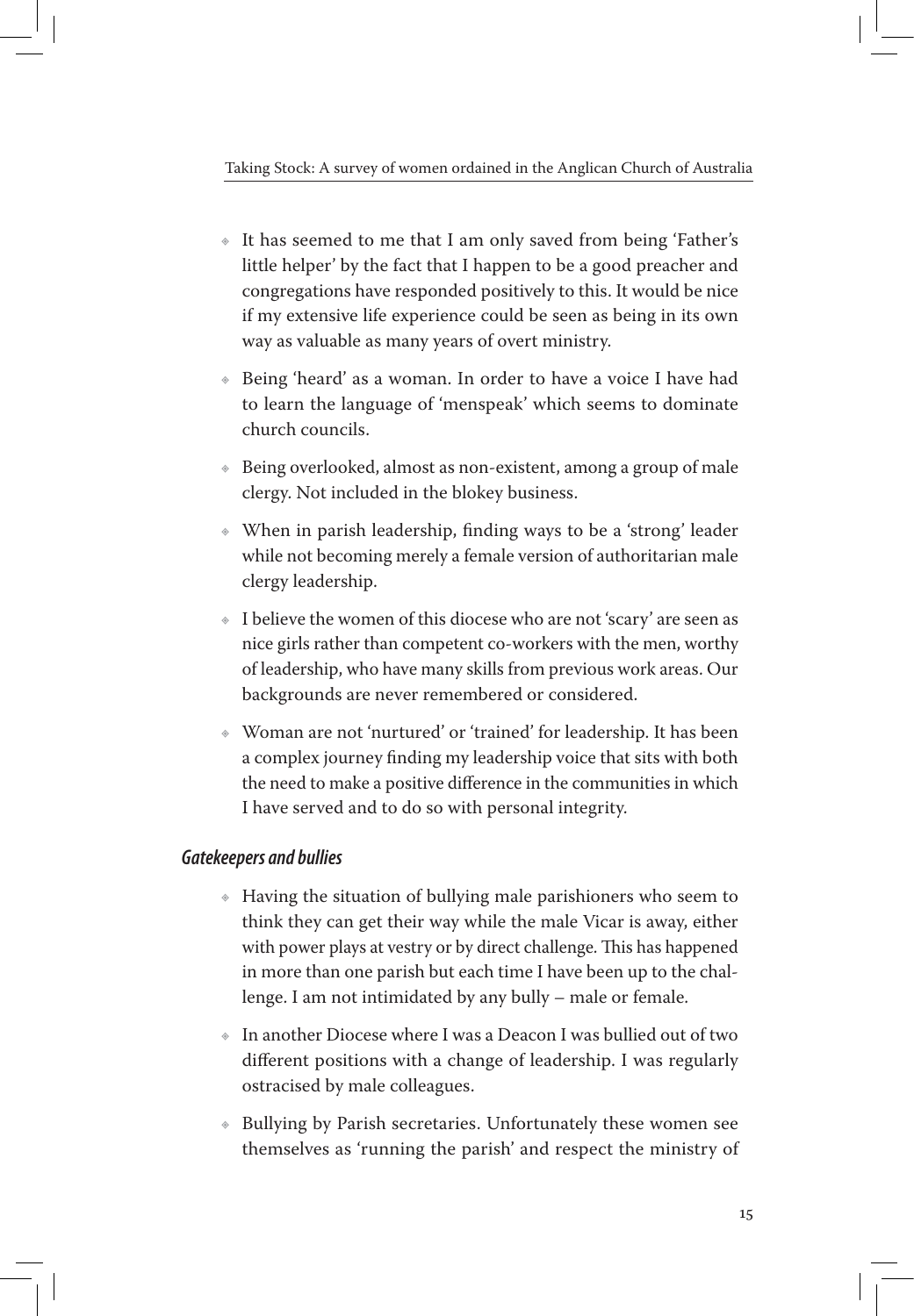- It has seemed to me that I am only saved from being 'Father's little helper' by the fact that I happen to be a good preacher and congregations have responded positively to this. It would be nice if my extensive life experience could be seen as being in its own way as valuable as many years of overt ministry.

- Being 'heard' as a woman. In order to have a voice I have had to learn the language of 'menspeak' which seems to dominate church councils.

- Being overlooked, almost as non-existent, among a group of male clergy. Not included in the blokey business.

- When in parish leadership, finding ways to be a 'strong' leader while not becoming merely a female version of authoritarian male clergy leadership.

- I believe the women of this diocese who are not 'scary' are seen as nice girls rather than competent co-workers with the men, worthy of leadership, who have many skills from previous work areas. Our backgrounds are never remembered or considered.

- Woman are not 'nurtured' or 'trained' for leadership. It has been a complex journey finding my leadership voice that sits with both the need to make a positive difference in the communities in which I have served and to do so with personal integrity.

### *Gatekeepers and bullies*

- Having the situation of bullying male parishioners who seem to think they can get their way while the male Vicar is away, either with power plays at vestry or by direct challenge. This has happened in more than one parish but each time I have been up to the challenge. I am not intimidated by any bully – male or female.

- In another Diocese where I was a Deacon I was bullied out of two different positions with a change of leadership. I was regularly ostracised by male colleagues.

- Bullying by Parish secretaries. Unfortunately these women see themselves as 'running the parish' and respect the ministry of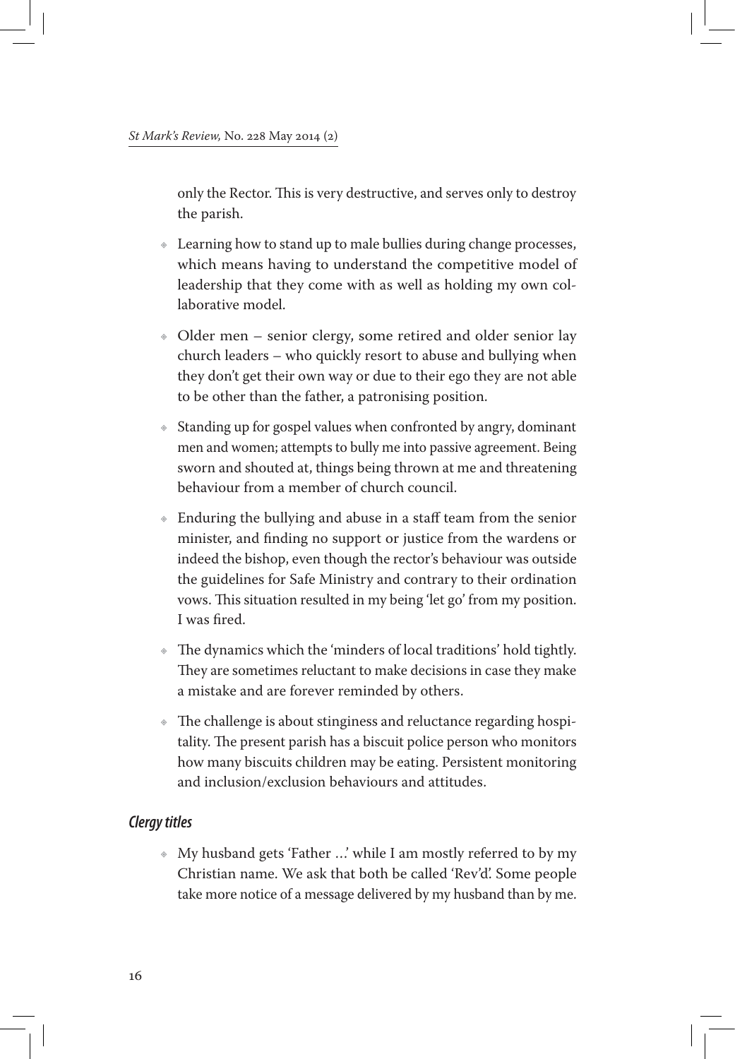only the Rector. This is very destructive, and serves only to destroy the parish.

- Learning how to stand up to male bullies during change processes, which means having to understand the competitive model of leadership that they come with as well as holding my own collaborative model.
- Older men – senior clergy, some retired and older senior lay church leaders – who quickly resort to abuse and bullying when they don't get their own way or due to their ego they are not able to be other than the father, a patronising position.
- Standing up for gospel values when confronted by angry, dominant men and women; attempts to bully me into passive agreement. Being sworn and shouted at, things being thrown at me and threatening behaviour from a member of church council.
- Enduring the bullying and abuse in a staff team from the senior minister, and finding no support or justice from the wardens or indeed the bishop, even though the rector's behaviour was outside the guidelines for Safe Ministry and contrary to their ordination vows. This situation resulted in my being 'let go' from my position. I was fired.
- The dynamics which the 'minders of local traditions' hold tightly. They are sometimes reluctant to make decisions in case they make a mistake and are forever reminded by others.
- The challenge is about stinginess and reluctance regarding hospitality. The present parish has a biscuit police person who monitors how many biscuits children may be eating. Persistent monitoring and inclusion/exclusion behaviours and attitudes.

### *Clergy titles*

- My husband gets 'Father …' while I am mostly referred to by my Christian name. We ask that both be called 'Rev'd'. Some people take more notice of a message delivered by my husband than by me.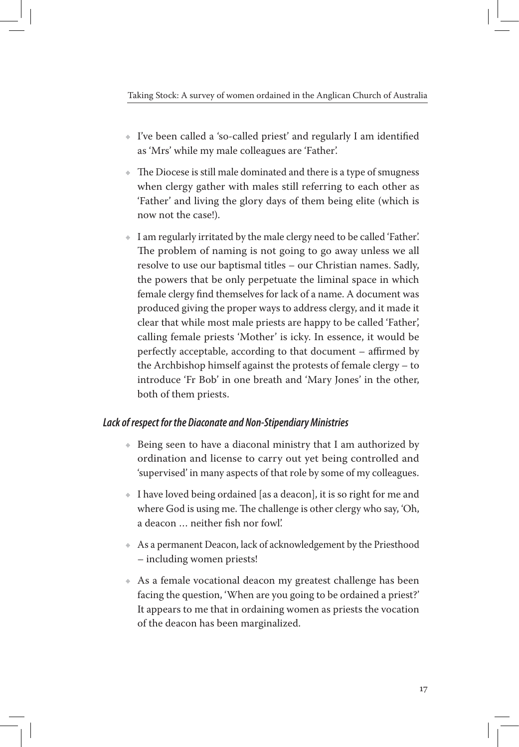- I've been called a 'so-called priest' and regularly I am identified as 'Mrs' while my male colleagues are 'Father'.
- The Diocese is still male dominated and there is a type of smugness when clergy gather with males still referring to each other as 'Father' and living the glory days of them being elite (which is now not the case!).
- I am regularly irritated by the male clergy need to be called 'Father'. The problem of naming is not going to go away unless we all resolve to use our baptismal titles – our Christian names. Sadly, the powers that be only perpetuate the liminal space in which female clergy find themselves for lack of a name. A document was produced giving the proper ways to address clergy, and it made it clear that while most male priests are happy to be called 'Father', calling female priests 'Mother' is icky. In essence, it would be perfectly acceptable, according to that document – affirmed by the Archbishop himself against the protests of female clergy – to introduce 'Fr Bob' in one breath and 'Mary Jones' in the other, both of them priests.

### *Lack of respect for the Diaconate and Non-Stipendiary Ministries*

- Being seen to have a diaconal ministry that I am authorized by ordination and license to carry out yet being controlled and 'supervised' in many aspects of that role by some of my colleagues.
- I have loved being ordained [as a deacon], it is so right for me and where God is using me. The challenge is other clergy who say, 'Oh, a deacon … neither fish nor fowl'.
- As a permanent Deacon, lack of acknowledgement by the Priesthood – including women priests!
- As a female vocational deacon my greatest challenge has been facing the question, 'When are you going to be ordained a priest?' It appears to me that in ordaining women as priests the vocation of the deacon has been marginalized.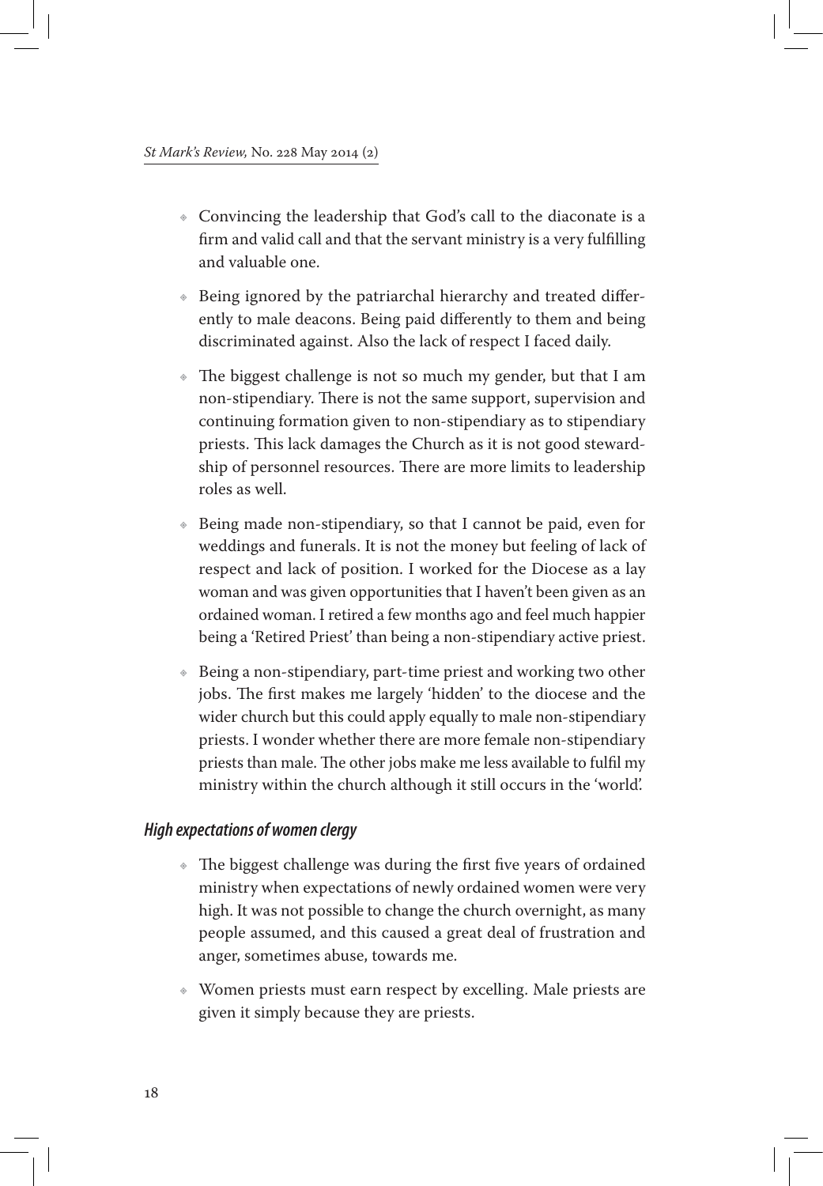- Convincing the leadership that God's call to the diaconate is a firm and valid call and that the servant ministry is a very fulfilling and valuable one.
- Being ignored by the patriarchal hierarchy and treated differently to male deacons. Being paid differently to them and being discriminated against. Also the lack of respect I faced daily.
- The biggest challenge is not so much my gender, but that I am non-stipendiary. There is not the same support, supervision and continuing formation given to non-stipendiary as to stipendiary priests. This lack damages the Church as it is not good stewardship of personnel resources. There are more limits to leadership roles as well.
- Being made non-stipendiary, so that I cannot be paid, even for weddings and funerals. It is not the money but feeling of lack of respect and lack of position. I worked for the Diocese as a lay woman and was given opportunities that I haven't been given as an ordained woman. I retired a few months ago and feel much happier being a 'Retired Priest' than being a non-stipendiary active priest.
- Being a non-stipendiary, part-time priest and working two other jobs. The first makes me largely 'hidden' to the diocese and the wider church but this could apply equally to male non-stipendiary priests. I wonder whether there are more female non-stipendiary priests than male. The other jobs make me less available to fulfil my ministry within the church although it still occurs in the 'world'.

### *High expectations of women clergy*

- The biggest challenge was during the first five years of ordained ministry when expectations of newly ordained women were very high. It was not possible to change the church overnight, as many people assumed, and this caused a great deal of frustration and anger, sometimes abuse, towards me.
- Women priests must earn respect by excelling. Male priests are given it simply because they are priests.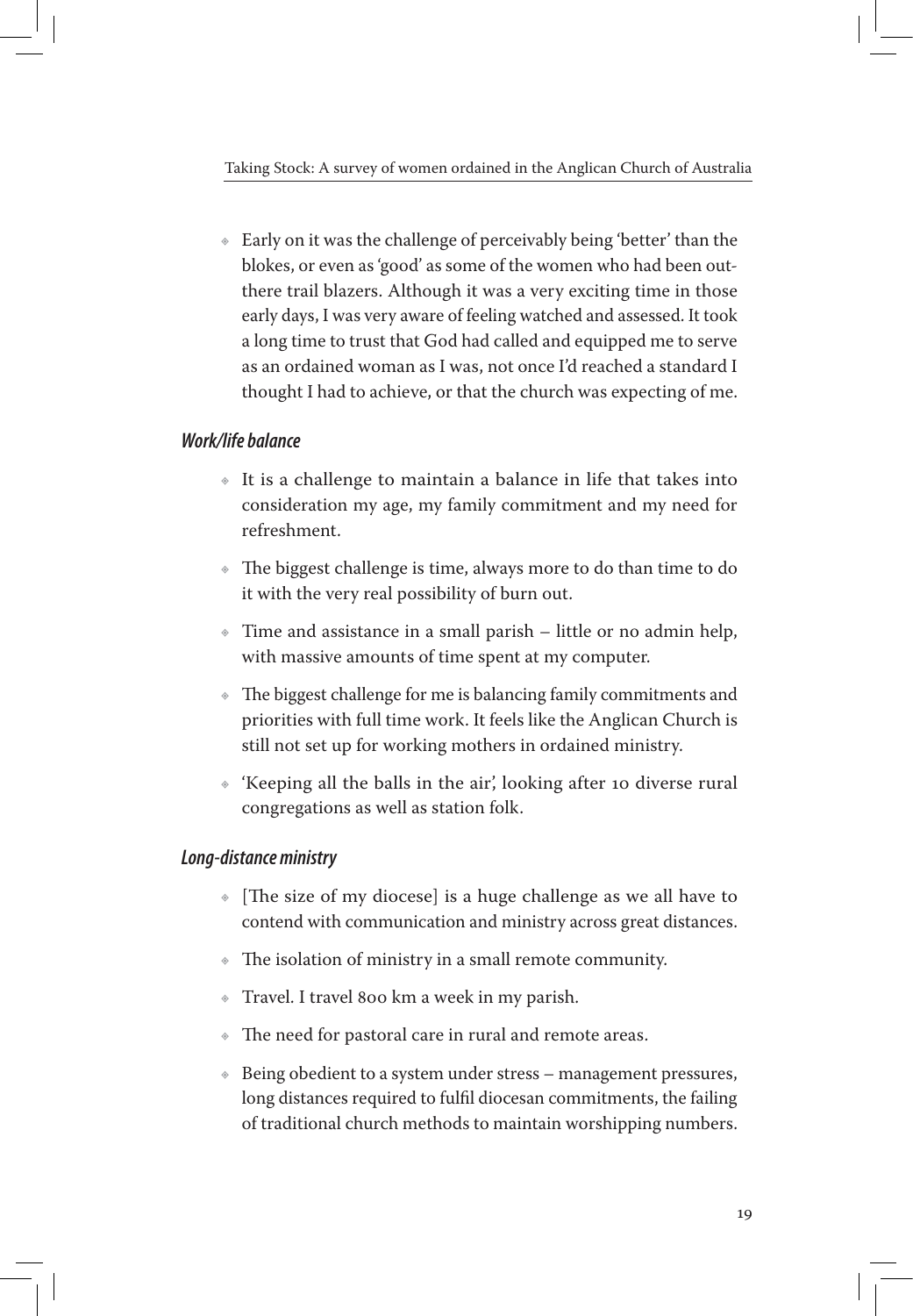- Early on it was the challenge of perceivably being 'better' than the blokes, or even as 'good' as some of the women who had been out-there trail blazers. Although it was a very exciting time in those early days, I was very aware of feeling watched and assessed. It took a long time to trust that God had called and equipped me to serve as an ordained woman as I was, not once I'd reached a standard I thought I had to achieve, or that the church was expecting of me.

### *Work/life balance*

- It is a challenge to maintain a balance in life that takes into consideration my age, my family commitment and my need for refreshment.
- The biggest challenge is time, always more to do than time to do it with the very real possibility of burn out.
- Time and assistance in a small parish – little or no admin help, with massive amounts of time spent at my computer.
- The biggest challenge for me is balancing family commitments and priorities with full time work. It feels like the Anglican Church is still not set up for working mothers in ordained ministry.
- 'Keeping all the balls in the air', looking after 10 diverse rural congregations as well as station folk.

### *Long-distance ministry*

- [The size of my diocese] is a huge challenge as we all have to contend with communication and ministry across great distances.
- The isolation of ministry in a small remote community.
- Travel. I travel 800 km a week in my parish.
- The need for pastoral care in rural and remote areas.
- Being obedient to a system under stress – management pressures, long distances required to fulfil diocesan commitments, the failing of traditional church methods to maintain worshipping numbers.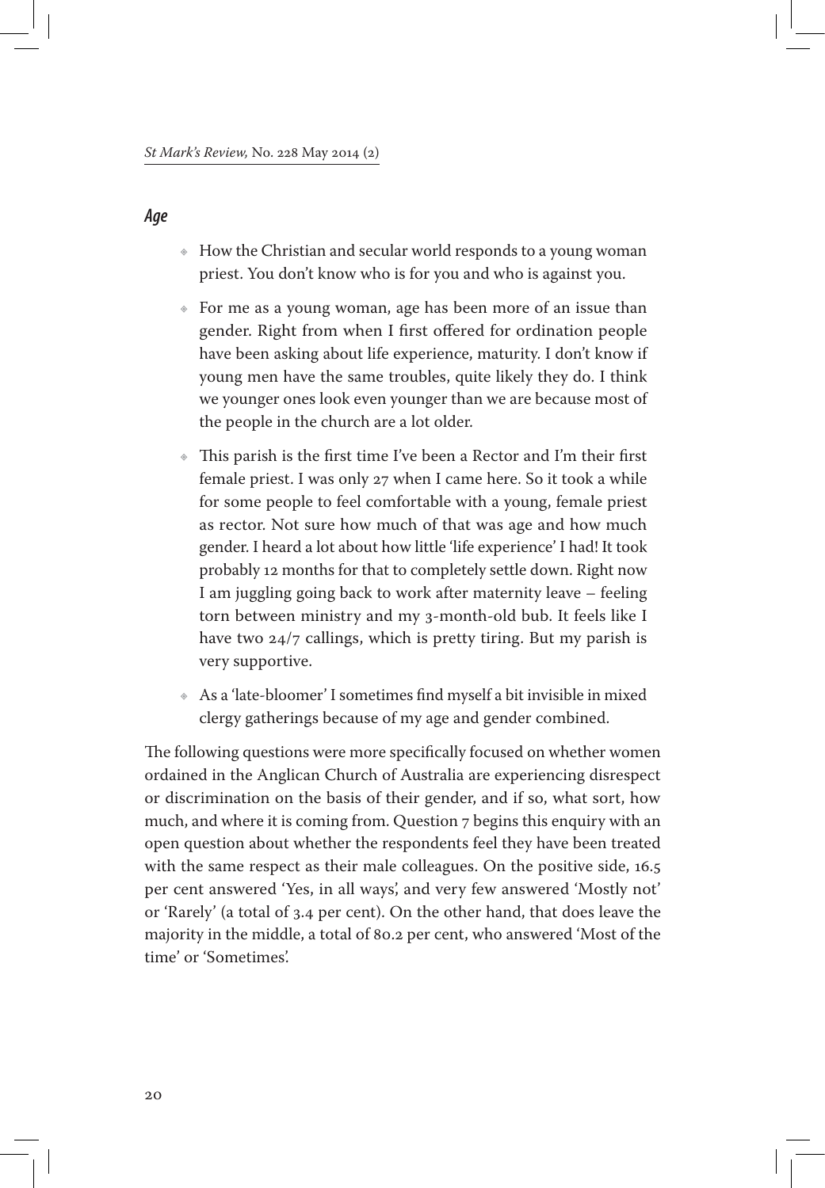### *Age*

- How the Christian and secular world responds to a young woman priest. You don't know who is for you and who is against you.
- For me as a young woman, age has been more of an issue than gender. Right from when I first offered for ordination people have been asking about life experience, maturity. I don't know if young men have the same troubles, quite likely they do. I think we younger ones look even younger than we are because most of the people in the church are a lot older.
- This parish is the first time I've been a Rector and I'm their first female priest. I was only 27 when I came here. So it took a while for some people to feel comfortable with a young, female priest as rector. Not sure how much of that was age and how much gender. I heard a lot about how little 'life experience' I had! It took probably 12 months for that to completely settle down. Right now I am juggling going back to work after maternity leave – feeling torn between ministry and my 3-month-old bub. It feels like I have two 24/7 callings, which is pretty tiring. But my parish is very supportive.
- As a 'late-bloomer' I sometimes find myself a bit invisible in mixed clergy gatherings because of my age and gender combined.

The following questions were more specifically focused on whether women ordained in the Anglican Church of Australia are experiencing disrespect or discrimination on the basis of their gender, and if so, what sort, how much, and where it is coming from. Question 7 begins this enquiry with an open question about whether the respondents feel they have been treated with the same respect as their male colleagues. On the positive side, 16.5 per cent answered 'Yes, in all ways', and very few answered 'Mostly not' or 'Rarely' (a total of 3.4 per cent). On the other hand, that does leave the majority in the middle, a total of 80.2 per cent, who answered 'Most of the time' or 'Sometimes'.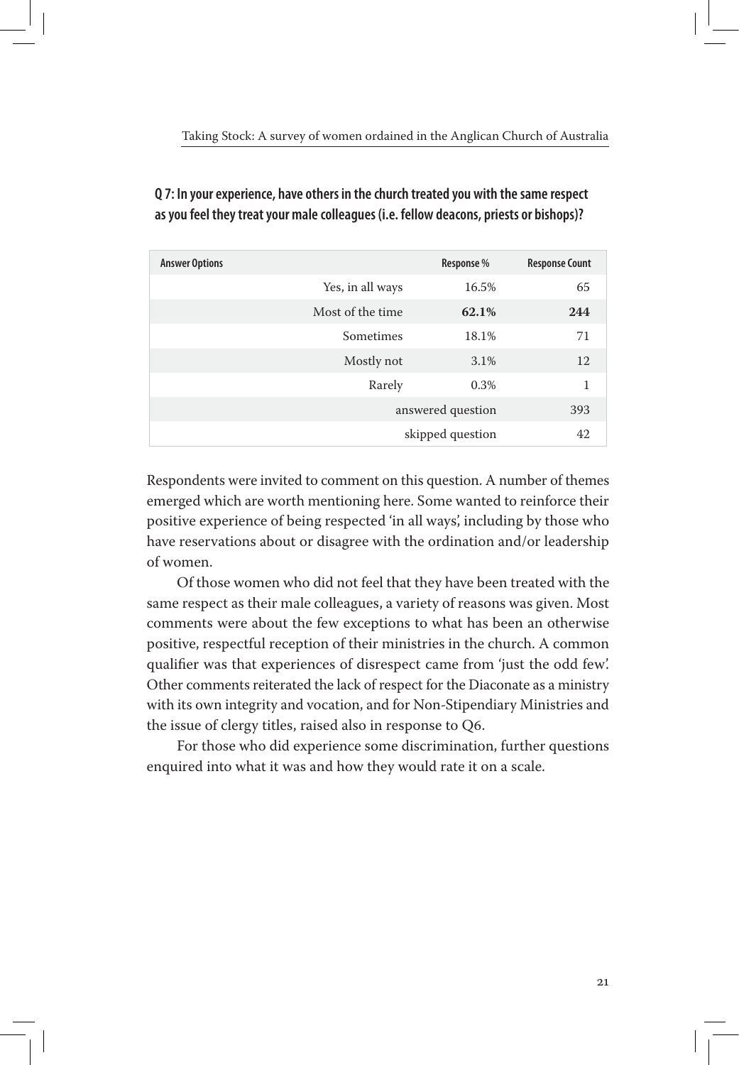**Q 7: In your experience, have others in the church treated you with the same respect as you feel they treat your male colleagues (i.e. fellow deacons, priests or bishops)?**

| Answer Options | Response % | Response Count |
|---|---|---|
| Yes, in all ways | 16.5% | 65 |
| Most of the time | **62.1%** | **244** |
| Sometimes | 18.1% | 71 |
| Mostly not | 3.1% | 12 |
| Rarely | 0.3% | 1 |
| | answered question | 393 |
| | skipped question | 42 |

Respondents were invited to comment on this question. A number of themes emerged which are worth mentioning here. Some wanted to reinforce their positive experience of being respected 'in all ways', including by those who have reservations about or disagree with the ordination and/or leadership of women.

Of those women who did not feel that they have been treated with the same respect as their male colleagues, a variety of reasons was given. Most comments were about the few exceptions to what has been an otherwise positive, respectful reception of their ministries in the church. A common qualifier was that experiences of disrespect came from 'just the odd few'. Other comments reiterated the lack of respect for the Diaconate as a ministry with its own integrity and vocation, and for Non-Stipendiary Ministries and the issue of clergy titles, raised also in response to Q6.

For those who did experience some discrimination, further questions enquired into what it was and how they would rate it on a scale.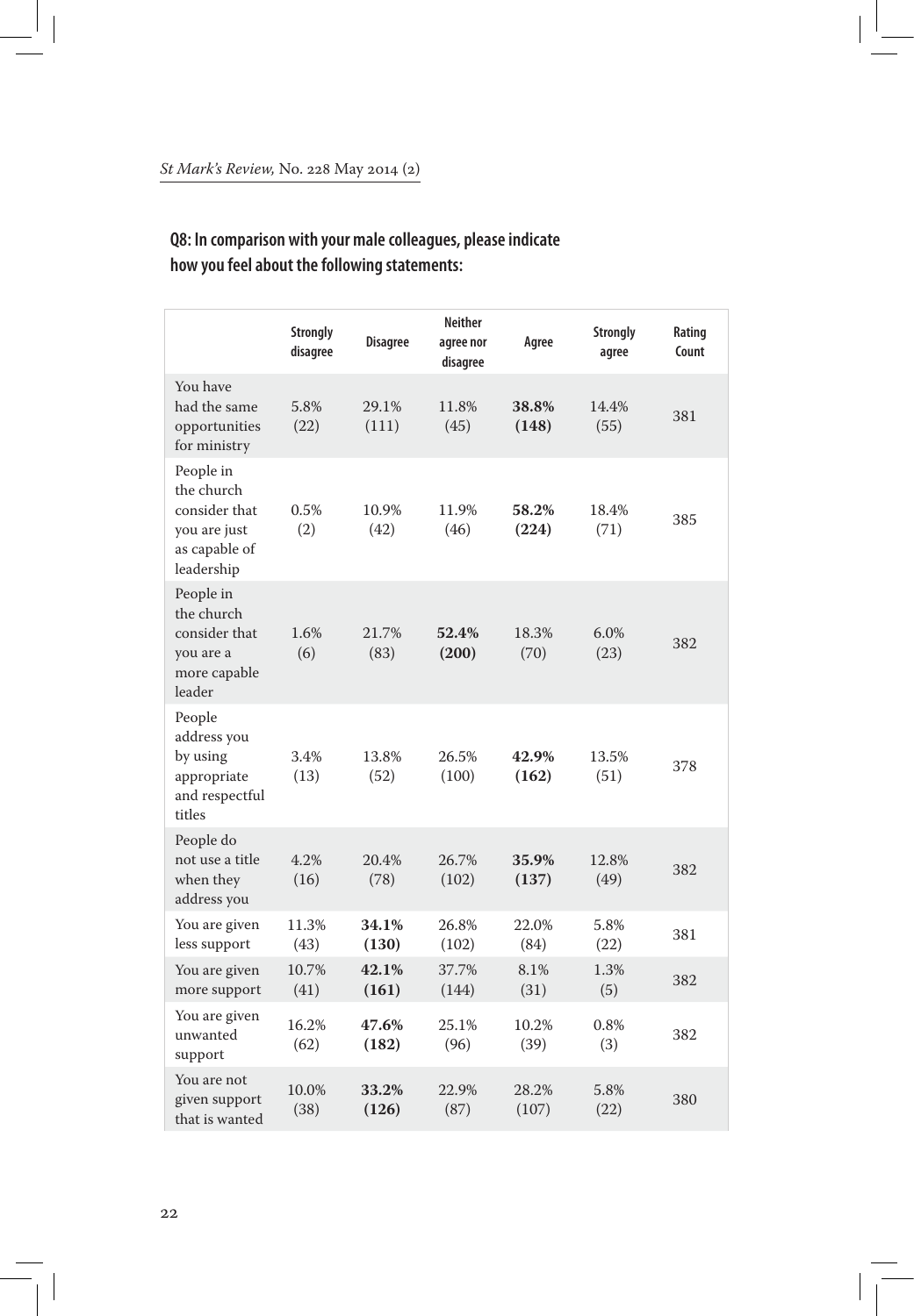**Q8: In comparison with your male colleagues, please indicate how you feel about the following statements:**

| | Strongly disagree | Disagree | Neither agree nor disagree | Agree | Strongly agree | Rating Count |
|---|---|---|---|---|---|---|
| You have had the same opportunities for ministry | 5.8% (22) | 29.1% (111) | 11.8% (45) | **38.8% (148)** | 14.4% (55) | 381 |
| People in the church consider that you are just as capable of leadership | 0.5% (2) | 10.9% (42) | 11.9% (46) | **58.2% (224)** | 18.4% (71) | 385 |
| People in the church consider that you are a more capable leader | 1.6% (6) | 21.7% (83) | **52.4% (200)** | 18.3% (70) | 6.0% (23) | 382 |
| People address you by using appropriate and respectful titles | 3.4% (13) | 13.8% (52) | 26.5% (100) | **42.9% (162)** | 13.5% (51) | 378 |
| People do not use a title when they address you | 4.2% (16) | 20.4% (78) | 26.7% (102) | **35.9% (137)** | 12.8% (49) | 382 |
| You are given less support | 11.3% (43) | **34.1% (130)** | 26.8% (102) | 22.0% (84) | 5.8% (22) | 381 |
| You are given more support | 10.7% (41) | **42.1% (161)** | 37.7% (144) | 8.1% (31) | 1.3% (5) | 382 |
| You are given unwanted support | 16.2% (62) | **47.6% (182)** | 25.1% (96) | 10.2% (39) | 0.8% (3) | 382 |
| You are not given support that is wanted | 10.0% (38) | **33.2% (126)** | 22.9% (87) | 28.2% (107) | 5.8% (22) | 380 |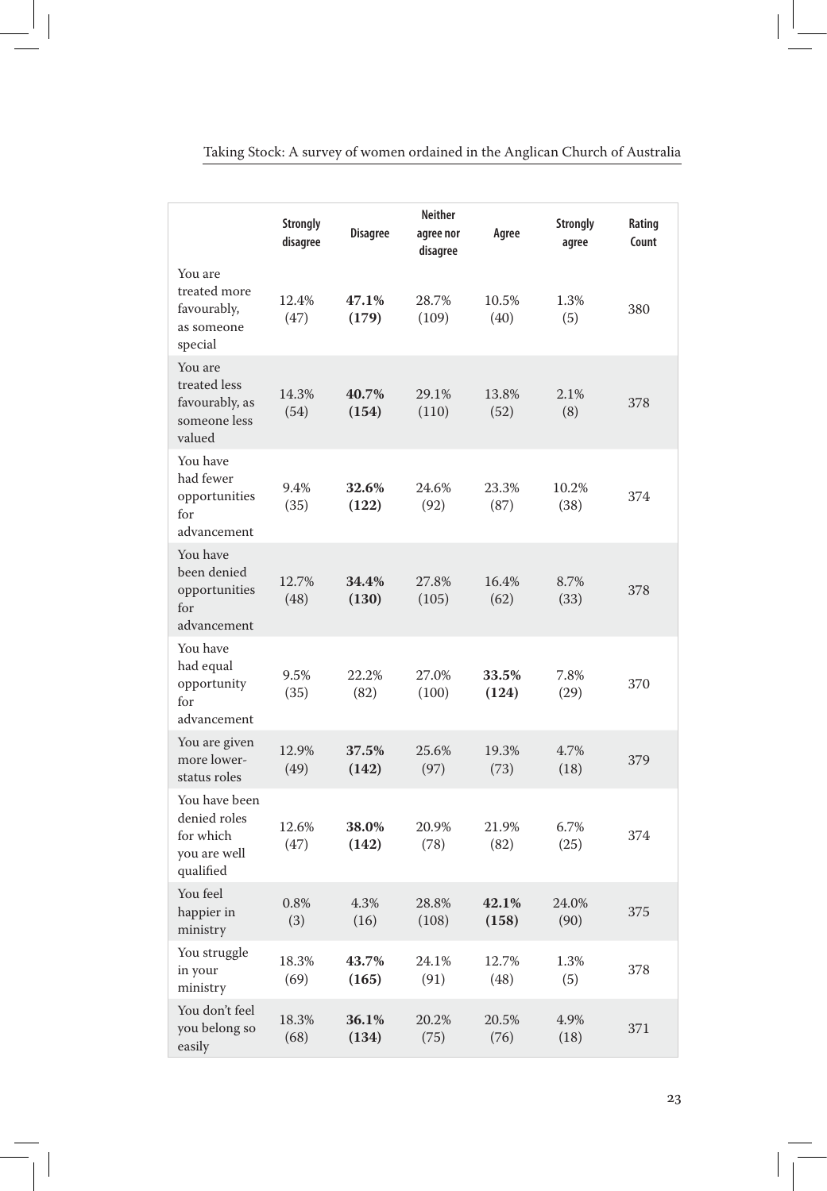| | Strongly disagree | Disagree | Neither agree nor disagree | Agree | Strongly agree | Rating Count |
|---|---|---|---|---|---|---|
| You are treated more favourably, as someone special | 12.4% (47) | **47.1% (179)** | 28.7% (109) | 10.5% (40) | 1.3% (5) | 380 |
| You are treated less favourably, as someone less valued | 14.3% (54) | **40.7% (154)** | 29.1% (110) | 13.8% (52) | 2.1% (8) | 378 |
| You have had fewer opportunities for advancement | 9.4% (35) | **32.6% (122)** | 24.6% (92) | 23.3% (87) | 10.2% (38) | 374 |
| You have been denied opportunities for advancement | 12.7% (48) | **34.4% (130)** | 27.8% (105) | 16.4% (62) | 8.7% (33) | 378 |
| You have had equal opportunity for advancement | 9.5% (35) | 22.2% (82) | 27.0% (100) | **33.5% (124)** | 7.8% (29) | 370 |
| You are given more lower-status roles | 12.9% (49) | **37.5% (142)** | 25.6% (97) | 19.3% (73) | 4.7% (18) | 379 |
| You have been denied roles for which you are well qualified | 12.6% (47) | **38.0% (142)** | 20.9% (78) | 21.9% (82) | 6.7% (25) | 374 |
| You feel happier in ministry | 0.8% (3) | 4.3% (16) | 28.8% (108) | **42.1% (158)** | 24.0% (90) | 375 |
| You struggle in your ministry | 18.3% (69) | **43.7% (165)** | 24.1% (91) | 12.7% (48) | 1.3% (5) | 378 |
| You don't feel you belong so easily | 18.3% (68) | **36.1% (134)** | 20.2% (75) | 20.5% (76) | 4.9% (18) | 371 |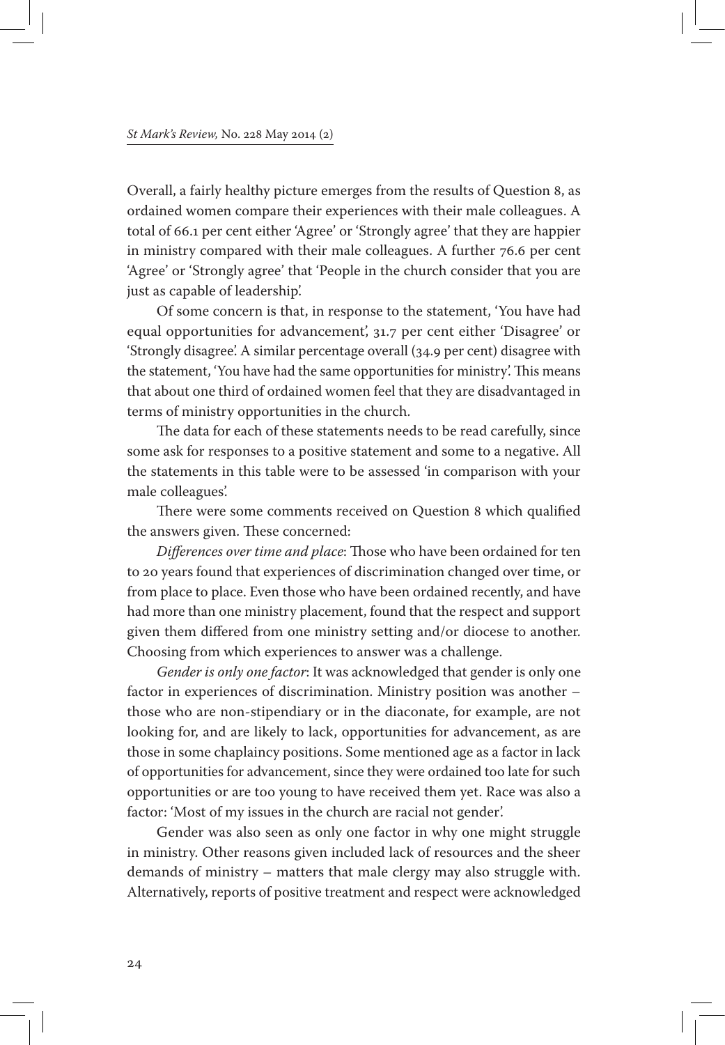Overall, a fairly healthy picture emerges from the results of Question 8, as ordained women compare their experiences with their male colleagues. A total of 66.1 per cent either 'Agree' or 'Strongly agree' that they are happier in ministry compared with their male colleagues. A further 76.6 per cent 'Agree' or 'Strongly agree' that 'People in the church consider that you are just as capable of leadership'.

Of some concern is that, in response to the statement, 'You have had equal opportunities for advancement', 31.7 per cent either 'Disagree' or 'Strongly disagree'. A similar percentage overall (34.9 per cent) disagree with the statement, 'You have had the same opportunities for ministry'. This means that about one third of ordained women feel that they are disadvantaged in terms of ministry opportunities in the church.

The data for each of these statements needs to be read carefully, since some ask for responses to a positive statement and some to a negative. All the statements in this table were to be assessed 'in comparison with your male colleagues'.

There were some comments received on Question 8 which qualified the answers given. These concerned:

*Differences over time and place*: Those who have been ordained for ten to 20 years found that experiences of discrimination changed over time, or from place to place. Even those who have been ordained recently, and have had more than one ministry placement, found that the respect and support given them differed from one ministry setting and/or diocese to another. Choosing from which experiences to answer was a challenge.

*Gender is only one factor*: It was acknowledged that gender is only one factor in experiences of discrimination. Ministry position was another – those who are non-stipendiary or in the diaconate, for example, are not looking for, and are likely to lack, opportunities for advancement, as are those in some chaplaincy positions. Some mentioned age as a factor in lack of opportunities for advancement, since they were ordained too late for such opportunities or are too young to have received them yet. Race was also a factor: 'Most of my issues in the church are racial not gender'.

Gender was also seen as only one factor in why one might struggle in ministry. Other reasons given included lack of resources and the sheer demands of ministry – matters that male clergy may also struggle with. Alternatively, reports of positive treatment and respect were acknowledged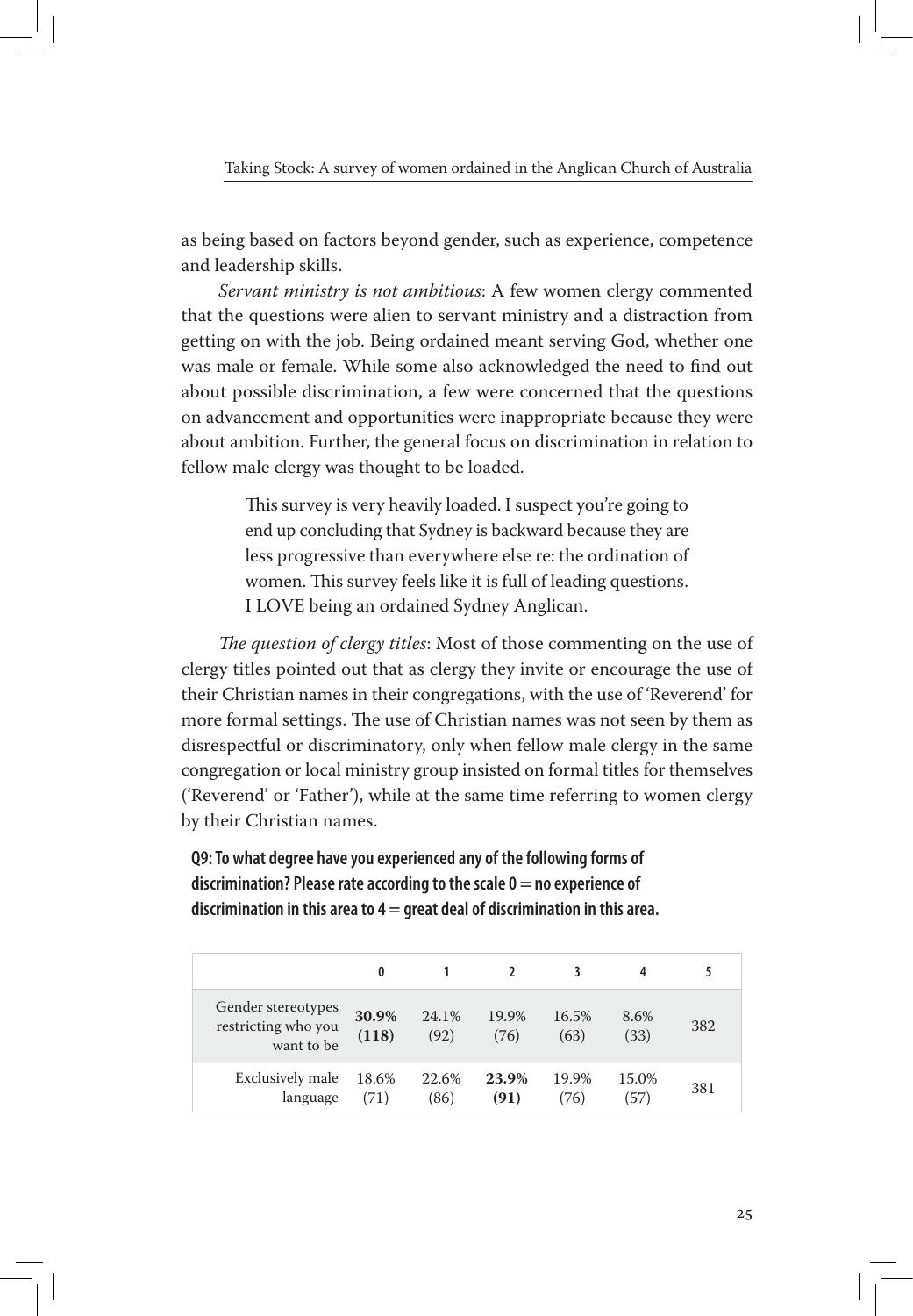as being based on factors beyond gender, such as experience, competence and leadership skills.

*Servant ministry is not ambitious*: A few women clergy commented that the questions were alien to servant ministry and a distraction from getting on with the job. Being ordained meant serving God, whether one was male or female. While some also acknowledged the need to find out about possible discrimination, a few were concerned that the questions on advancement and opportunities were inappropriate because they were about ambition. Further, the general focus on discrimination in relation to fellow male clergy was thought to be loaded.

> This survey is very heavily loaded. I suspect you're going to end up concluding that Sydney is backward because they are less progressive than everywhere else re: the ordination of women. This survey feels like it is full of leading questions. I LOVE being an ordained Sydney Anglican.

*The question of clergy titles*: Most of those commenting on the use of clergy titles pointed out that as clergy they invite or encourage the use of their Christian names in their congregations, with the use of 'Reverend' for more formal settings. The use of Christian names was not seen by them as disrespectful or discriminatory, only when fellow male clergy in the same congregation or local ministry group insisted on formal titles for themselves ('Reverend' or 'Father'), while at the same time referring to women clergy by their Christian names.

**Q9: To what degree have you experienced any of the following forms of discrimination? Please rate according to the scale 0 = no experience of discrimination in this area to 4 = great deal of discrimination in this area.**

| | 0 | 1 | 2 | 3 | 4 | 5 |
|---|---|---|---|---|---|---|
| Gender stereotypes restricting who you want to be | **30.9% (118)** | 24.1% (92) | 19.9% (76) | 16.5% (63) | 8.6% (33) | 382 |
| Exclusively male language | 18.6% (71) | 22.6% (86) | **23.9% (91)** | 19.9% (76) | 15.0% (57) | 381 |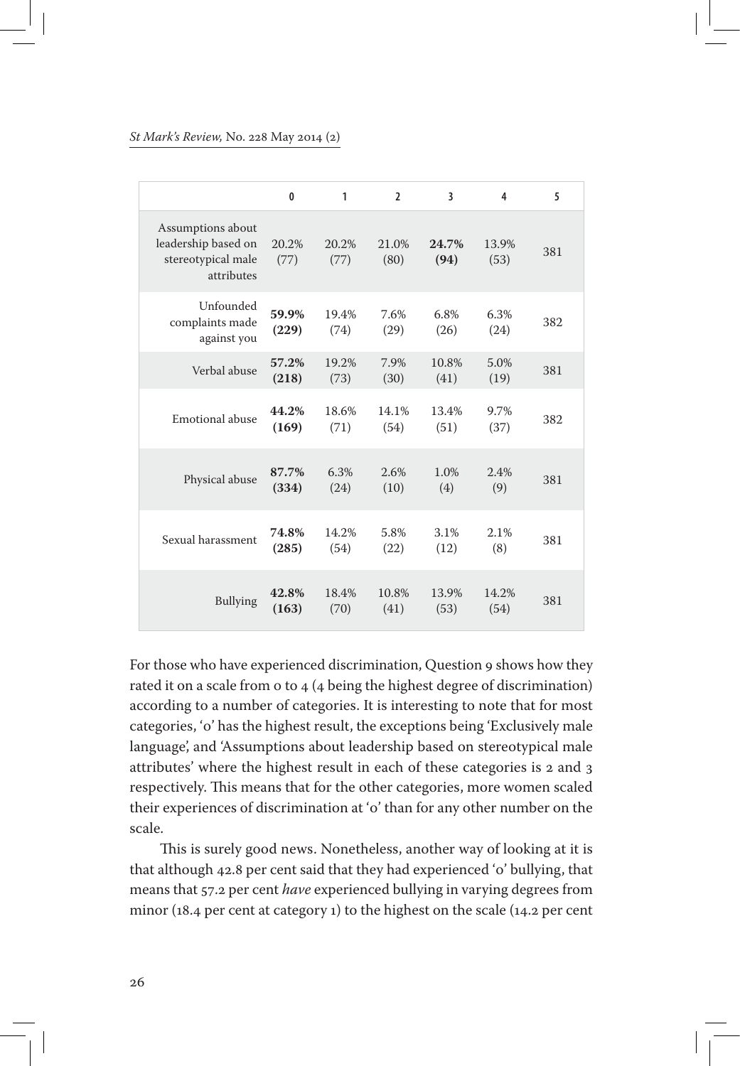| | 0 | 1 | 2 | 3 | 4 | 5 |
|---|---|---|---|---|---|---|
| Assumptions about leadership based on stereotypical male attributes | 20.2% (77) | 20.2% (77) | 21.0% (80) | **24.7% (94)** | 13.9% (53) | 381 |
| Unfounded complaints made against you | **59.9% (229)** | 19.4% (74) | 7.6% (29) | 6.8% (26) | 6.3% (24) | 382 |
| Verbal abuse | **57.2% (218)** | 19.2% (73) | 7.9% (30) | 10.8% (41) | 5.0% (19) | 381 |
| Emotional abuse | **44.2% (169)** | 18.6% (71) | 14.1% (54) | 13.4% (51) | 9.7% (37) | 382 |
| Physical abuse | **87.7% (334)** | 6.3% (24) | 2.6% (10) | 1.0% (4) | 2.4% (9) | 381 |
| Sexual harassment | **74.8% (285)** | 14.2% (54) | 5.8% (22) | 3.1% (12) | 2.1% (8) | 381 |
| Bullying | **42.8% (163)** | 18.4% (70) | 10.8% (41) | 13.9% (53) | 14.2% (54) | 381 |

For those who have experienced discrimination, Question 9 shows how they rated it on a scale from 0 to 4 (4 being the highest degree of discrimination) according to a number of categories. It is interesting to note that for most categories, '0' has the highest result, the exceptions being 'Exclusively male language', and 'Assumptions about leadership based on stereotypical male attributes' where the highest result in each of these categories is 2 and 3 respectively. This means that for the other categories, more women scaled their experiences of discrimination at '0' than for any other number on the scale.

This is surely good news. Nonetheless, another way of looking at it is that although 42.8 per cent said that they had experienced '0' bullying, that means that 57.2 per cent *have* experienced bullying in varying degrees from minor (18.4 per cent at category 1) to the highest on the scale (14.2 per cent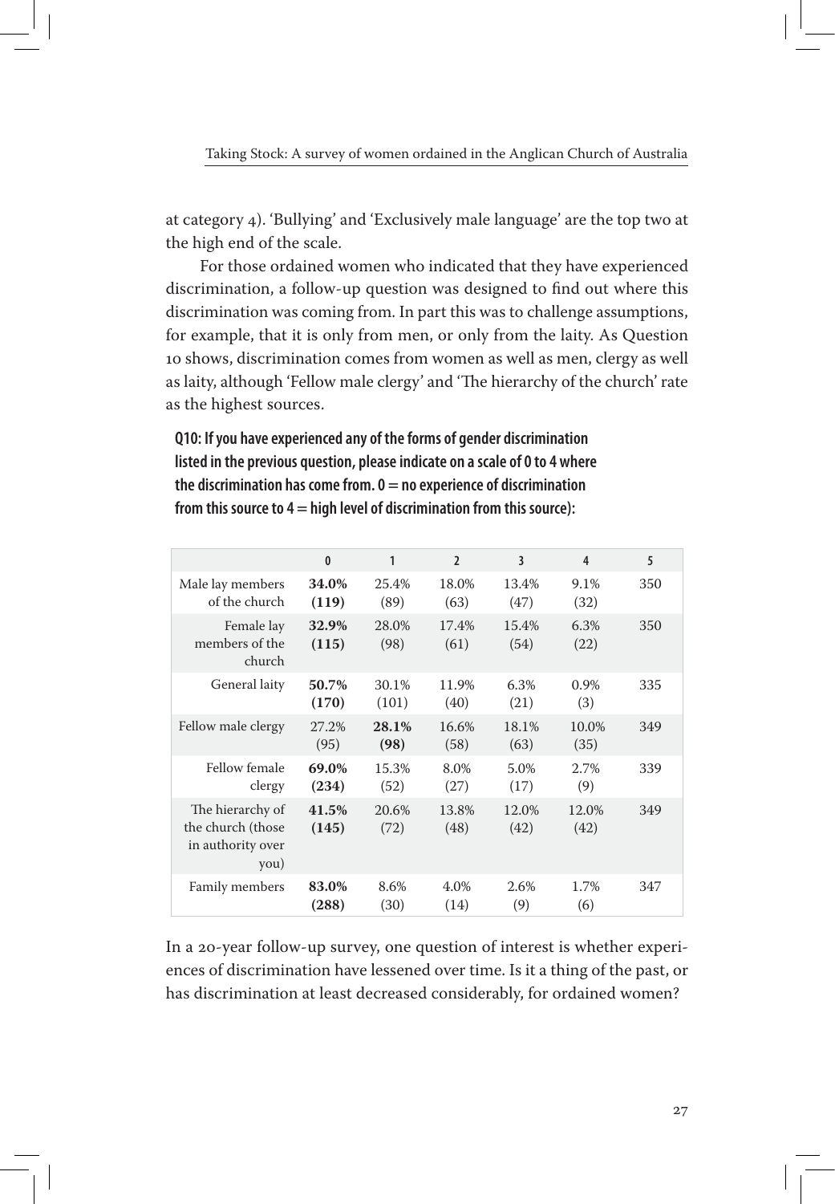at category 4). 'Bullying' and 'Exclusively male language' are the top two at the high end of the scale.

For those ordained women who indicated that they have experienced discrimination, a follow-up question was designed to find out where this discrimination was coming from. In part this was to challenge assumptions, for example, that it is only from men, or only from the laity. As Question 10 shows, discrimination comes from women as well as men, clergy as well as laity, although 'Fellow male clergy' and 'The hierarchy of the church' rate as the highest sources.

**Q10: If you have experienced any of the forms of gender discrimination listed in the previous question, please indicate on a scale of 0 to 4 where the discrimination has come from. 0 = no experience of discrimination from this source to 4 = high level of discrimination from this source):**

| | 0 | 1 | 2 | 3 | 4 | 5 |
|---|---|---|---|---|---|---|
| Male lay members of the church | **34.0% (119)** | 25.4% (89) | 18.0% (63) | 13.4% (47) | 9.1% (32) | 350 |
| Female lay members of the church | **32.9% (115)** | 28.0% (98) | 17.4% (61) | 15.4% (54) | 6.3% (22) | 350 |
| General laity | **50.7% (170)** | 30.1% (101) | 11.9% (40) | 6.3% (21) | 0.9% (3) | 335 |
| Fellow male clergy | 27.2% (95) | **28.1% (98)** | 16.6% (58) | 18.1% (63) | 10.0% (35) | 349 |
| Fellow female clergy | **69.0% (234)** | 15.3% (52) | 8.0% (27) | 5.0% (17) | 2.7% (9) | 339 |
| The hierarchy of the church (those in authority over you) | **41.5% (145)** | 20.6% (72) | 13.8% (48) | 12.0% (42) | 12.0% (42) | 349 |
| Family members | **83.0% (288)** | 8.6% (30) | 4.0% (14) | 2.6% (9) | 1.7% (6) | 347 |

In a 20-year follow-up survey, one question of interest is whether experiences of discrimination have lessened over time. Is it a thing of the past, or has discrimination at least decreased considerably, for ordained women?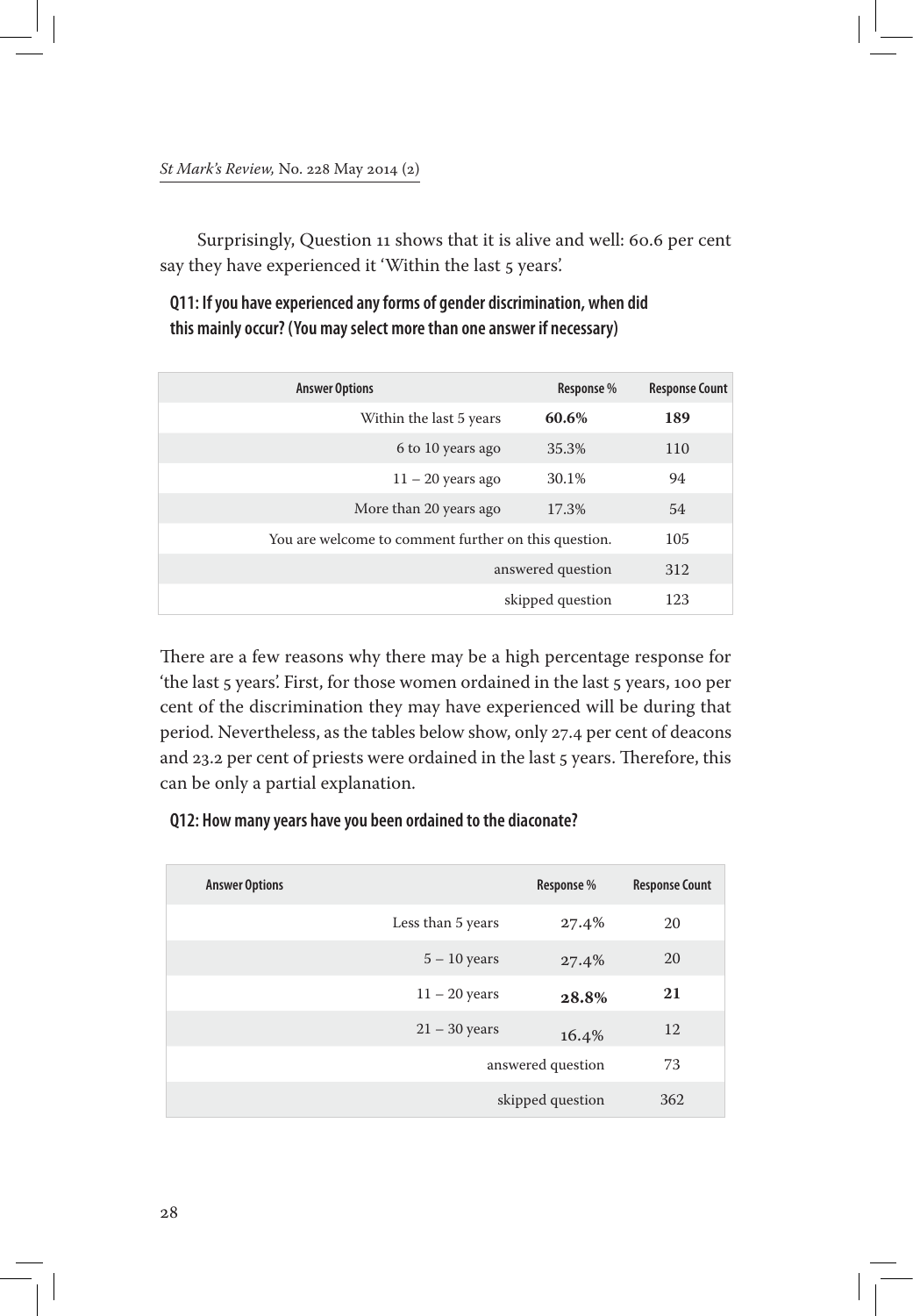Surprisingly, Question 11 shows that it is alive and well: 60.6 per cent say they have experienced it 'Within the last 5 years'.

**Q11: If you have experienced any forms of gender discrimination, when did this mainly occur? (You may select more than one answer if necessary)**

| Answer Options | Response % | Response Count |
|---|---|---|
| Within the last 5 years | **60.6%** | **189** |
| 6 to 10 years ago | 35.3% | 110 |
| 11 – 20 years ago | 30.1% | 94 |
| More than 20 years ago | 17.3% | 54 |
| You are welcome to comment further on this question. | | 105 |
| answered question | | 312 |
| skipped question | | 123 |

There are a few reasons why there may be a high percentage response for 'the last 5 years'. First, for those women ordained in the last 5 years, 100 per cent of the discrimination they may have experienced will be during that period. Nevertheless, as the tables below show, only 27.4 per cent of deacons and 23.2 per cent of priests were ordained in the last 5 years. Therefore, this can be only a partial explanation.

**Q12: How many years have you been ordained to the diaconate?**

| Answer Options | Response % | Response Count |
|---|---|---|
| Less than 5 years | 27.4% | 20 |
| 5 – 10 years | 27.4% | 20 |
| 11 – 20 years | **28.8%** | **21** |
| 21 – 30 years | 16.4% | 12 |
| answered question | | 73 |
| skipped question | | 362 |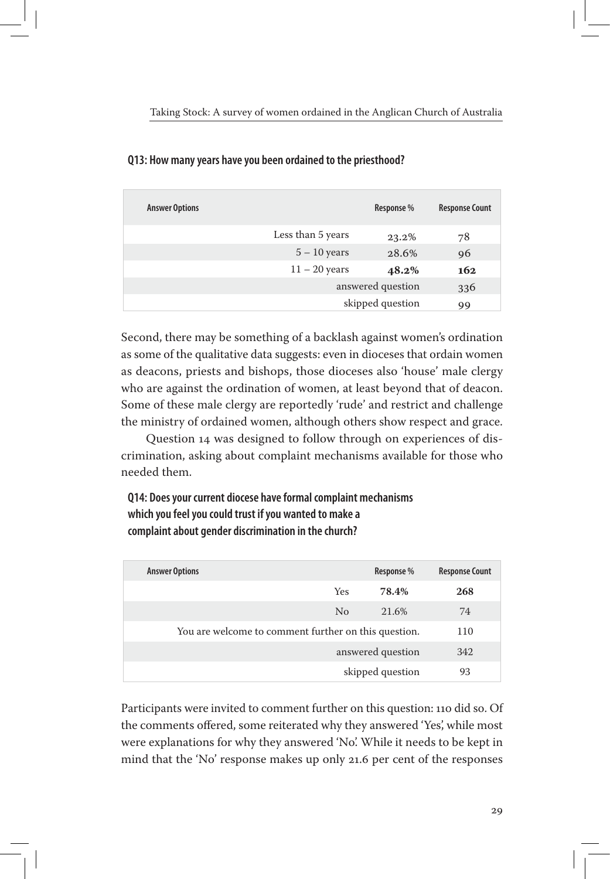**Q13: How many years have you been ordained to the priesthood?**

| Answer Options | Response % | Response Count |
|---|---|---|
| Less than 5 years | 23.2% | 78 |
| 5 – 10 years | 28.6% | 96 |
| 11 – 20 years | **48.2%** | **162** |
| answered question | | 336 |
| skipped question | | 99 |

Second, there may be something of a backlash against women's ordination as some of the qualitative data suggests: even in dioceses that ordain women as deacons, priests and bishops, those dioceses also 'house' male clergy who are against the ordination of women, at least beyond that of deacon. Some of these male clergy are reportedly 'rude' and restrict and challenge the ministry of ordained women, although others show respect and grace.

Question 14 was designed to follow through on experiences of discrimination, asking about complaint mechanisms available for those who needed them.

**Q14: Does your current diocese have formal complaint mechanisms which you feel you could trust if you wanted to make a complaint about gender discrimination in the church?**

| Answer Options | Response % | Response Count |
|---|---|---|
| Yes | **78.4%** | **268** |
| No | 21.6% | 74 |
| You are welcome to comment further on this question. | | 110 |
| answered question | | 342 |
| skipped question | | 93 |

Participants were invited to comment further on this question: 110 did so. Of the comments offered, some reiterated why they answered 'Yes', while most were explanations for why they answered 'No'. While it needs to be kept in mind that the 'No' response makes up only 21.6 per cent of the responses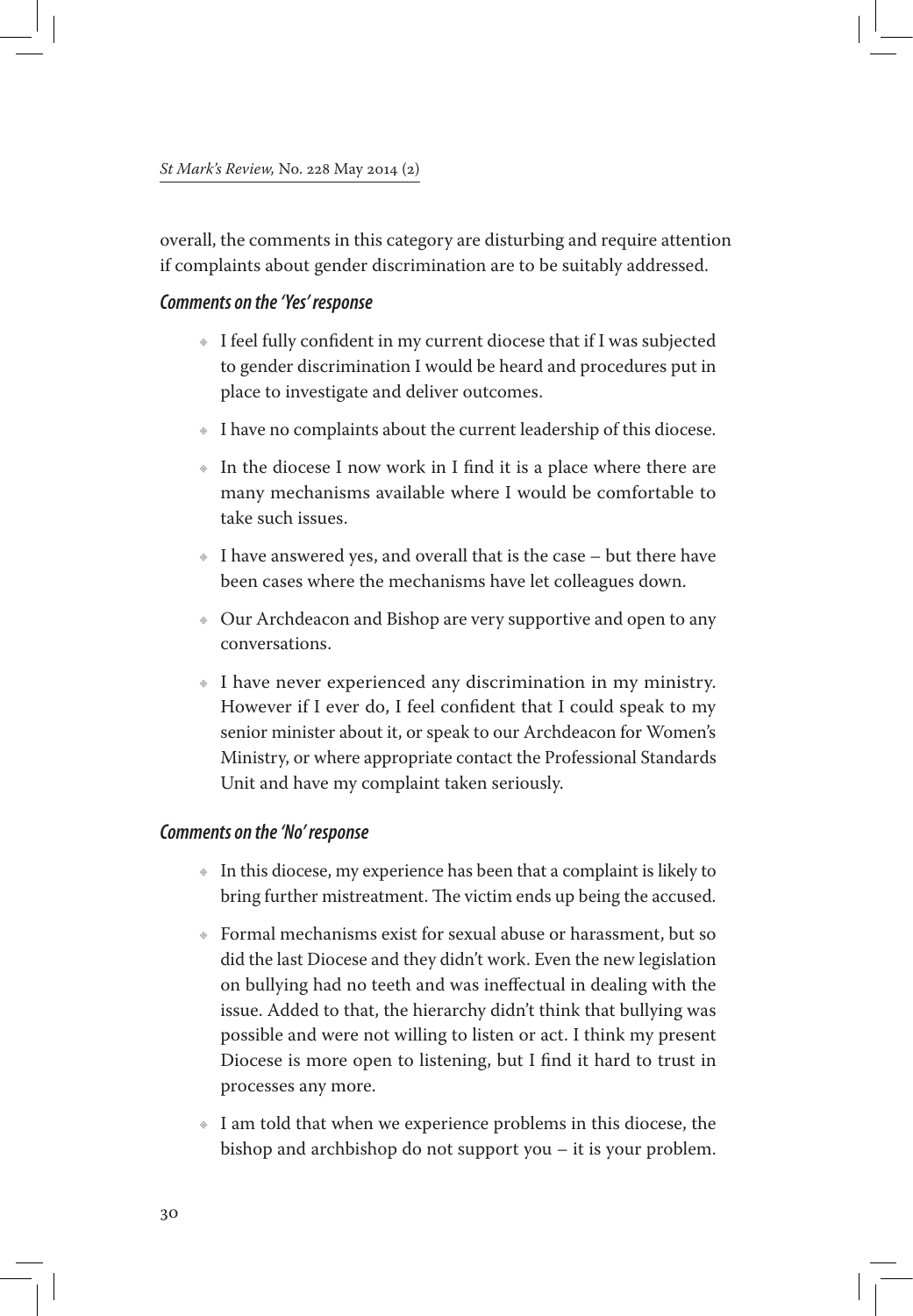overall, the comments in this category are disturbing and require attention if complaints about gender discrimination are to be suitably addressed.

### *Comments on the 'Yes' response*

- I feel fully confident in my current diocese that if I was subjected to gender discrimination I would be heard and procedures put in place to investigate and deliver outcomes.
- I have no complaints about the current leadership of this diocese.
- In the diocese I now work in I find it is a place where there are many mechanisms available where I would be comfortable to take such issues.
- I have answered yes, and overall that is the case – but there have been cases where the mechanisms have let colleagues down.
- Our Archdeacon and Bishop are very supportive and open to any conversations.
- I have never experienced any discrimination in my ministry. However if I ever do, I feel confident that I could speak to my senior minister about it, or speak to our Archdeacon for Women's Ministry, or where appropriate contact the Professional Standards Unit and have my complaint taken seriously.

### *Comments on the 'No' response*

- In this diocese, my experience has been that a complaint is likely to bring further mistreatment. The victim ends up being the accused.
- Formal mechanisms exist for sexual abuse or harassment, but so did the last Diocese and they didn't work. Even the new legislation on bullying had no teeth and was ineffectual in dealing with the issue. Added to that, the hierarchy didn't think that bullying was possible and were not willing to listen or act. I think my present Diocese is more open to listening, but I find it hard to trust in processes any more.
- I am told that when we experience problems in this diocese, the bishop and archbishop do not support you – it is your problem.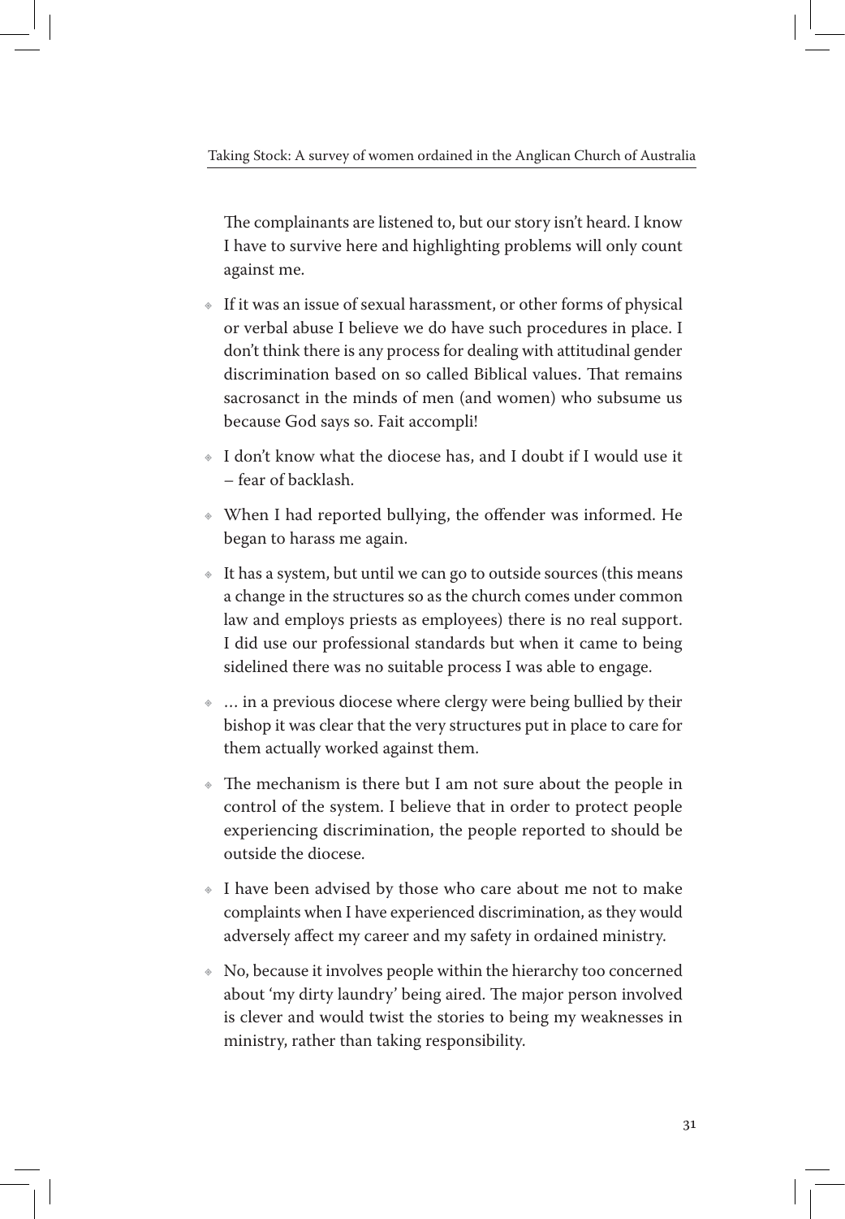The complainants are listened to, but our story isn't heard. I know I have to survive here and highlighting problems will only count against me.

- If it was an issue of sexual harassment, or other forms of physical or verbal abuse I believe we do have such procedures in place. I don't think there is any process for dealing with attitudinal gender discrimination based on so called Biblical values. That remains sacrosanct in the minds of men (and women) who subsume us because God says so. Fait accompli!
- I don't know what the diocese has, and I doubt if I would use it – fear of backlash.
- When I had reported bullying, the offender was informed. He began to harass me again.
- It has a system, but until we can go to outside sources (this means a change in the structures so as the church comes under common law and employs priests as employees) there is no real support. I did use our professional standards but when it came to being sidelined there was no suitable process I was able to engage.
- … in a previous diocese where clergy were being bullied by their bishop it was clear that the very structures put in place to care for them actually worked against them.
- The mechanism is there but I am not sure about the people in control of the system. I believe that in order to protect people experiencing discrimination, the people reported to should be outside the diocese.
- I have been advised by those who care about me not to make complaints when I have experienced discrimination, as they would adversely affect my career and my safety in ordained ministry.
- No, because it involves people within the hierarchy too concerned about 'my dirty laundry' being aired. The major person involved is clever and would twist the stories to being my weaknesses in ministry, rather than taking responsibility.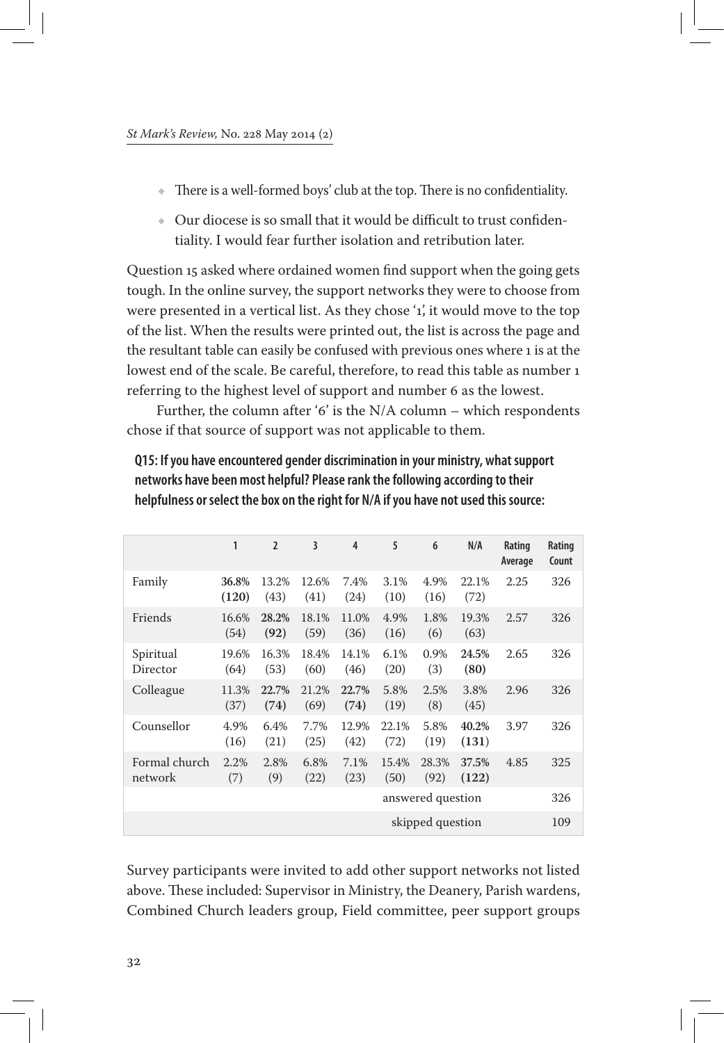- There is a well-formed boys' club at the top. There is no confidentiality.
- Our diocese is so small that it would be difficult to trust confidentiality. I would fear further isolation and retribution later.

Question 15 asked where ordained women find support when the going gets tough. In the online survey, the support networks they were to choose from were presented in a vertical list. As they chose '1', it would move to the top of the list. When the results were printed out, the list is across the page and the resultant table can easily be confused with previous ones where 1 is at the lowest end of the scale. Be careful, therefore, to read this table as number 1 referring to the highest level of support and number 6 as the lowest.

Further, the column after '6' is the N/A column – which respondents chose if that source of support was not applicable to them.

**Q15: If you have encountered gender discrimination in your ministry, what support networks have been most helpful? Please rank the following according to their helpfulness or select the box on the right for N/A if you have not used this source:**

| | 1 | 2 | 3 | 4 | 5 | 6 | N/A | Rating Average | Rating Count |
|---|---|---|---|---|---|---|---|---|---|
| Family | **36.8% (120)** | 13.2% (43) | 12.6% (41) | 7.4% (24) | 3.1% (10) | 4.9% (16) | 22.1% (72) | 2.25 | 326 |
| Friends | 16.6% (54) | **28.2% (92)** | 18.1% (59) | 11.0% (36) | 4.9% (16) | 1.8% (6) | 19.3% (63) | 2.57 | 326 |
| Spiritual Director | 19.6% (64) | 16.3% (53) | 18.4% (60) | 14.1% (46) | 6.1% (20) | 0.9% (3) | **24.5% (80)** | 2.65 | 326 |
| Colleague | 11.3% (37) | **22.7% (74)** | 21.2% (69) | **22.7% (74)** | 5.8% (19) | 2.5% (8) | 3.8% (45) | 2.96 | 326 |
| Counsellor | 4.9% (16) | 6.4% (21) | 7.7% (25) | 12.9% (42) | 22.1% (72) | 5.8% (19) | **40.2% (131)** | 3.97 | 326 |
| Formal church network | 2.2% (7) | 2.8% (9) | 6.8% (22) | 7.1% (23) | 15.4% (50) | 28.3% (92) | **37.5% (122)** | 4.85 | 325 |
| | | | | | answered question | | | | 326 |
| | | | | | skipped question | | | | 109 |

Survey participants were invited to add other support networks not listed above. These included: Supervisor in Ministry, the Deanery, Parish wardens, Combined Church leaders group, Field committee, peer support groups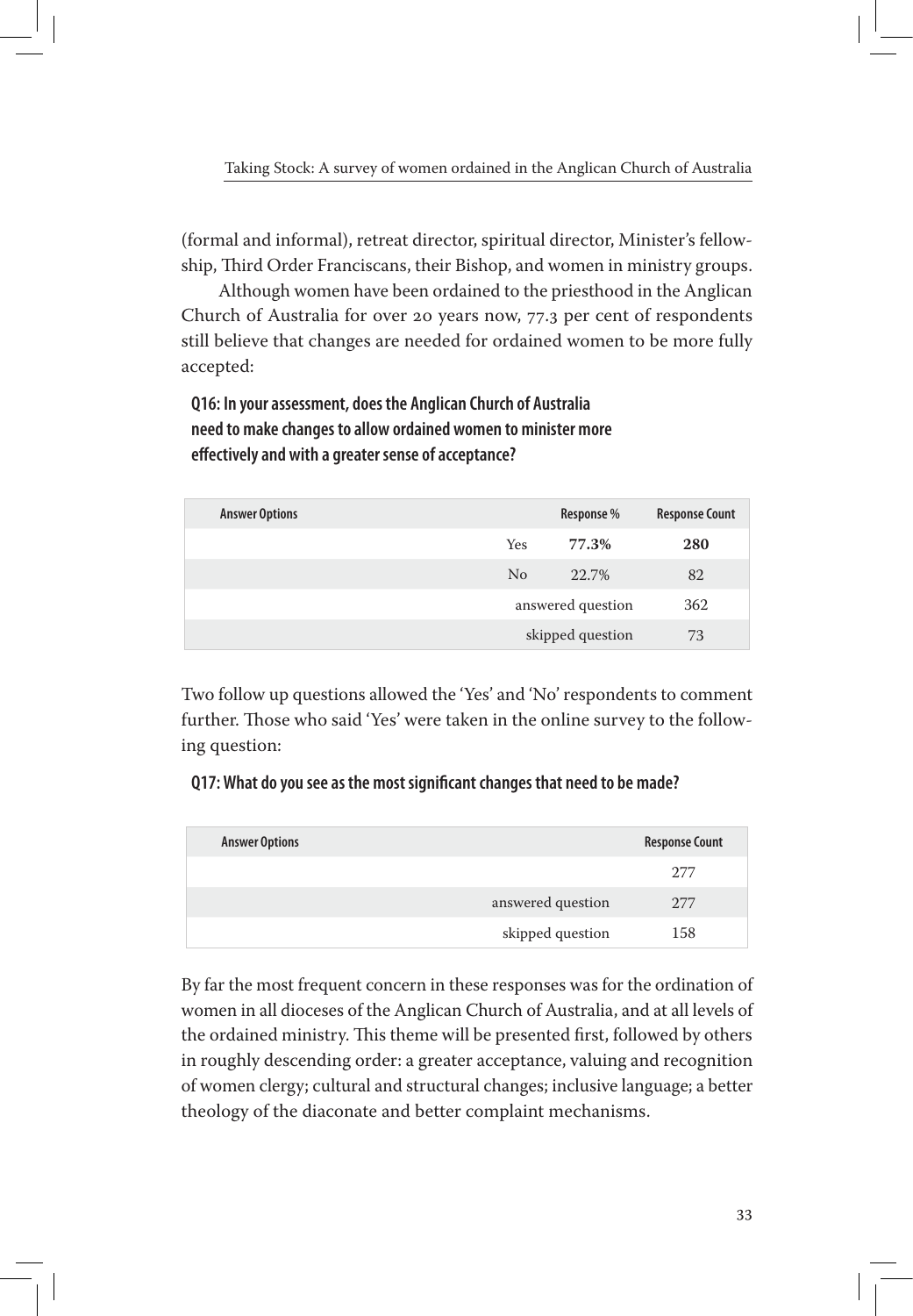(formal and informal), retreat director, spiritual director, Minister's fellowship, Third Order Franciscans, their Bishop, and women in ministry groups.

Although women have been ordained to the priesthood in the Anglican Church of Australia for over 20 years now, 77.3 per cent of respondents still believe that changes are needed for ordained women to be more fully accepted:

**Q16: In your assessment, does the Anglican Church of Australia need to make changes to allow ordained women to minister more effectively and with a greater sense of acceptance?**

| Answer Options | Response % | Response Count |
|---|---|---|
| Yes | **77.3%** | **280** |
| No | 22.7% | 82 |
| answered question | | 362 |
| skipped question | | 73 |

Two follow up questions allowed the 'Yes' and 'No' respondents to comment further. Those who said 'Yes' were taken in the online survey to the following question:

**Q17: What do you see as the most significant changes that need to be made?**

| Answer Options | Response Count |
|---|---|
| | 277 |
| answered question | 277 |
| skipped question | 158 |

By far the most frequent concern in these responses was for the ordination of women in all dioceses of the Anglican Church of Australia, and at all levels of the ordained ministry. This theme will be presented first, followed by others in roughly descending order: a greater acceptance, valuing and recognition of women clergy; cultural and structural changes; inclusive language; a better theology of the diaconate and better complaint mechanisms.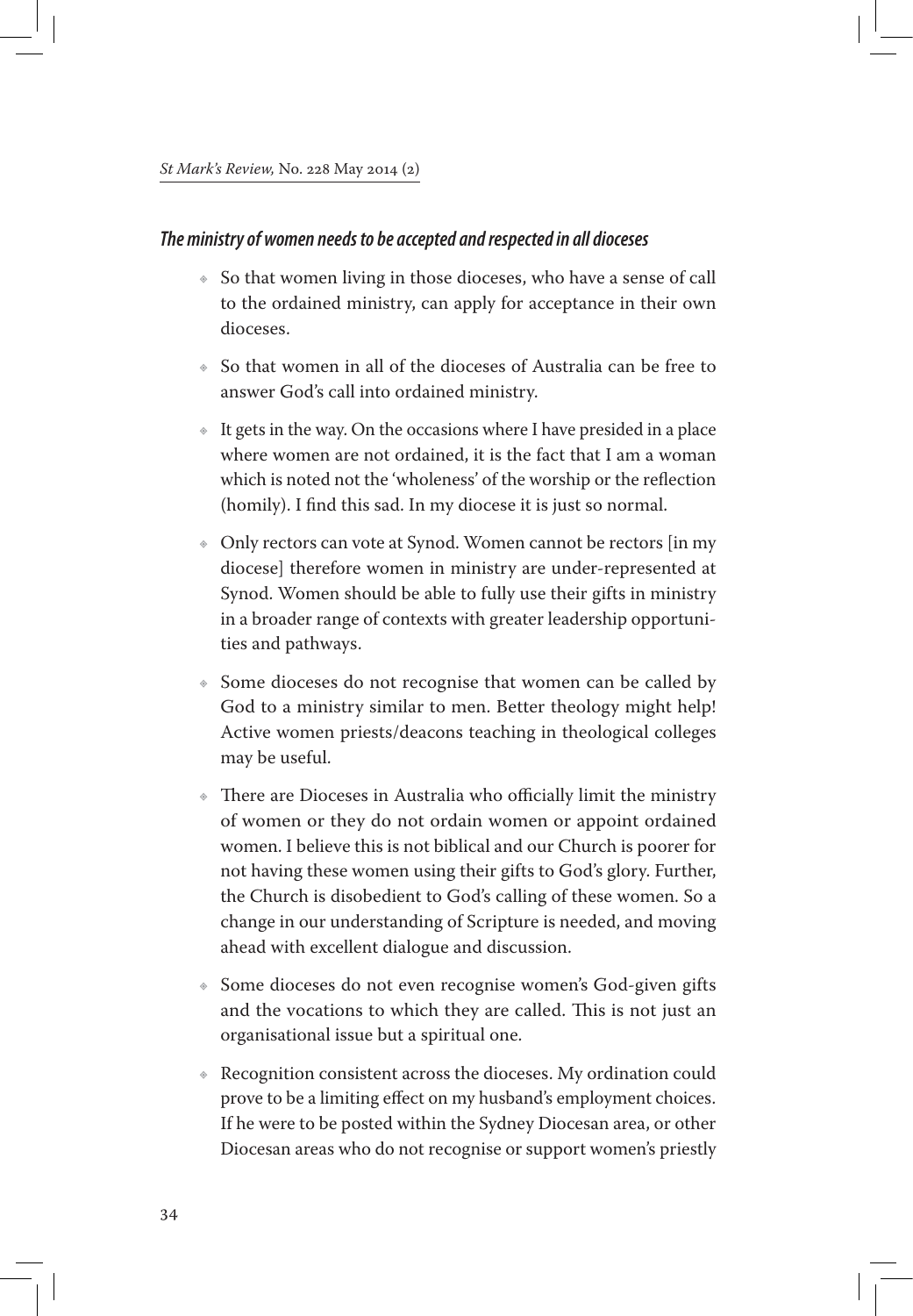### *The ministry of women needs to be accepted and respected in all dioceses*

- So that women living in those dioceses, who have a sense of call to the ordained ministry, can apply for acceptance in their own dioceses.
- So that women in all of the dioceses of Australia can be free to answer God's call into ordained ministry.
- It gets in the way. On the occasions where I have presided in a place where women are not ordained, it is the fact that I am a woman which is noted not the 'wholeness' of the worship or the reflection (homily). I find this sad. In my diocese it is just so normal.
- Only rectors can vote at Synod. Women cannot be rectors [in my diocese] therefore women in ministry are under-represented at Synod. Women should be able to fully use their gifts in ministry in a broader range of contexts with greater leadership opportunities and pathways.
- Some dioceses do not recognise that women can be called by God to a ministry similar to men. Better theology might help! Active women priests/deacons teaching in theological colleges may be useful.
- There are Dioceses in Australia who officially limit the ministry of women or they do not ordain women or appoint ordained women. I believe this is not biblical and our Church is poorer for not having these women using their gifts to God's glory. Further, the Church is disobedient to God's calling of these women. So a change in our understanding of Scripture is needed, and moving ahead with excellent dialogue and discussion.
- Some dioceses do not even recognise women's God-given gifts and the vocations to which they are called. This is not just an organisational issue but a spiritual one.
- Recognition consistent across the dioceses. My ordination could prove to be a limiting effect on my husband's employment choices. If he were to be posted within the Sydney Diocesan area, or other Diocesan areas who do not recognise or support women's priestly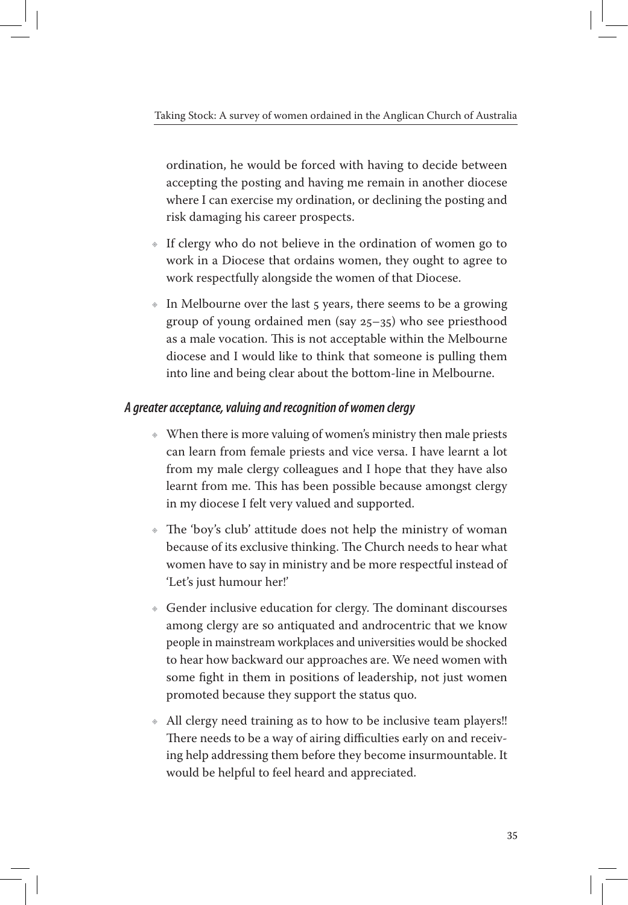ordination, he would be forced with having to decide between accepting the posting and having me remain in another diocese where I can exercise my ordination, or declining the posting and risk damaging his career prospects.

- If clergy who do not believe in the ordination of women go to work in a Diocese that ordains women, they ought to agree to work respectfully alongside the women of that Diocese.
- In Melbourne over the last 5 years, there seems to be a growing group of young ordained men (say 25–35) who see priesthood as a male vocation. This is not acceptable within the Melbourne diocese and I would like to think that someone is pulling them into line and being clear about the bottom-line in Melbourne.

### *A greater acceptance, valuing and recognition of women clergy*

- When there is more valuing of women's ministry then male priests can learn from female priests and vice versa. I have learnt a lot from my male clergy colleagues and I hope that they have also learnt from me. This has been possible because amongst clergy in my diocese I felt very valued and supported.
- The 'boy's club' attitude does not help the ministry of woman because of its exclusive thinking. The Church needs to hear what women have to say in ministry and be more respectful instead of 'Let's just humour her!'
- Gender inclusive education for clergy. The dominant discourses among clergy are so antiquated and androcentric that we know people in mainstream workplaces and universities would be shocked to hear how backward our approaches are. We need women with some fight in them in positions of leadership, not just women promoted because they support the status quo.
- All clergy need training as to how to be inclusive team players!! There needs to be a way of airing difficulties early on and receiving help addressing them before they become insurmountable. It would be helpful to feel heard and appreciated.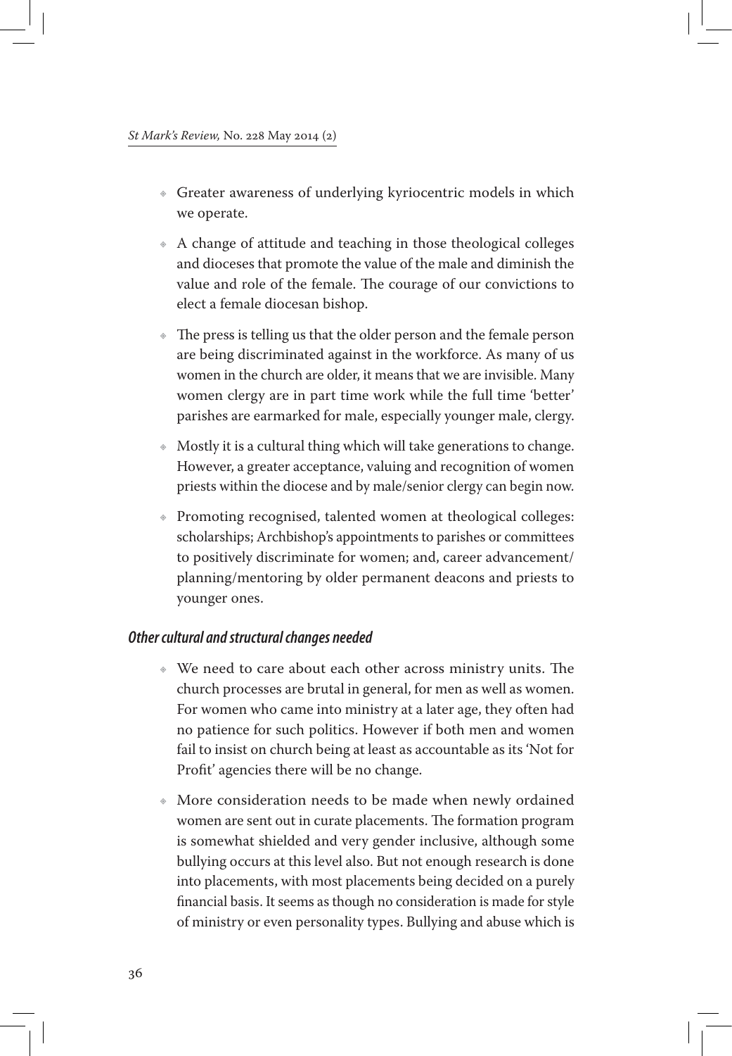- Greater awareness of underlying kyriocentric models in which we operate.
- A change of attitude and teaching in those theological colleges and dioceses that promote the value of the male and diminish the value and role of the female. The courage of our convictions to elect a female diocesan bishop.
- The press is telling us that the older person and the female person are being discriminated against in the workforce. As many of us women in the church are older, it means that we are invisible. Many women clergy are in part time work while the full time 'better' parishes are earmarked for male, especially younger male, clergy.
- Mostly it is a cultural thing which will take generations to change. However, a greater acceptance, valuing and recognition of women priests within the diocese and by male/senior clergy can begin now.
- Promoting recognised, talented women at theological colleges: scholarships; Archbishop's appointments to parishes or committees to positively discriminate for women; and, career advancement/planning/mentoring by older permanent deacons and priests to younger ones.

### *Other cultural and structural changes needed*

- We need to care about each other across ministry units. The church processes are brutal in general, for men as well as women. For women who came into ministry at a later age, they often had no patience for such politics. However if both men and women fail to insist on church being at least as accountable as its 'Not for Profit' agencies there will be no change.
- More consideration needs to be made when newly ordained women are sent out in curate placements. The formation program is somewhat shielded and very gender inclusive, although some bullying occurs at this level also. But not enough research is done into placements, with most placements being decided on a purely financial basis. It seems as though no consideration is made for style of ministry or even personality types. Bullying and abuse which is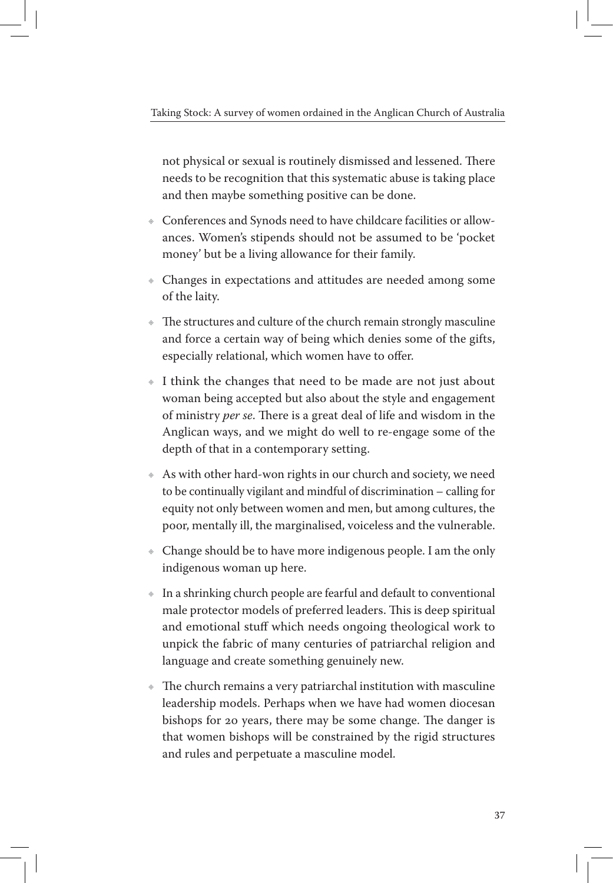not physical or sexual is routinely dismissed and lessened. There needs to be recognition that this systematic abuse is taking place and then maybe something positive can be done.

- Conferences and Synods need to have childcare facilities or allowances. Women's stipends should not be assumed to be 'pocket money' but be a living allowance for their family.
- Changes in expectations and attitudes are needed among some of the laity.
- The structures and culture of the church remain strongly masculine and force a certain way of being which denies some of the gifts, especially relational, which women have to offer.
- I think the changes that need to be made are not just about woman being accepted but also about the style and engagement of ministry *per se*. There is a great deal of life and wisdom in the Anglican ways, and we might do well to re-engage some of the depth of that in a contemporary setting.
- As with other hard-won rights in our church and society, we need to be continually vigilant and mindful of discrimination – calling for equity not only between women and men, but among cultures, the poor, mentally ill, the marginalised, voiceless and the vulnerable.
- Change should be to have more indigenous people. I am the only indigenous woman up here.
- In a shrinking church people are fearful and default to conventional male protector models of preferred leaders. This is deep spiritual and emotional stuff which needs ongoing theological work to unpick the fabric of many centuries of patriarchal religion and language and create something genuinely new.
- The church remains a very patriarchal institution with masculine leadership models. Perhaps when we have had women diocesan bishops for 20 years, there may be some change. The danger is that women bishops will be constrained by the rigid structures and rules and perpetuate a masculine model.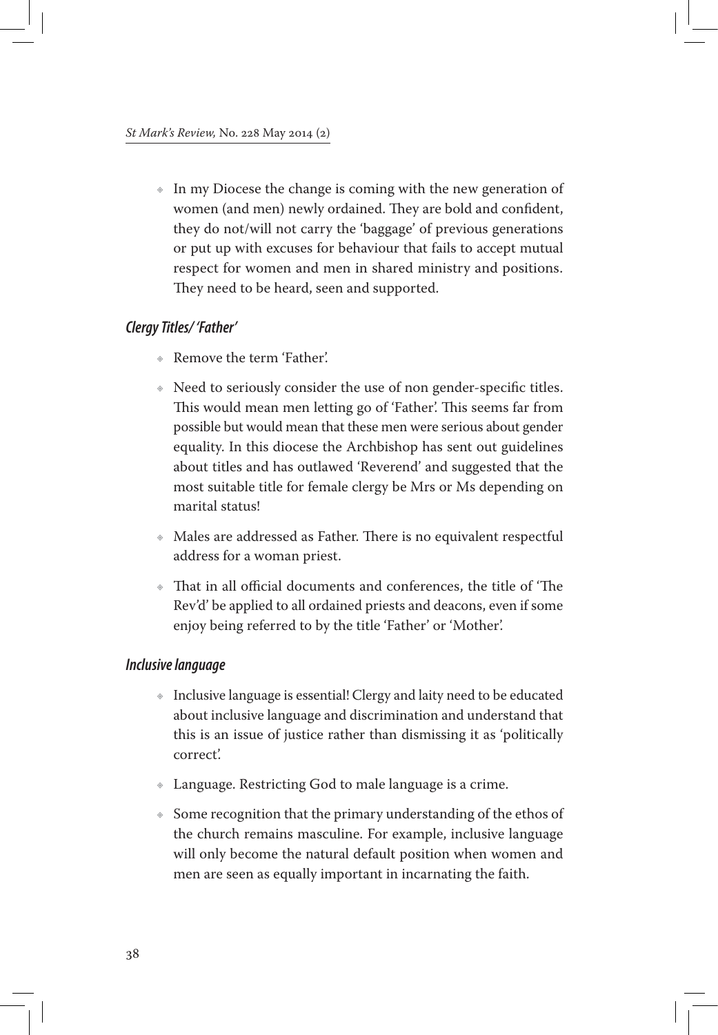- In my Diocese the change is coming with the new generation of women (and men) newly ordained. They are bold and confident, they do not/will not carry the 'baggage' of previous generations or put up with excuses for behaviour that fails to accept mutual respect for women and men in shared ministry and positions. They need to be heard, seen and supported.

### *Clergy Titles/ 'Father'*

- Remove the term 'Father'.
- Need to seriously consider the use of non gender-specific titles. This would mean men letting go of 'Father'. This seems far from possible but would mean that these men were serious about gender equality. In this diocese the Archbishop has sent out guidelines about titles and has outlawed 'Reverend' and suggested that the most suitable title for female clergy be Mrs or Ms depending on marital status!
- Males are addressed as Father. There is no equivalent respectful address for a woman priest.
- That in all official documents and conferences, the title of 'The Rev'd' be applied to all ordained priests and deacons, even if some enjoy being referred to by the title 'Father' or 'Mother'.

### *Inclusive language*

- Inclusive language is essential! Clergy and laity need to be educated about inclusive language and discrimination and understand that this is an issue of justice rather than dismissing it as 'politically correct'.
- Language. Restricting God to male language is a crime.
- Some recognition that the primary understanding of the ethos of the church remains masculine. For example, inclusive language will only become the natural default position when women and men are seen as equally important in incarnating the faith.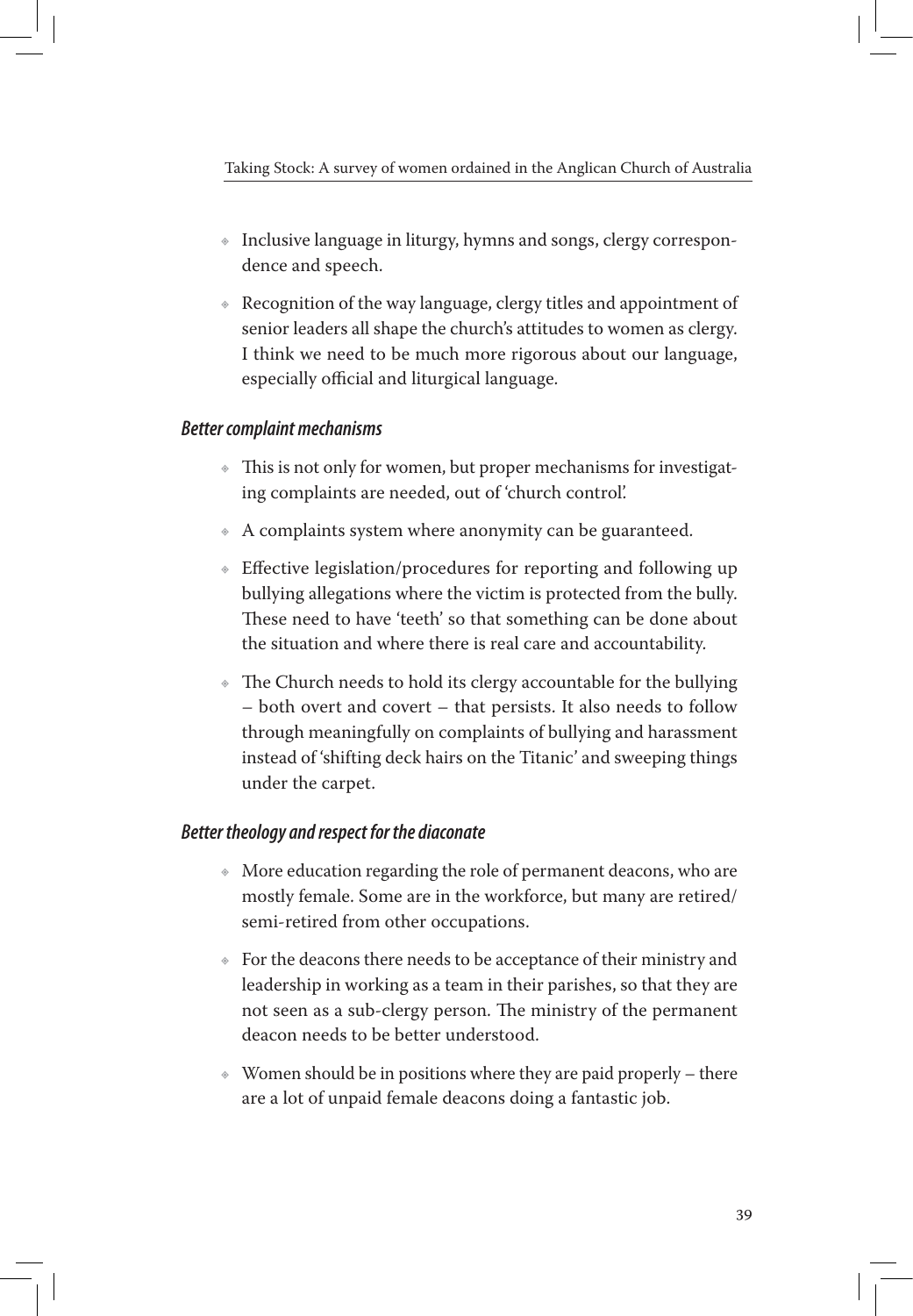- Inclusive language in liturgy, hymns and songs, clergy correspondence and speech.
- Recognition of the way language, clergy titles and appointment of senior leaders all shape the church's attitudes to women as clergy. I think we need to be much more rigorous about our language, especially official and liturgical language.

### *Better complaint mechanisms*

- This is not only for women, but proper mechanisms for investigating complaints are needed, out of 'church control'.
- A complaints system where anonymity can be guaranteed.
- Effective legislation/procedures for reporting and following up bullying allegations where the victim is protected from the bully. These need to have 'teeth' so that something can be done about the situation and where there is real care and accountability.
- The Church needs to hold its clergy accountable for the bullying – both overt and covert – that persists. It also needs to follow through meaningfully on complaints of bullying and harassment instead of 'shifting deck hairs on the Titanic' and sweeping things under the carpet.

### *Better theology and respect for the diaconate*

- More education regarding the role of permanent deacons, who are mostly female. Some are in the workforce, but many are retired/semi-retired from other occupations.
- For the deacons there needs to be acceptance of their ministry and leadership in working as a team in their parishes, so that they are not seen as a sub-clergy person. The ministry of the permanent deacon needs to be better understood.
- Women should be in positions where they are paid properly – there are a lot of unpaid female deacons doing a fantastic job.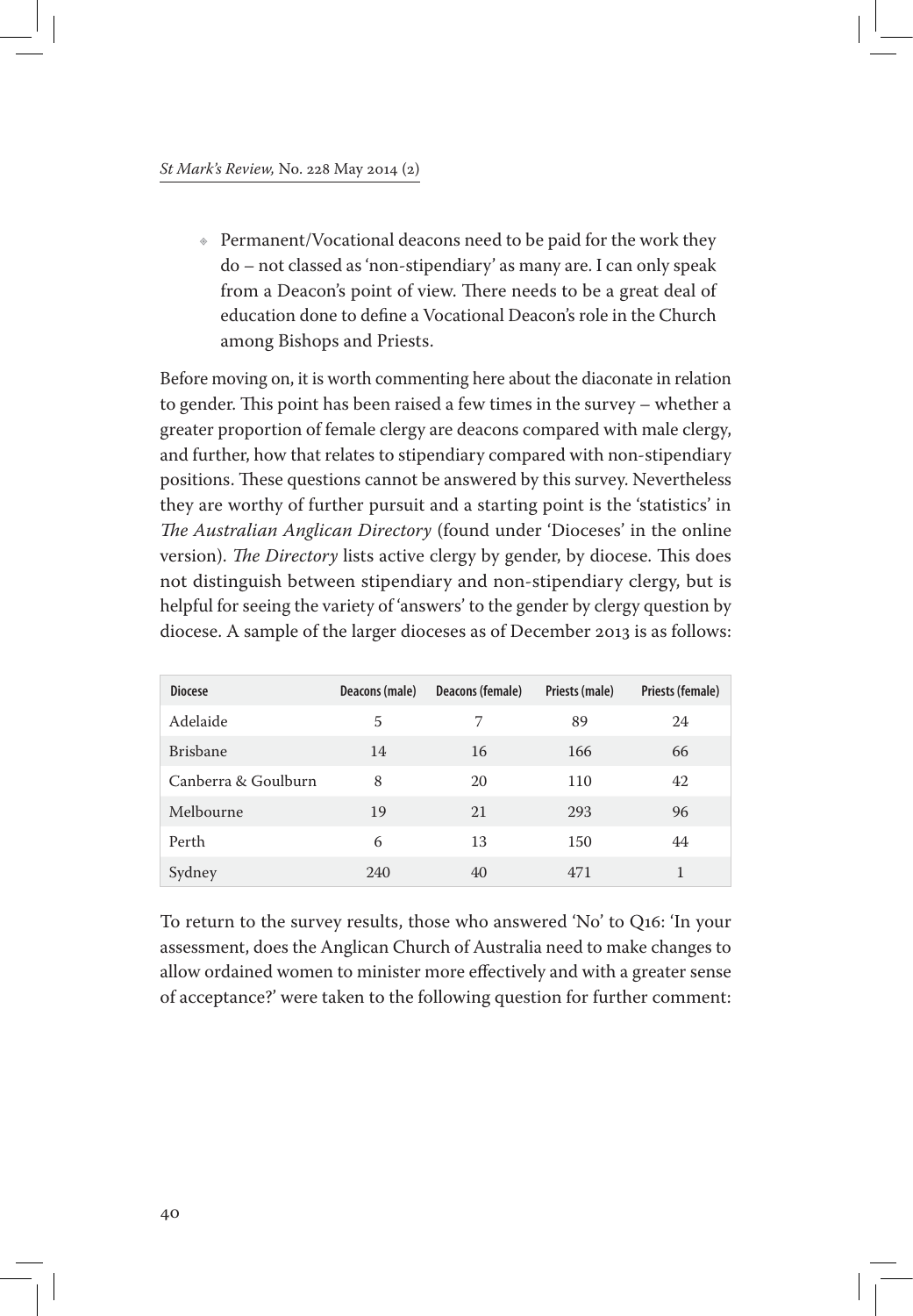- Permanent/Vocational deacons need to be paid for the work they do – not classed as 'non-stipendiary' as many are. I can only speak from a Deacon's point of view. There needs to be a great deal of education done to define a Vocational Deacon's role in the Church among Bishops and Priests.

Before moving on, it is worth commenting here about the diaconate in relation to gender. This point has been raised a few times in the survey – whether a greater proportion of female clergy are deacons compared with male clergy, and further, how that relates to stipendiary compared with non-stipendiary positions. These questions cannot be answered by this survey. Nevertheless they are worthy of further pursuit and a starting point is the 'statistics' in *The Australian Anglican Directory* (found under 'Dioceses' in the online version). *The Directory* lists active clergy by gender, by diocese. This does not distinguish between stipendiary and non-stipendiary clergy, but is helpful for seeing the variety of 'answers' to the gender by clergy question by diocese. A sample of the larger dioceses as of December 2013 is as follows:

| Diocese | Deacons (male) | Deacons (female) | Priests (male) | Priests (female) |
|---|---|---|---|---|
| Adelaide | 5 | 7 | 89 | 24 |
| Brisbane | 14 | 16 | 166 | 66 |
| Canberra & Goulburn | 8 | 20 | 110 | 42 |
| Melbourne | 19 | 21 | 293 | 96 |
| Perth | 6 | 13 | 150 | 44 |
| Sydney | 240 | 40 | 471 | 1 |

To return to the survey results, those who answered 'No' to Q16: 'In your assessment, does the Anglican Church of Australia need to make changes to allow ordained women to minister more effectively and with a greater sense of acceptance?' were taken to the following question for further comment: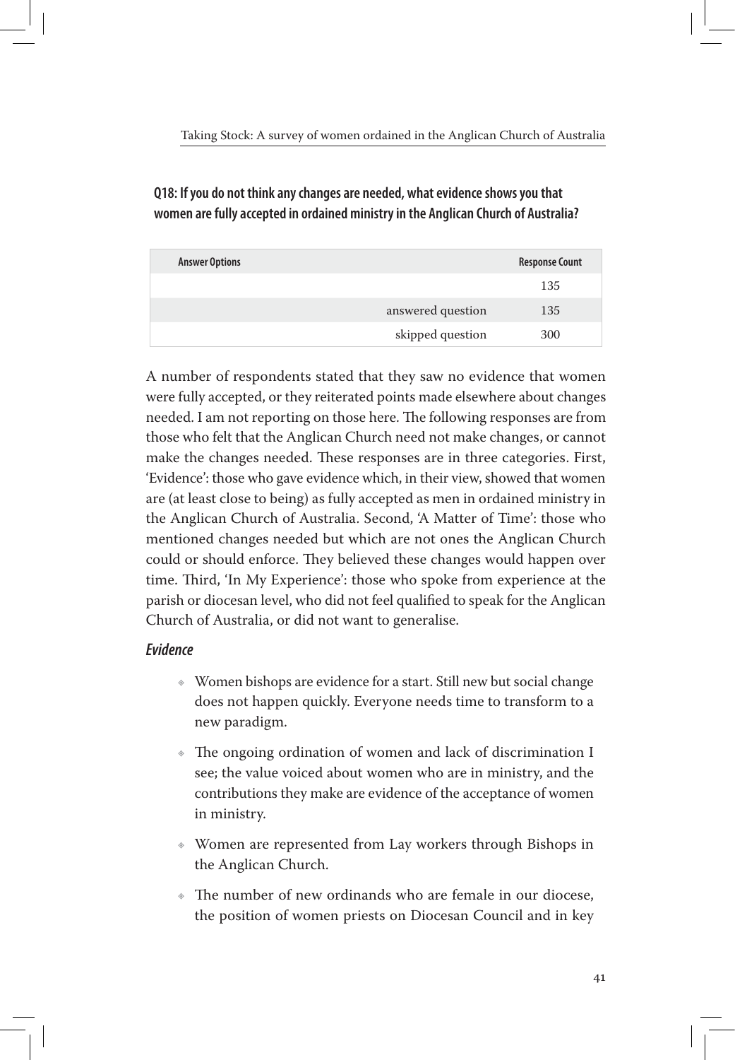**Q18: If you do not think any changes are needed, what evidence shows you that women are fully accepted in ordained ministry in the Anglican Church of Australia?**

| Answer Options | Response Count |
|---|---|
| | 135 |
| answered question | 135 |
| skipped question | 300 |

A number of respondents stated that they saw no evidence that women were fully accepted, or they reiterated points made elsewhere about changes needed. I am not reporting on those here. The following responses are from those who felt that the Anglican Church need not make changes, or cannot make the changes needed. These responses are in three categories. First, 'Evidence': those who gave evidence which, in their view, showed that women are (at least close to being) as fully accepted as men in ordained ministry in the Anglican Church of Australia. Second, 'A Matter of Time': those who mentioned changes needed but which are not ones the Anglican Church could or should enforce. They believed these changes would happen over time. Third, 'In My Experience': those who spoke from experience at the parish or diocesan level, who did not feel qualified to speak for the Anglican Church of Australia, or did not want to generalise.

### *Evidence*

- Women bishops are evidence for a start. Still new but social change does not happen quickly. Everyone needs time to transform to a new paradigm.
- The ongoing ordination of women and lack of discrimination I see; the value voiced about women who are in ministry, and the contributions they make are evidence of the acceptance of women in ministry.
- Women are represented from Lay workers through Bishops in the Anglican Church.
- The number of new ordinands who are female in our diocese, the position of women priests on Diocesan Council and in key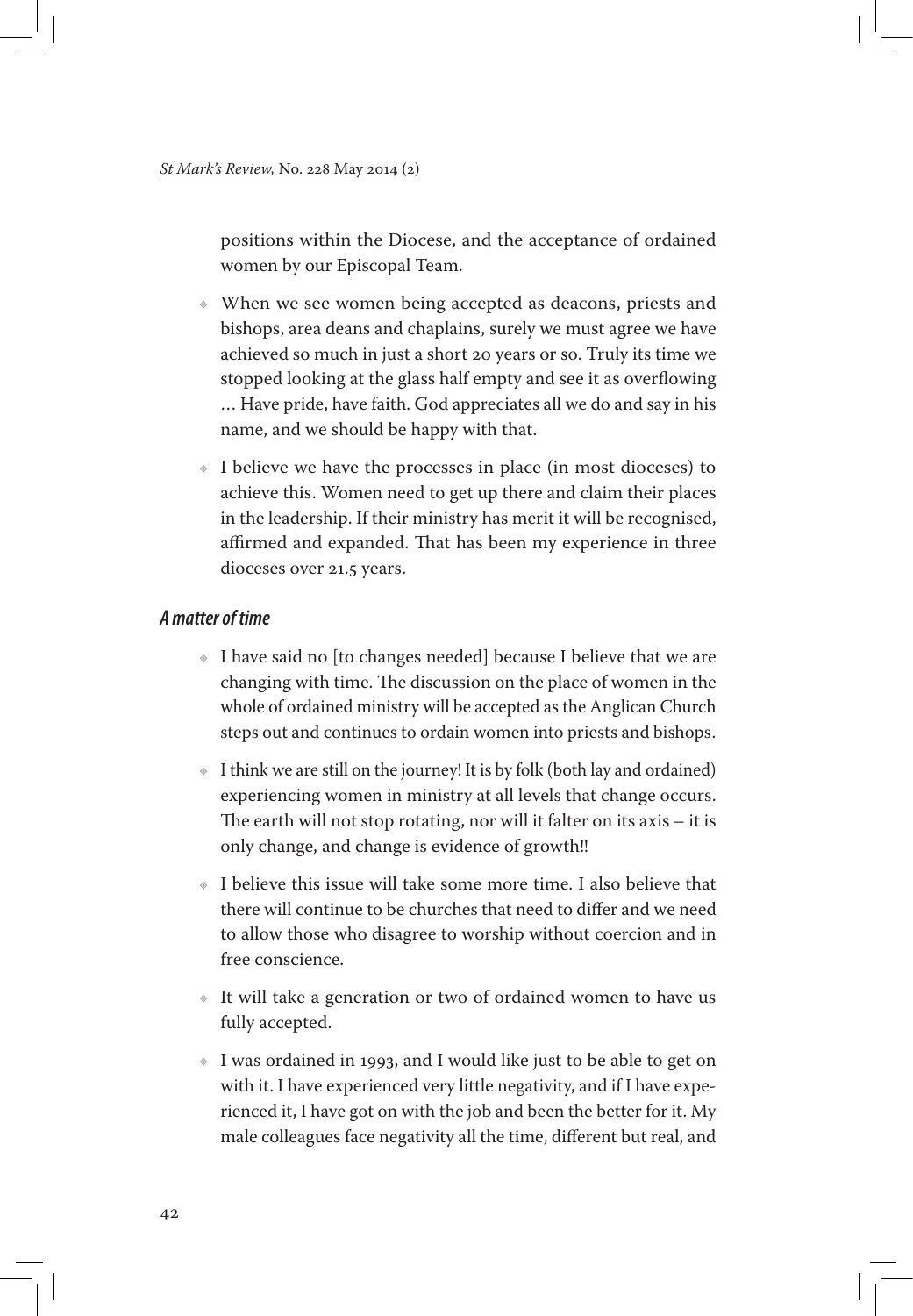positions within the Diocese, and the acceptance of ordained women by our Episcopal Team.

- When we see women being accepted as deacons, priests and bishops, area deans and chaplains, surely we must agree we have achieved so much in just a short 20 years or so. Truly its time we stopped looking at the glass half empty and see it as overflowing … Have pride, have faith. God appreciates all we do and say in his name, and we should be happy with that.
- I believe we have the processes in place (in most dioceses) to achieve this. Women need to get up there and claim their places in the leadership. If their ministry has merit it will be recognised, affirmed and expanded. That has been my experience in three dioceses over 21.5 years.

### *A matter of time*

- I have said no [to changes needed] because I believe that we are changing with time. The discussion on the place of women in the whole of ordained ministry will be accepted as the Anglican Church steps out and continues to ordain women into priests and bishops.
- I think we are still on the journey! It is by folk (both lay and ordained) experiencing women in ministry at all levels that change occurs. The earth will not stop rotating, nor will it falter on its axis – it is only change, and change is evidence of growth!!
- I believe this issue will take some more time. I also believe that there will continue to be churches that need to differ and we need to allow those who disagree to worship without coercion and in free conscience.
- It will take a generation or two of ordained women to have us fully accepted.
- I was ordained in 1993, and I would like just to be able to get on with it. I have experienced very little negativity, and if I have experienced it, I have got on with the job and been the better for it. My male colleagues face negativity all the time, different but real, and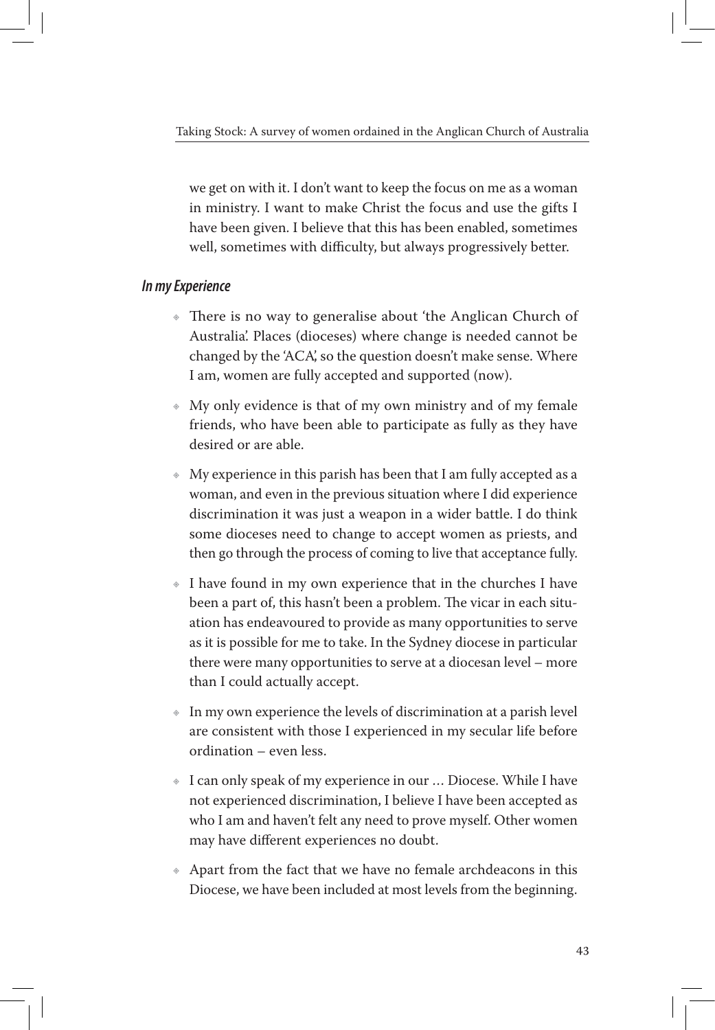we get on with it. I don't want to keep the focus on me as a woman in ministry. I want to make Christ the focus and use the gifts I have been given. I believe that this has been enabled, sometimes well, sometimes with difficulty, but always progressively better.

### *In my Experience*

- There is no way to generalise about 'the Anglican Church of Australia'. Places (dioceses) where change is needed cannot be changed by the 'ACA', so the question doesn't make sense. Where I am, women are fully accepted and supported (now).
- My only evidence is that of my own ministry and of my female friends, who have been able to participate as fully as they have desired or are able.
- My experience in this parish has been that I am fully accepted as a woman, and even in the previous situation where I did experience discrimination it was just a weapon in a wider battle. I do think some dioceses need to change to accept women as priests, and then go through the process of coming to live that acceptance fully.
- I have found in my own experience that in the churches I have been a part of, this hasn't been a problem. The vicar in each situation has endeavoured to provide as many opportunities to serve as it is possible for me to take. In the Sydney diocese in particular there were many opportunities to serve at a diocesan level – more than I could actually accept.
- In my own experience the levels of discrimination at a parish level are consistent with those I experienced in my secular life before ordination – even less.
- I can only speak of my experience in our … Diocese. While I have not experienced discrimination, I believe I have been accepted as who I am and haven't felt any need to prove myself. Other women may have different experiences no doubt.
- Apart from the fact that we have no female archdeacons in this Diocese, we have been included at most levels from the beginning.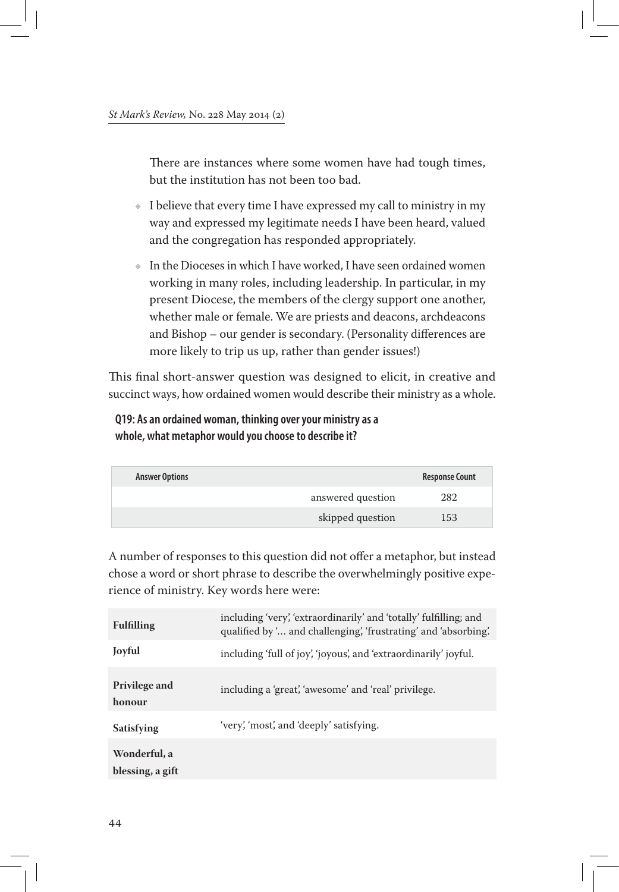There are instances where some women have had tough times, but the institution has not been too bad.

- I believe that every time I have expressed my call to ministry in my way and expressed my legitimate needs I have been heard, valued and the congregation has responded appropriately.
- In the Dioceses in which I have worked, I have seen ordained women working in many roles, including leadership. In particular, in my present Diocese, the members of the clergy support one another, whether male or female. We are priests and deacons, archdeacons and Bishop – our gender is secondary. (Personality differences are more likely to trip us up, rather than gender issues!)

This final short-answer question was designed to elicit, in creative and succinct ways, how ordained women would describe their ministry as a whole.

**Q19: As an ordained woman, thinking over your ministry as a whole, what metaphor would you choose to describe it?**

| Answer Options | | Response Count |
|---|---|---|
| | answered question | 282 |
| | skipped question | 153 |

A number of responses to this question did not offer a metaphor, but instead chose a word or short phrase to describe the overwhelmingly positive experience of ministry. Key words here were:

| | |
|---|---|
| **Fulfilling** | including 'very', 'extraordinarily' and 'totally' fulfilling; and qualified by '… and challenging', 'frustrating' and 'absorbing'. |
| **Joyful** | including 'full of joy', 'joyous', and 'extraordinarily' joyful. |
| **Privilege and honour** | including a 'great', 'awesome' and 'real' privilege. |
| **Satisfying** | 'very', 'most', and 'deeply' satisfying. |
| **Wonderful, a blessing, a gift** | |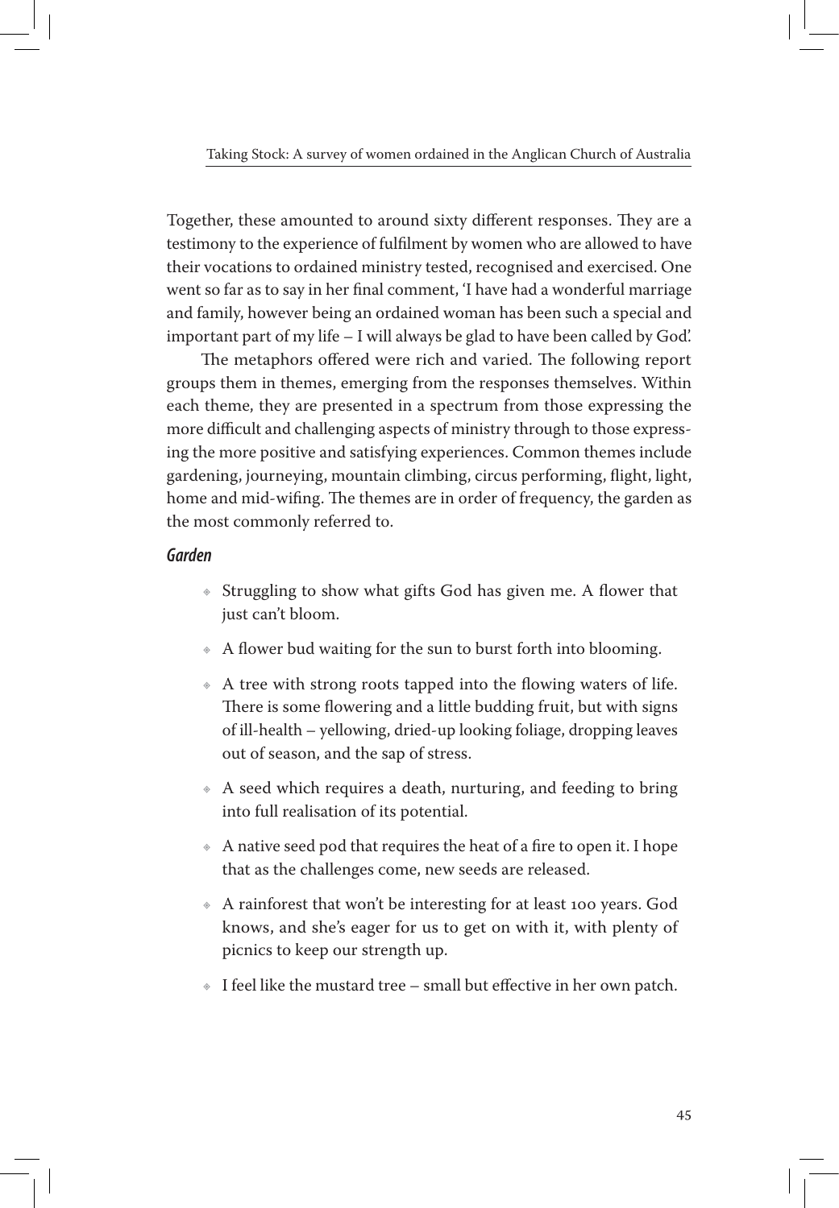Together, these amounted to around sixty different responses. They are a testimony to the experience of fulfilment by women who are allowed to have their vocations to ordained ministry tested, recognised and exercised. One went so far as to say in her final comment, 'I have had a wonderful marriage and family, however being an ordained woman has been such a special and important part of my life – I will always be glad to have been called by God'.

The metaphors offered were rich and varied. The following report groups them in themes, emerging from the responses themselves. Within each theme, they are presented in a spectrum from those expressing the more difficult and challenging aspects of ministry through to those expressing the more positive and satisfying experiences. Common themes include gardening, journeying, mountain climbing, circus performing, flight, light, home and mid-wifing. The themes are in order of frequency, the garden as the most commonly referred to.

### *Garden*

- Struggling to show what gifts God has given me. A flower that just can't bloom.
- A flower bud waiting for the sun to burst forth into blooming.
- A tree with strong roots tapped into the flowing waters of life. There is some flowering and a little budding fruit, but with signs of ill-health – yellowing, dried-up looking foliage, dropping leaves out of season, and the sap of stress.
- A seed which requires a death, nurturing, and feeding to bring into full realisation of its potential.
- A native seed pod that requires the heat of a fire to open it. I hope that as the challenges come, new seeds are released.
- A rainforest that won't be interesting for at least 100 years. God knows, and she's eager for us to get on with it, with plenty of picnics to keep our strength up.
- I feel like the mustard tree – small but effective in her own patch.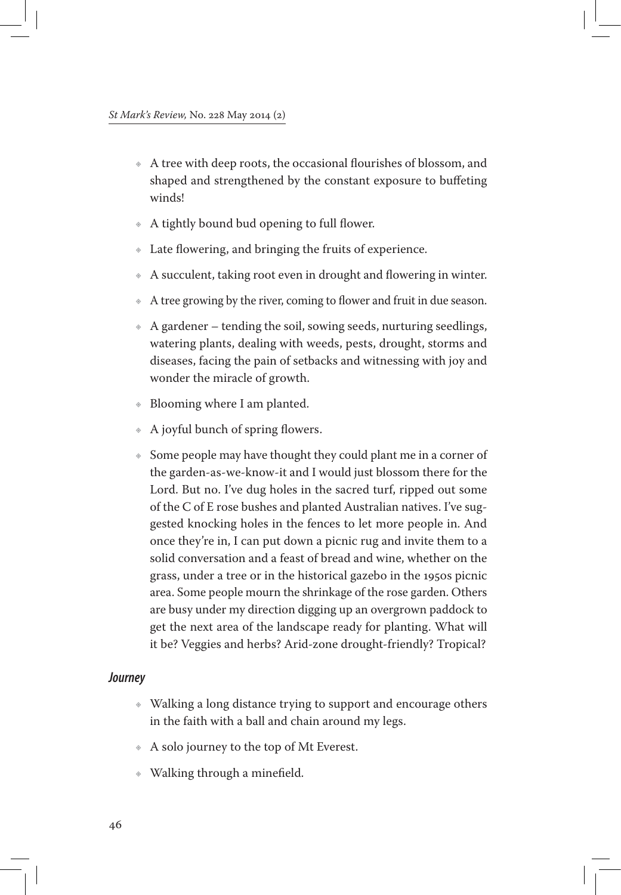- A tree with deep roots, the occasional flourishes of blossom, and shaped and strengthened by the constant exposure to buffeting winds!
- A tightly bound bud opening to full flower.
- Late flowering, and bringing the fruits of experience.
- A succulent, taking root even in drought and flowering in winter.
- A tree growing by the river, coming to flower and fruit in due season.
- A gardener – tending the soil, sowing seeds, nurturing seedlings, watering plants, dealing with weeds, pests, drought, storms and diseases, facing the pain of setbacks and witnessing with joy and wonder the miracle of growth.
- Blooming where I am planted.
- A joyful bunch of spring flowers.
- Some people may have thought they could plant me in a corner of the garden-as-we-know-it and I would just blossom there for the Lord. But no. I've dug holes in the sacred turf, ripped out some of the C of E rose bushes and planted Australian natives. I've suggested knocking holes in the fences to let more people in. And once they're in, I can put down a picnic rug and invite them to a solid conversation and a feast of bread and wine, whether on the grass, under a tree or in the historical gazebo in the 1950s picnic area. Some people mourn the shrinkage of the rose garden. Others are busy under my direction digging up an overgrown paddock to get the next area of the landscape ready for planting. What will it be? Veggies and herbs? Arid-zone drought-friendly? Tropical?

### *Journey*

- Walking a long distance trying to support and encourage others in the faith with a ball and chain around my legs.
- A solo journey to the top of Mt Everest.
- Walking through a minefield.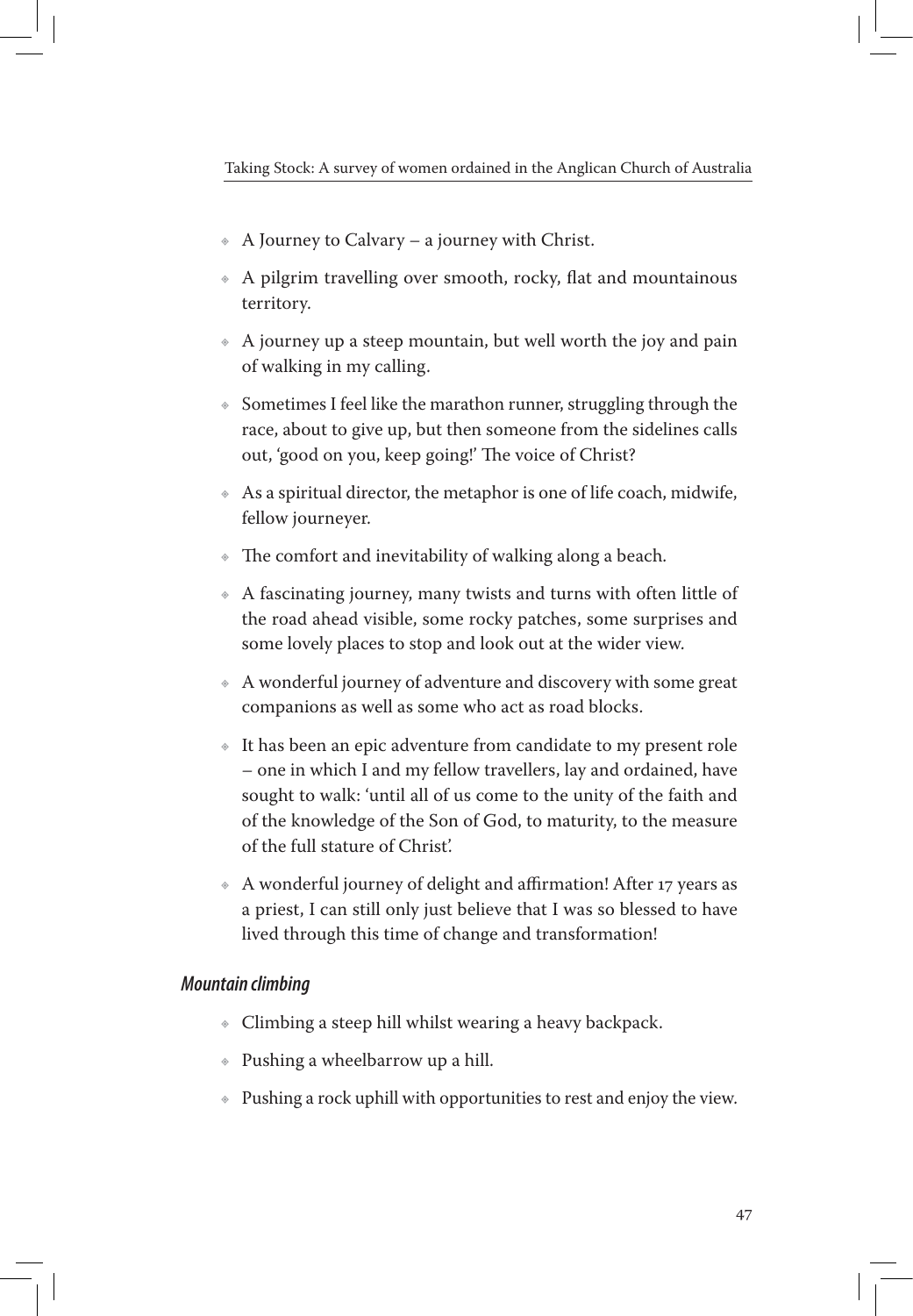- A Journey to Calvary – a journey with Christ.
- A pilgrim travelling over smooth, rocky, flat and mountainous territory.
- A journey up a steep mountain, but well worth the joy and pain of walking in my calling.
- Sometimes I feel like the marathon runner, struggling through the race, about to give up, but then someone from the sidelines calls out, 'good on you, keep going!' The voice of Christ?
- As a spiritual director, the metaphor is one of life coach, midwife, fellow journeyer.
- The comfort and inevitability of walking along a beach.
- A fascinating journey, many twists and turns with often little of the road ahead visible, some rocky patches, some surprises and some lovely places to stop and look out at the wider view.
- A wonderful journey of adventure and discovery with some great companions as well as some who act as road blocks.
- It has been an epic adventure from candidate to my present role – one in which I and my fellow travellers, lay and ordained, have sought to walk: 'until all of us come to the unity of the faith and of the knowledge of the Son of God, to maturity, to the measure of the full stature of Christ'.
- A wonderful journey of delight and affirmation! After 17 years as a priest, I can still only just believe that I was so blessed to have lived through this time of change and transformation!

### *Mountain climbing*

- Climbing a steep hill whilst wearing a heavy backpack.
- Pushing a wheelbarrow up a hill.
- Pushing a rock uphill with opportunities to rest and enjoy the view.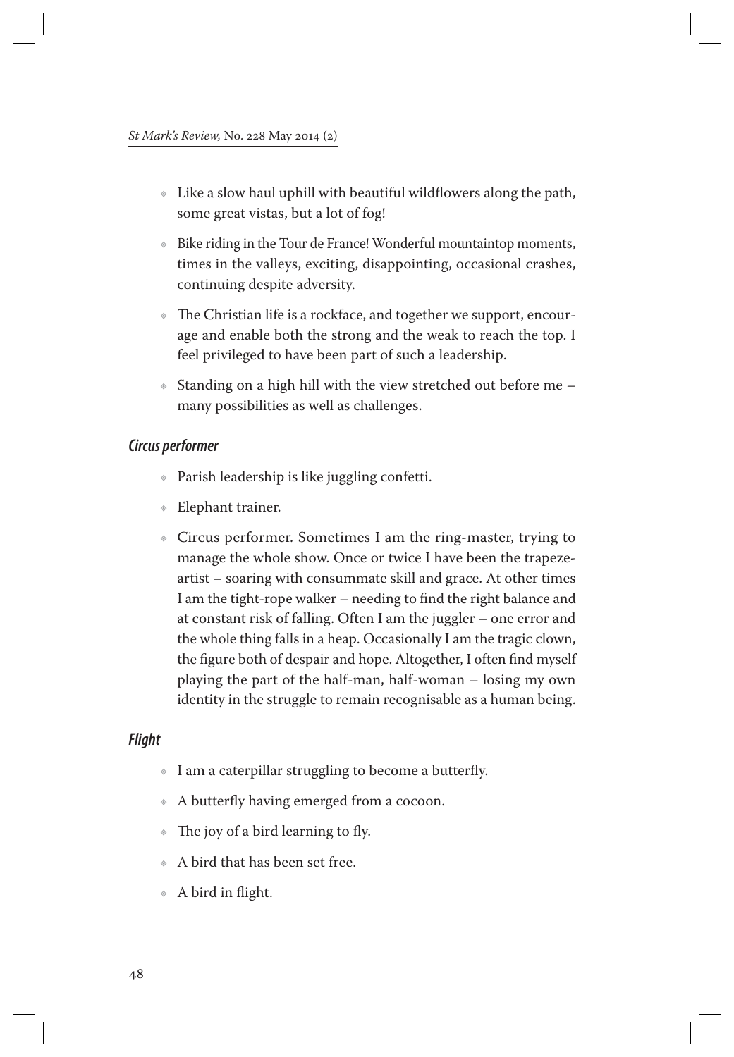- Like a slow haul uphill with beautiful wildflowers along the path, some great vistas, but a lot of fog!
- Bike riding in the Tour de France! Wonderful mountaintop moments, times in the valleys, exciting, disappointing, occasional crashes, continuing despite adversity.
- The Christian life is a rockface, and together we support, encourage and enable both the strong and the weak to reach the top. I feel privileged to have been part of such a leadership.
- Standing on a high hill with the view stretched out before me – many possibilities as well as challenges.

### *Circus performer*

- Parish leadership is like juggling confetti.
- Elephant trainer.
- Circus performer. Sometimes I am the ring-master, trying to manage the whole show. Once or twice I have been the trapeze-artist – soaring with consummate skill and grace. At other times I am the tight-rope walker – needing to find the right balance and at constant risk of falling. Often I am the juggler – one error and the whole thing falls in a heap. Occasionally I am the tragic clown, the figure both of despair and hope. Altogether, I often find myself playing the part of the half-man, half-woman – losing my own identity in the struggle to remain recognisable as a human being.

### *Flight*

- I am a caterpillar struggling to become a butterfly.
- A butterfly having emerged from a cocoon.
- The joy of a bird learning to fly.
- A bird that has been set free.
- A bird in flight.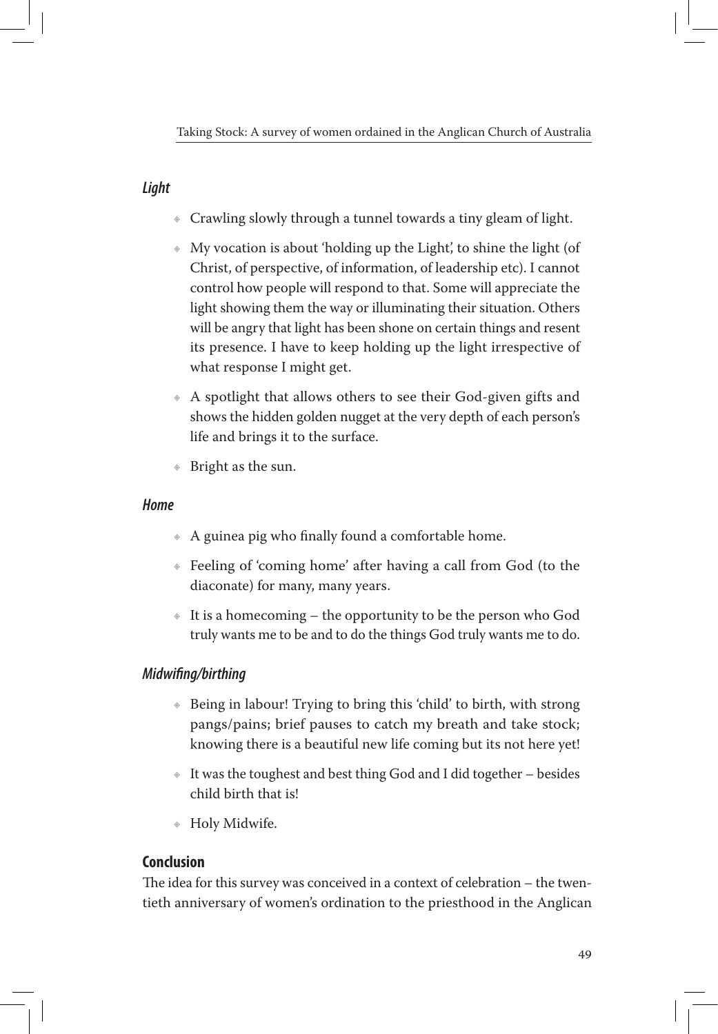### *Light*

- Crawling slowly through a tunnel towards a tiny gleam of light.
- My vocation is about 'holding up the Light', to shine the light (of Christ, of perspective, of information, of leadership etc). I cannot control how people will respond to that. Some will appreciate the light showing them the way or illuminating their situation. Others will be angry that light has been shone on certain things and resent its presence. I have to keep holding up the light irrespective of what response I might get.
- A spotlight that allows others to see their God-given gifts and shows the hidden golden nugget at the very depth of each person's life and brings it to the surface.
- Bright as the sun.

### *Home*

- A guinea pig who finally found a comfortable home.
- Feeling of 'coming home' after having a call from God (to the diaconate) for many, many years.
- It is a homecoming – the opportunity to be the person who God truly wants me to be and to do the things God truly wants me to do.

### *Midwifing/birthing*

- Being in labour! Trying to bring this 'child' to birth, with strong pangs/pains; brief pauses to catch my breath and take stock; knowing there is a beautiful new life coming but its not here yet!
- It was the toughest and best thing God and I did together – besides child birth that is!
- Holy Midwife.

## Conclusion

The idea for this survey was conceived in a context of celebration – the twentieth anniversary of women's ordination to the priesthood in the Anglican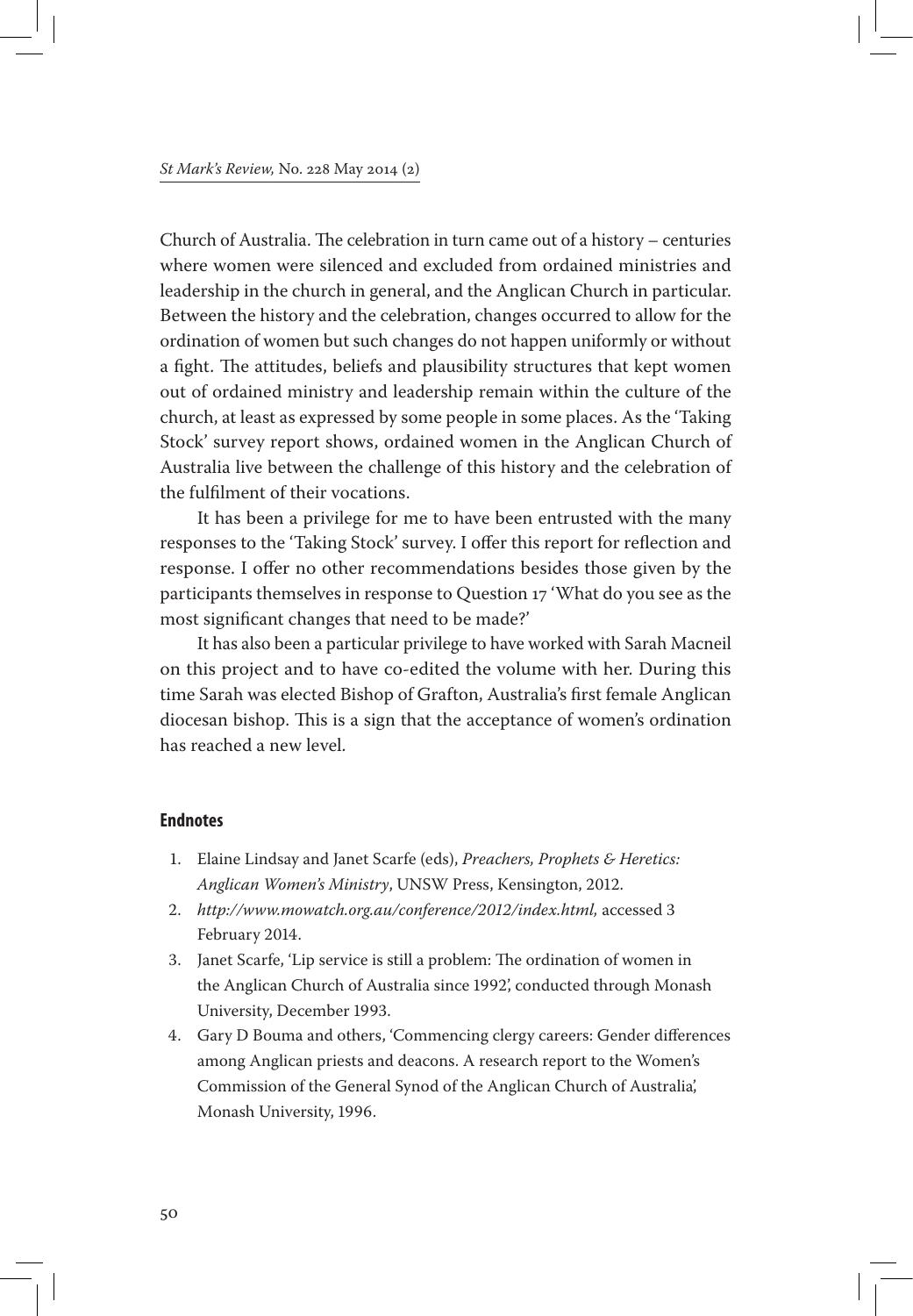Church of Australia. The celebration in turn came out of a history – centuries where women were silenced and excluded from ordained ministries and leadership in the church in general, and the Anglican Church in particular. Between the history and the celebration, changes occurred to allow for the ordination of women but such changes do not happen uniformly or without a fight. The attitudes, beliefs and plausibility structures that kept women out of ordained ministry and leadership remain within the culture of the church, at least as expressed by some people in some places. As the 'Taking Stock' survey report shows, ordained women in the Anglican Church of Australia live between the challenge of this history and the celebration of the fulfilment of their vocations.

It has been a privilege for me to have been entrusted with the many responses to the 'Taking Stock' survey. I offer this report for reflection and response. I offer no other recommendations besides those given by the participants themselves in response to Question 17 'What do you see as the most significant changes that need to be made?'

It has also been a particular privilege to have worked with Sarah Macneil on this project and to have co-edited the volume with her. During this time Sarah was elected Bishop of Grafton, Australia's first female Anglican diocesan bishop. This is a sign that the acceptance of women's ordination has reached a new level.

## Endnotes

1. Elaine Lindsay and Janet Scarfe (eds), *Preachers, Prophets & Heretics: Anglican Women's Ministry*, UNSW Press, Kensington, 2012.
2. *http://www.mowatch.org.au/conference/2012/index.html*, accessed 3 February 2014.
3. Janet Scarfe, 'Lip service is still a problem: The ordination of women in the Anglican Church of Australia since 1992', conducted through Monash University, December 1993.
4. Gary D Bouma and others, 'Commencing clergy careers: Gender differences among Anglican priests and deacons. A research report to the Women's Commission of the General Synod of the Anglican Church of Australia', Monash University, 1996.